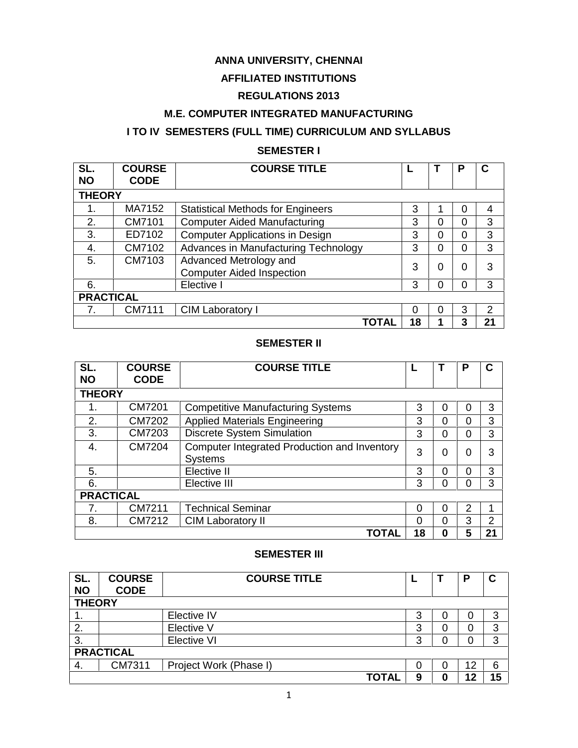# ANNA UNIVERSITY, CHENNAI

## AFFILIATED INSTITUTIONS

## REGULATIONS 2013

## M.E. COMPUTER INTEGRATED MANUFACTURING

## I TO IV SEMESTERS (FULL TIME) CURRICULUM AND SYLLABUS

### SEMESTER I

| SL. NO | COURSE CODE | COURSE TITLE | L | T | P | C |
|---|---|---|---|---|---|---|
| **THEORY** | | | | | | |
| 1. | MA7152 | Statistical Methods for Engineers | 3 | 1 | 0 | 4 |
| 2. | CM7101 | Computer Aided Manufacturing | 3 | 0 | 0 | 3 |
| 3. | ED7102 | Computer Applications in Design | 3 | 0 | 0 | 3 |
| 4. | CM7102 | Advances in Manufacturing Technology | 3 | 0 | 0 | 3 |
| 5. | CM7103 | Advanced Metrology and Computer Aided Inspection | 3 | 0 | 0 | 3 |
| 6. | | Elective I | 3 | 0 | 0 | 3 |
| **PRACTICAL** | | | | | | |
| 7. | CM7111 | CIM Laboratory I | 0 | 0 | 3 | 2 |
| | | **TOTAL** | **18** | **1** | **3** | **21** |

### SEMESTER II

| SL. NO | COURSE CODE | COURSE TITLE | L | T | P | C |
|---|---|---|---|---|---|---|
| **THEORY** | | | | | | |
| 1. | CM7201 | Competitive Manufacturing Systems | 3 | 0 | 0 | 3 |
| 2. | CM7202 | Applied Materials Engineering | 3 | 0 | 0 | 3 |
| 3. | CM7203 | Discrete System Simulation | 3 | 0 | 0 | 3 |
| 4. | CM7204 | Computer Integrated Production and Inventory Systems | 3 | 0 | 0 | 3 |
| 5. | | Elective II | 3 | 0 | 0 | 3 |
| 6. | | Elective III | 3 | 0 | 0 | 3 |
| **PRACTICAL** | | | | | | |
| 7. | CM7211 | Technical Seminar | 0 | 0 | 2 | 1 |
| 8. | CM7212 | CIM Laboratory II | 0 | 0 | 3 | 2 |
| | | **TOTAL** | **18** | **0** | **5** | **21** |

### SEMESTER III

| SL. NO | COURSE CODE | COURSE TITLE | L | T | P | C |
|---|---|---|---|---|---|---|
| **THEORY** | | | | | | |
| 1. | | Elective IV | 3 | 0 | 0 | 3 |
| 2. | | Elective V | 3 | 0 | 0 | 3 |
| 3. | | Elective VI | 3 | 0 | 0 | 3 |
| **PRACTICAL** | | | | | | |
| 4. | CM7311 | Project Work (Phase I) | 0 | 0 | 12 | 6 |
| | | **TOTAL** | **9** | **0** | **12** | **15** |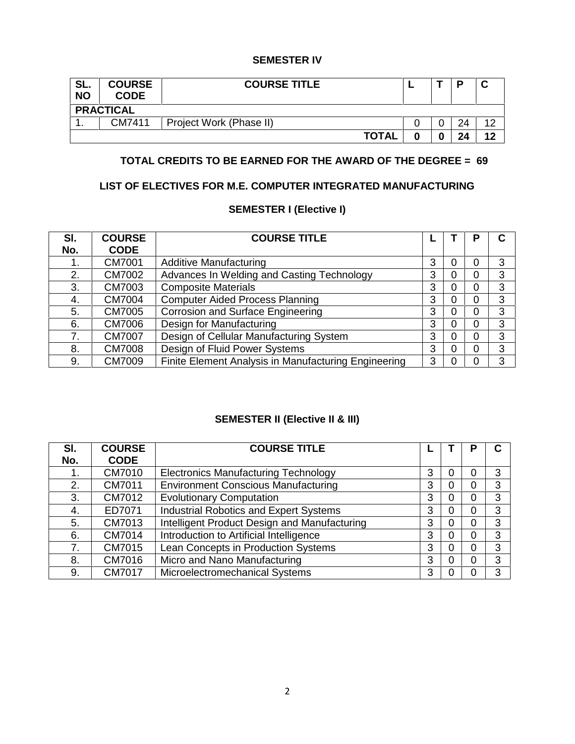## SEMESTER IV

| SL. NO | COURSE CODE | COURSE TITLE | L | T | P | C |
|---|---|---|---|---|---|---|
| **PRACTICAL** | | | | | | |
| 1. | CM7411 | Project Work (Phase II) | 0 | 0 | 24 | 12 |
| | | **TOTAL** | **0** | **0** | **24** | **12** |

**TOTAL CREDITS TO BE EARNED FOR THE AWARD OF THE DEGREE = 69**

## LIST OF ELECTIVES FOR M.E. COMPUTER INTEGRATED MANUFACTURING

### SEMESTER I (Elective I)

| Sl. No. | COURSE CODE | COURSE TITLE | L | T | P | C |
|---|---|---|---|---|---|---|
| 1. | CM7001 | Additive Manufacturing | 3 | 0 | 0 | 3 |
| 2. | CM7002 | Advances In Welding and Casting Technology | 3 | 0 | 0 | 3 |
| 3. | CM7003 | Composite Materials | 3 | 0 | 0 | 3 |
| 4. | CM7004 | Computer Aided Process Planning | 3 | 0 | 0 | 3 |
| 5. | CM7005 | Corrosion and Surface Engineering | 3 | 0 | 0 | 3 |
| 6. | CM7006 | Design for Manufacturing | 3 | 0 | 0 | 3 |
| 7. | CM7007 | Design of Cellular Manufacturing System | 3 | 0 | 0 | 3 |
| 8. | CM7008 | Design of Fluid Power Systems | 3 | 0 | 0 | 3 |
| 9. | CM7009 | Finite Element Analysis in Manufacturing Engineering | 3 | 0 | 0 | 3 |

### SEMESTER II (Elective II & III)

| Sl. No. | COURSE CODE | COURSE TITLE | L | T | P | C |
|---|---|---|---|---|---|---|
| 1. | CM7010 | Electronics Manufacturing Technology | 3 | 0 | 0 | 3 |
| 2. | CM7011 | Environment Conscious Manufacturing | 3 | 0 | 0 | 3 |
| 3. | CM7012 | Evolutionary Computation | 3 | 0 | 0 | 3 |
| 4. | ED7071 | Industrial Robotics and Expert Systems | 3 | 0 | 0 | 3 |
| 5. | CM7013 | Intelligent Product Design and Manufacturing | 3 | 0 | 0 | 3 |
| 6. | CM7014 | Introduction to Artificial Intelligence | 3 | 0 | 0 | 3 |
| 7. | CM7015 | Lean Concepts in Production Systems | 3 | 0 | 0 | 3 |
| 8. | CM7016 | Micro and Nano Manufacturing | 3 | 0 | 0 | 3 |
| 9. | CM7017 | Microelectromechanical Systems | 3 | 0 | 0 | 3 |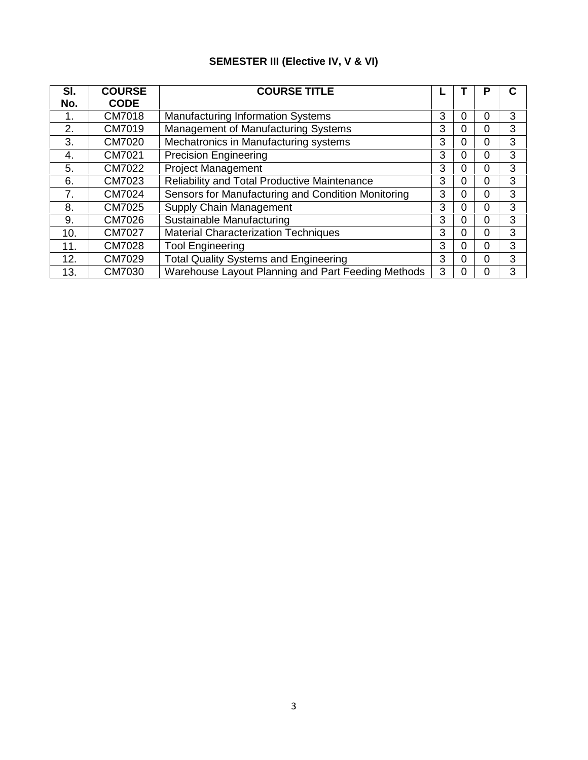## SEMESTER III (Elective IV, V & VI)

| Sl. No. | COURSE CODE | COURSE TITLE | L | T | P | C |
|---|---|---|---|---|---|---|
| 1. | CM7018 | Manufacturing Information Systems | 3 | 0 | 0 | 3 |
| 2. | CM7019 | Management of Manufacturing Systems | 3 | 0 | 0 | 3 |
| 3. | CM7020 | Mechatronics in Manufacturing systems | 3 | 0 | 0 | 3 |
| 4. | CM7021 | Precision Engineering | 3 | 0 | 0 | 3 |
| 5. | CM7022 | Project Management | 3 | 0 | 0 | 3 |
| 6. | CM7023 | Reliability and Total Productive Maintenance | 3 | 0 | 0 | 3 |
| 7. | CM7024 | Sensors for Manufacturing and Condition Monitoring | 3 | 0 | 0 | 3 |
| 8. | CM7025 | Supply Chain Management | 3 | 0 | 0 | 3 |
| 9. | CM7026 | Sustainable Manufacturing | 3 | 0 | 0 | 3 |
| 10. | CM7027 | Material Characterization Techniques | 3 | 0 | 0 | 3 |
| 11. | CM7028 | Tool Engineering | 3 | 0 | 0 | 3 |
| 12. | CM7029 | Total Quality Systems and Engineering | 3 | 0 | 0 | 3 |
| 13. | CM7030 | Warehouse Layout Planning and Part Feeding Methods | 3 | 0 | 0 | 3 |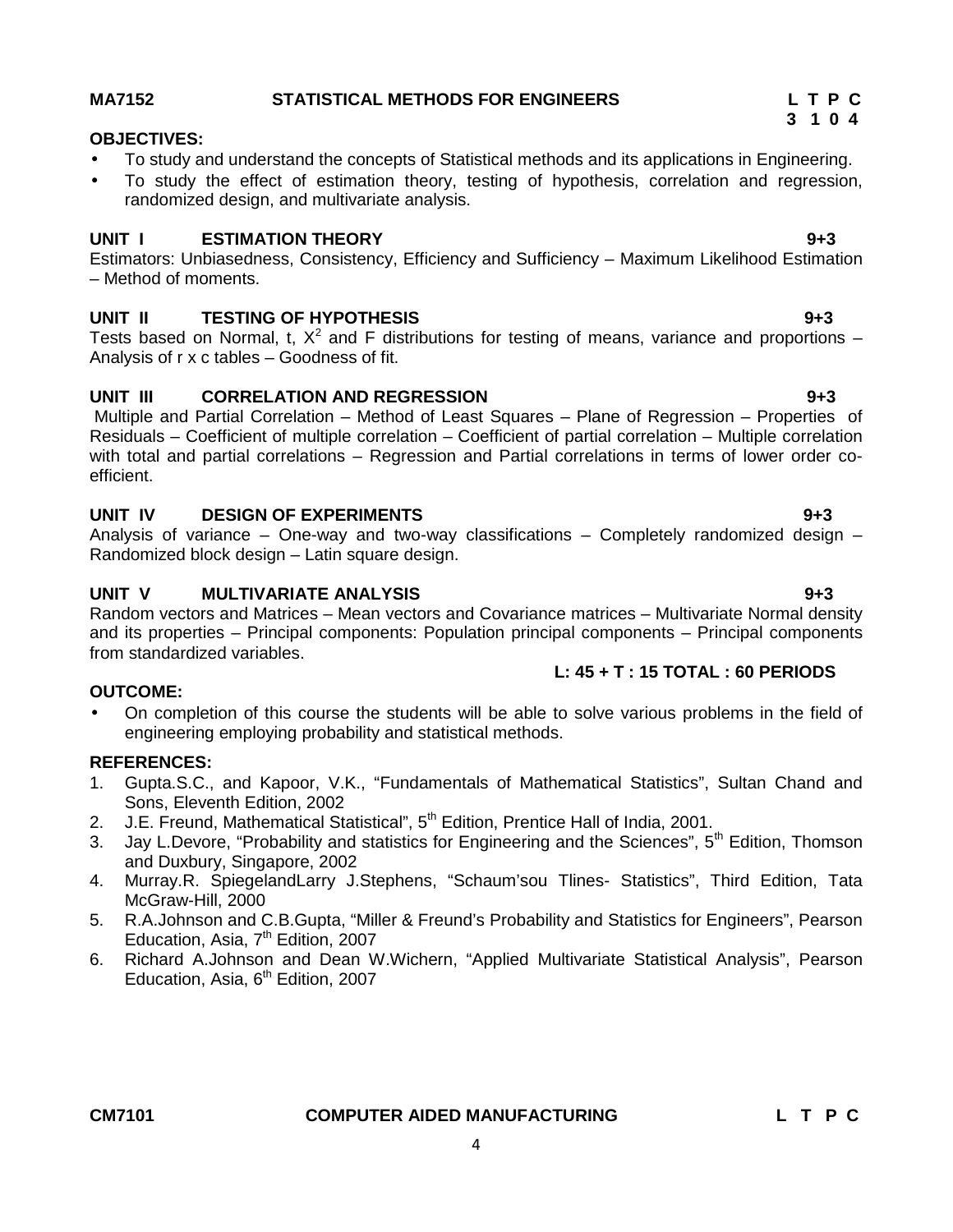## MA7152 STATISTICAL METHODS FOR ENGINEERS

**L T P C**
**3 1 0 4**

**OBJECTIVES:**

- To study and understand the concepts of Statistical methods and its applications in Engineering.
- To study the effect of estimation theory, testing of hypothesis, correlation and regression, randomized design, and multivariate analysis.

**UNIT I ESTIMATION THEORY 9+3**

Estimators: Unbiasedness, Consistency, Efficiency and Sufficiency – Maximum Likelihood Estimation – Method of moments.

**UNIT II TESTING OF HYPOTHESIS 9+3**

Tests based on Normal, t, $X^2$ and F distributions for testing of means, variance and proportions – Analysis of r x c tables – Goodness of fit.

**UNIT III CORRELATION AND REGRESSION 9+3**

Multiple and Partial Correlation – Method of Least Squares – Plane of Regression – Properties of Residuals – Coefficient of multiple correlation – Coefficient of partial correlation – Multiple correlation with total and partial correlations – Regression and Partial correlations in terms of lower order co-efficient.

**UNIT IV DESIGN OF EXPERIMENTS 9+3**

Analysis of variance – One-way and two-way classifications – Completely randomized design – Randomized block design – Latin square design.

**UNIT V MULTIVARIATE ANALYSIS 9+3**

Random vectors and Matrices – Mean vectors and Covariance matrices – Multivariate Normal density and its properties – Principal components: Population principal components – Principal components from standardized variables.

**L: 45 + T : 15 TOTAL : 60 PERIODS**

**OUTCOME:**

- On completion of this course the students will be able to solve various problems in the field of engineering employing probability and statistical methods.

**REFERENCES:**

1. Gupta.S.C., and Kapoor, V.K., "Fundamentals of Mathematical Statistics", Sultan Chand and Sons, Eleventh Edition, 2002
2. J.E. Freund, Mathematical Statistical", 5th Edition, Prentice Hall of India, 2001.
3. Jay L.Devore, "Probability and statistics for Engineering and the Sciences", 5th Edition, Thomson and Duxbury, Singapore, 2002
4. Murray.R. SpiegelandLarry J.Stephens, "Schaum'sou Tlines- Statistics", Third Edition, Tata McGraw-Hill, 2000
5. R.A.Johnson and C.B.Gupta, "Miller & Freund's Probability and Statistics for Engineers", Pearson Education, Asia, 7th Edition, 2007
6. Richard A.Johnson and Dean W.Wichern, "Applied Multivariate Statistical Analysis", Pearson Education, Asia, 6th Edition, 2007

## CM7101 COMPUTER AIDED MANUFACTURING

**L T P C**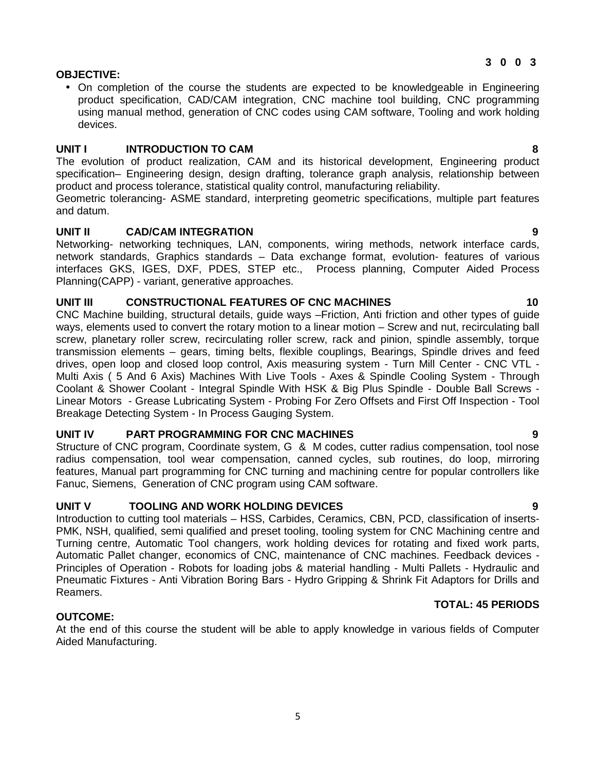**3 0 0 3**

**OBJECTIVE:**

- On completion of the course the students are expected to be knowledgeable in Engineering product specification, CAD/CAM integration, CNC machine tool building, CNC programming using manual method, generation of CNC codes using CAM software, Tooling and work holding devices.

**UNIT I INTRODUCTION TO CAM 8**

The evolution of product realization, CAM and its historical development, Engineering product specification– Engineering design, design drafting, tolerance graph analysis, relationship between product and process tolerance, statistical quality control, manufacturing reliability.

Geometric tolerancing- ASME standard, interpreting geometric specifications, multiple part features and datum.

**UNIT II CAD/CAM INTEGRATION 9**

Networking- networking techniques, LAN, components, wiring methods, network interface cards, network standards, Graphics standards – Data exchange format, evolution- features of various interfaces GKS, IGES, DXF, PDES, STEP etc., Process planning, Computer Aided Process Planning(CAPP) - variant, generative approaches.

**UNIT III CONSTRUCTIONAL FEATURES OF CNC MACHINES 10**

CNC Machine building, structural details, guide ways –Friction, Anti friction and other types of guide ways, elements used to convert the rotary motion to a linear motion – Screw and nut, recirculating ball screw, planetary roller screw, recirculating roller screw, rack and pinion, spindle assembly, torque transmission elements – gears, timing belts, flexible couplings, Bearings, Spindle drives and feed drives, open loop and closed loop control, Axis measuring system - Turn Mill Center - CNC VTL - Multi Axis ( 5 And 6 Axis) Machines With Live Tools - Axes & Spindle Cooling System - Through Coolant & Shower Coolant - Integral Spindle With HSK & Big Plus Spindle - Double Ball Screws - Linear Motors - Grease Lubricating System - Probing For Zero Offsets and First Off Inspection - Tool Breakage Detecting System - In Process Gauging System.

**UNIT IV PART PROGRAMMING FOR CNC MACHINES 9**

Structure of CNC program, Coordinate system, G & M codes, cutter radius compensation, tool nose radius compensation, tool wear compensation, canned cycles, sub routines, do loop, mirroring features, Manual part programming for CNC turning and machining centre for popular controllers like Fanuc, Siemens, Generation of CNC program using CAM software.

**UNIT V TOOLING AND WORK HOLDING DEVICES 9**

Introduction to cutting tool materials – HSS, Carbides, Ceramics, CBN, PCD, classification of inserts- PMK, NSH, qualified, semi qualified and preset tooling, tooling system for CNC Machining centre and Turning centre, Automatic Tool changers, work holding devices for rotating and fixed work parts, Automatic Pallet changer, economics of CNC, maintenance of CNC machines. Feedback devices - Principles of Operation - Robots for loading jobs & material handling - Multi Pallets - Hydraulic and Pneumatic Fixtures - Anti Vibration Boring Bars - Hydro Gripping & Shrink Fit Adaptors for Drills and Reamers.

**TOTAL: 45 PERIODS**

**OUTCOME:**

At the end of this course the student will be able to apply knowledge in various fields of Computer Aided Manufacturing.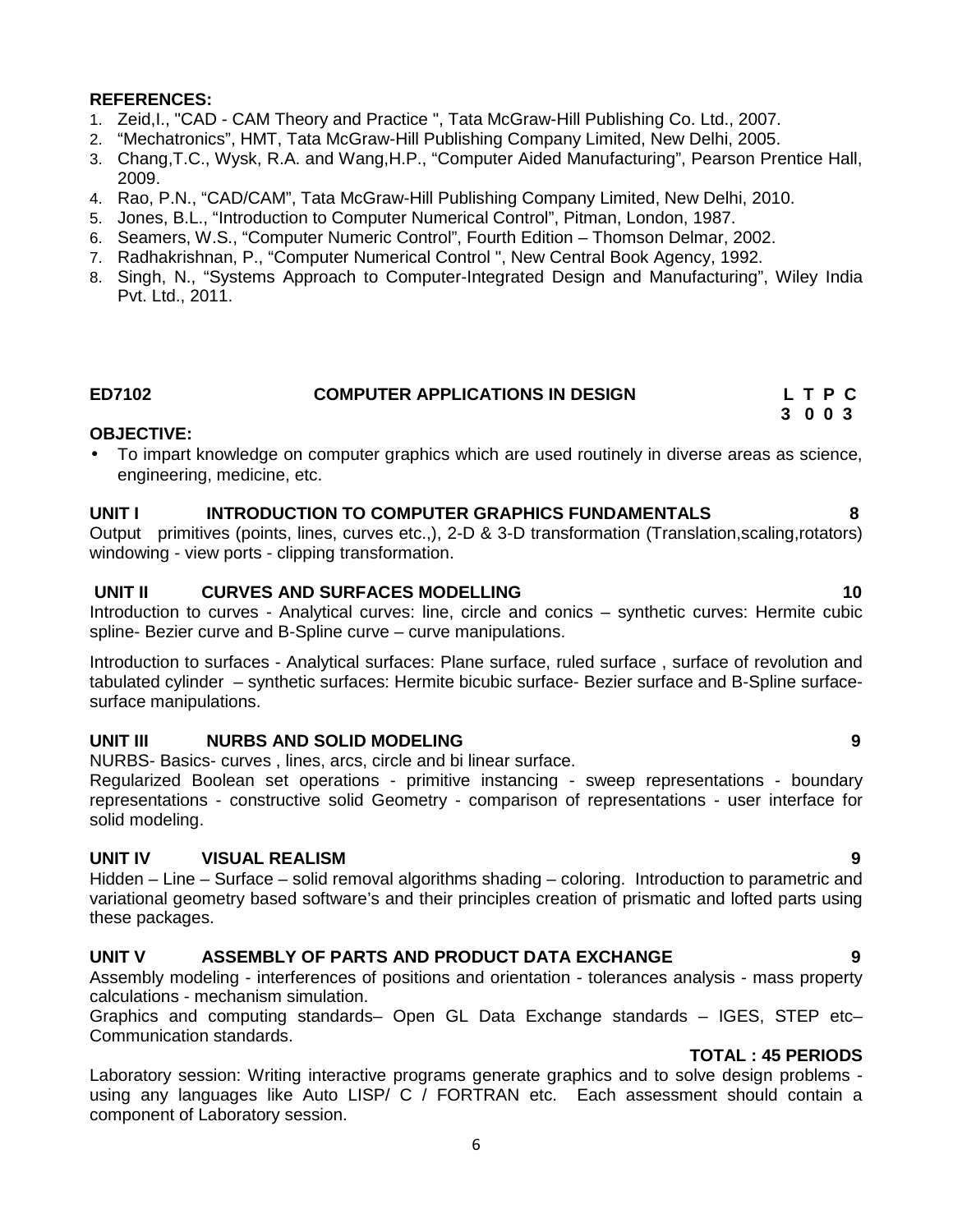**REFERENCES:**

1. Zeid,I., "CAD - CAM Theory and Practice ", Tata McGraw-Hill Publishing Co. Ltd., 2007.
2. "Mechatronics", HMT, Tata McGraw-Hill Publishing Company Limited, New Delhi, 2005.
3. Chang,T.C., Wysk, R.A. and Wang,H.P., "Computer Aided Manufacturing", Pearson Prentice Hall, 2009.
4. Rao, P.N., "CAD/CAM", Tata McGraw-Hill Publishing Company Limited, New Delhi, 2010.
5. Jones, B.L., "Introduction to Computer Numerical Control", Pitman, London, 1987.
6. Seamers, W.S., "Computer Numeric Control", Fourth Edition – Thomson Delmar, 2002.
7. Radhakrishnan, P., "Computer Numerical Control ", New Central Book Agency, 1992.
8. Singh, N., "Systems Approach to Computer-Integrated Design and Manufacturing", Wiley India Pvt. Ltd., 2011.

## ED7102 COMPUTER APPLICATIONS IN DESIGN

| L | T | P | C |
|---|---|---|---|
| 3 | 0 | 0 | 3 |

**OBJECTIVE:**

- To impart knowledge on computer graphics which are used routinely in diverse areas as science, engineering, medicine, etc.

### UNIT I INTRODUCTION TO COMPUTER GRAPHICS FUNDAMENTALS 8

Output primitives (points, lines, curves etc.,), 2-D & 3-D transformation (Translation,scaling,rotators) windowing - view ports - clipping transformation.

### UNIT II CURVES AND SURFACES MODELLING 10

Introduction to curves - Analytical curves: line, circle and conics – synthetic curves: Hermite cubic spline- Bezier curve and B-Spline curve – curve manipulations.

Introduction to surfaces - Analytical surfaces: Plane surface, ruled surface , surface of revolution and tabulated cylinder – synthetic surfaces: Hermite bicubic surface- Bezier surface and B-Spline surface-surface manipulations.

### UNIT III NURBS AND SOLID MODELING 9

NURBS- Basics- curves , lines, arcs, circle and bi linear surface.
Regularized Boolean set operations - primitive instancing - sweep representations - boundary representations - constructive solid Geometry - comparison of representations - user interface for solid modeling.

### UNIT IV VISUAL REALISM 9

Hidden – Line – Surface – solid removal algorithms shading – coloring. Introduction to parametric and variational geometry based software's and their principles creation of prismatic and lofted parts using these packages.

### UNIT V ASSEMBLY OF PARTS AND PRODUCT DATA EXCHANGE 9

Assembly modeling - interferences of positions and orientation - tolerances analysis - mass property calculations - mechanism simulation.
Graphics and computing standards– Open GL Data Exchange standards – IGES, STEP etc– Communication standards.

**TOTAL : 45 PERIODS**

Laboratory session: Writing interactive programs generate graphics and to solve design problems - using any languages like Auto LISP/ C / FORTRAN etc. Each assessment should contain a component of Laboratory session.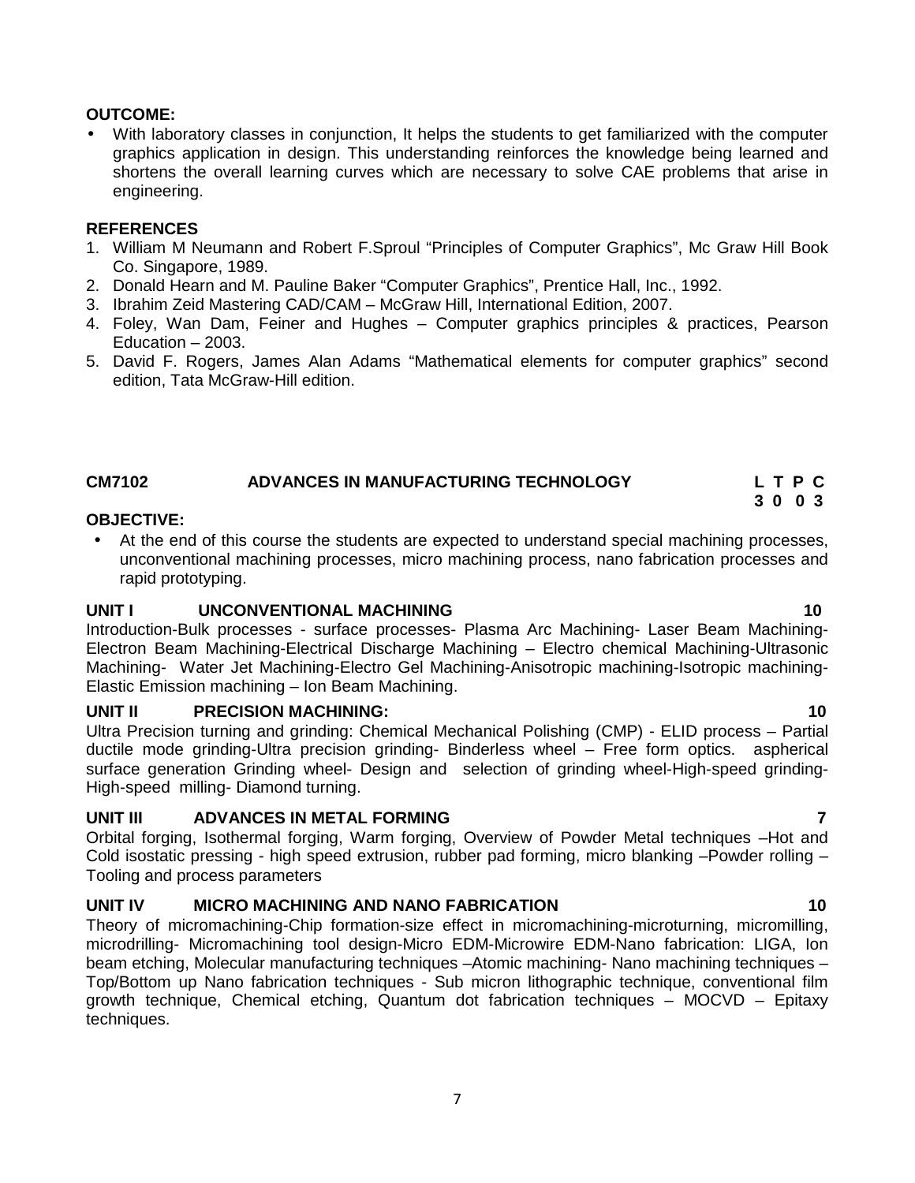**OUTCOME:**

- With laboratory classes in conjunction, It helps the students to get familiarized with the computer graphics application in design. This understanding reinforces the knowledge being learned and shortens the overall learning curves which are necessary to solve CAE problems that arise in engineering.

**REFERENCES**

1. William M Neumann and Robert F.Sproul "Principles of Computer Graphics", Mc Graw Hill Book Co. Singapore, 1989.
2. Donald Hearn and M. Pauline Baker "Computer Graphics", Prentice Hall, Inc., 1992.
3. Ibrahim Zeid Mastering CAD/CAM – McGraw Hill, International Edition, 2007.
4. Foley, Wan Dam, Feiner and Hughes – Computer graphics principles & practices, Pearson Education – 2003.
5. David F. Rogers, James Alan Adams "Mathematical elements for computer graphics" second edition, Tata McGraw-Hill edition.

## CM7102 ADVANCES IN MANUFACTURING TECHNOLOGY

| L | T | P | C |
|---|---|---|---|
| 3 | 0 | 0 | 3 |

**OBJECTIVE:**

- At the end of this course the students are expected to understand special machining processes, unconventional machining processes, micro machining process, nano fabrication processes and rapid prototyping.

**UNIT I UNCONVENTIONAL MACHINING 10**

Introduction-Bulk processes - surface processes- Plasma Arc Machining- Laser Beam Machining-Electron Beam Machining-Electrical Discharge Machining – Electro chemical Machining-Ultrasonic Machining- Water Jet Machining-Electro Gel Machining-Anisotropic machining-Isotropic machining-Elastic Emission machining – Ion Beam Machining.

**UNIT II PRECISION MACHINING: 10**

Ultra Precision turning and grinding: Chemical Mechanical Polishing (CMP) - ELID process – Partial ductile mode grinding-Ultra precision grinding- Binderless wheel – Free form optics. aspherical surface generation Grinding wheel- Design and selection of grinding wheel-High-speed grinding-High-speed milling- Diamond turning.

**UNIT III ADVANCES IN METAL FORMING 7**

Orbital forging, Isothermal forging, Warm forging, Overview of Powder Metal techniques –Hot and Cold isostatic pressing - high speed extrusion, rubber pad forming, micro blanking –Powder rolling – Tooling and process parameters

**UNIT IV MICRO MACHINING AND NANO FABRICATION 10**

Theory of micromachining-Chip formation-size effect in micromachining-microturning, micromilling, microdrilling- Micromachining tool design-Micro EDM-Microwire EDM-Nano fabrication: LIGA, Ion beam etching, Molecular manufacturing techniques –Atomic machining- Nano machining techniques – Top/Bottom up Nano fabrication techniques - Sub micron lithographic technique, conventional film growth technique, Chemical etching, Quantum dot fabrication techniques – MOCVD – Epitaxy techniques.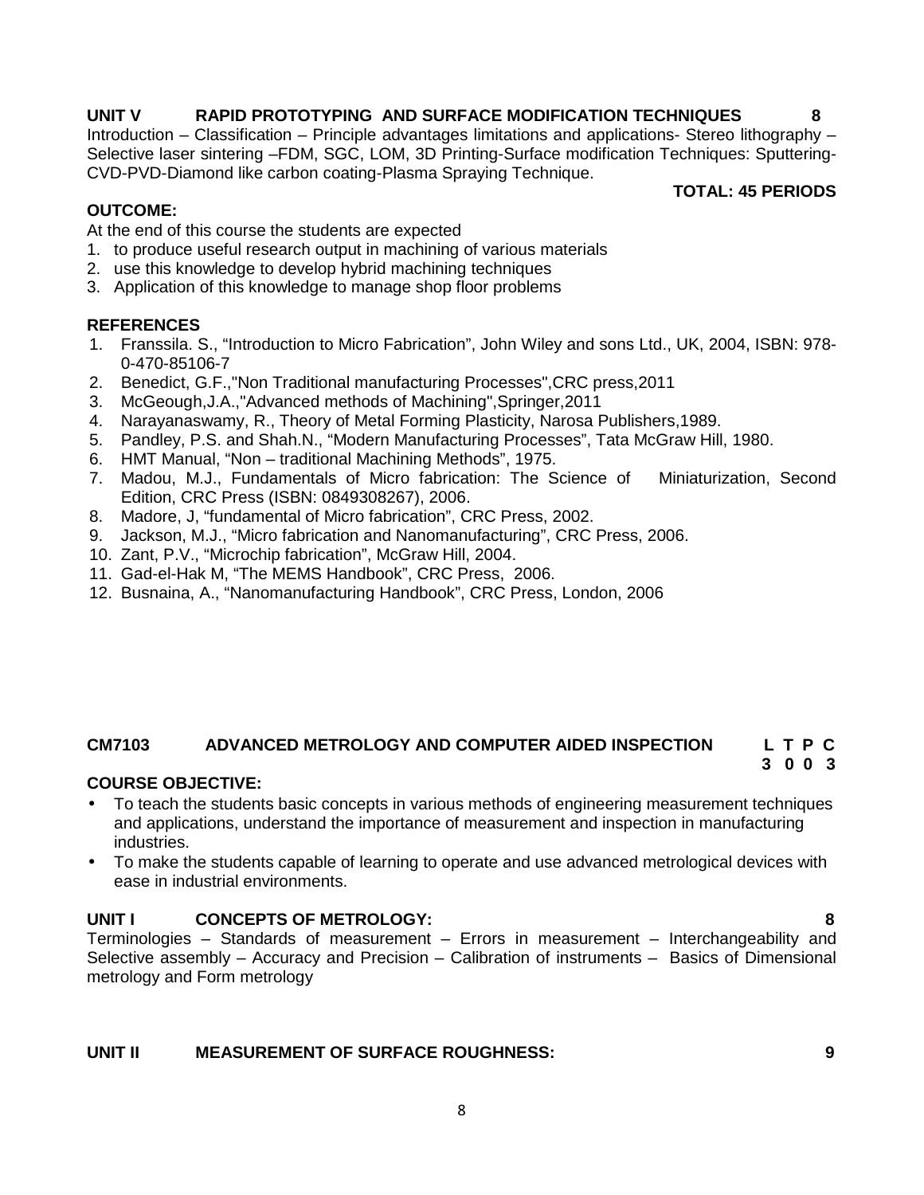**UNIT V RAPID PROTOTYPING AND SURFACE MODIFICATION TECHNIQUES 8**

Introduction – Classification – Principle advantages limitations and applications- Stereo lithography – Selective laser sintering –FDM, SGC, LOM, 3D Printing-Surface modification Techniques: Sputtering-CVD-PVD-Diamond like carbon coating-Plasma Spraying Technique.

**TOTAL: 45 PERIODS**

**OUTCOME:**

At the end of this course the students are expected

1. to produce useful research output in machining of various materials
2. use this knowledge to develop hybrid machining techniques
3. Application of this knowledge to manage shop floor problems

**REFERENCES**

1. Franssila. S., "Introduction to Micro Fabrication", John Wiley and sons Ltd., UK, 2004, ISBN: 978-0-470-85106-7
2. Benedict, G.F.,"Non Traditional manufacturing Processes",CRC press,2011
3. McGeough,J.A.,"Advanced methods of Machining",Springer,2011
4. Narayanaswamy, R., Theory of Metal Forming Plasticity, Narosa Publishers,1989.
5. Pandley, P.S. and Shah.N., "Modern Manufacturing Processes", Tata McGraw Hill, 1980.
6. HMT Manual, "Non – traditional Machining Methods", 1975.
7. Madou, M.J., Fundamentals of Micro fabrication: The Science of Miniaturization, Second Edition, CRC Press (ISBN: 0849308267), 2006.
8. Madore, J, "fundamental of Micro fabrication", CRC Press, 2002.
9. Jackson, M.J., "Micro fabrication and Nanomanufacturing", CRC Press, 2006.
10. Zant, P.V., "Microchip fabrication", McGraw Hill, 2004.
11. Gad-el-Hak M, "The MEMS Handbook", CRC Press, 2006.
12. Busnaina, A., "Nanomanufacturing Handbook", CRC Press, London, 2006

## CM7103 ADVANCED METROLOGY AND COMPUTER AIDED INSPECTION

| L | T | P | C |
|---|---|---|---|
| 3 | 0 | 0 | 3 |

**COURSE OBJECTIVE:**

- To teach the students basic concepts in various methods of engineering measurement techniques and applications, understand the importance of measurement and inspection in manufacturing industries.
- To make the students capable of learning to operate and use advanced metrological devices with ease in industrial environments.

**UNIT I CONCEPTS OF METROLOGY: 8**

Terminologies – Standards of measurement – Errors in measurement – Interchangeability and Selective assembly – Accuracy and Precision – Calibration of instruments – Basics of Dimensional metrology and Form metrology

**UNIT II MEASUREMENT OF SURFACE ROUGHNESS: 9**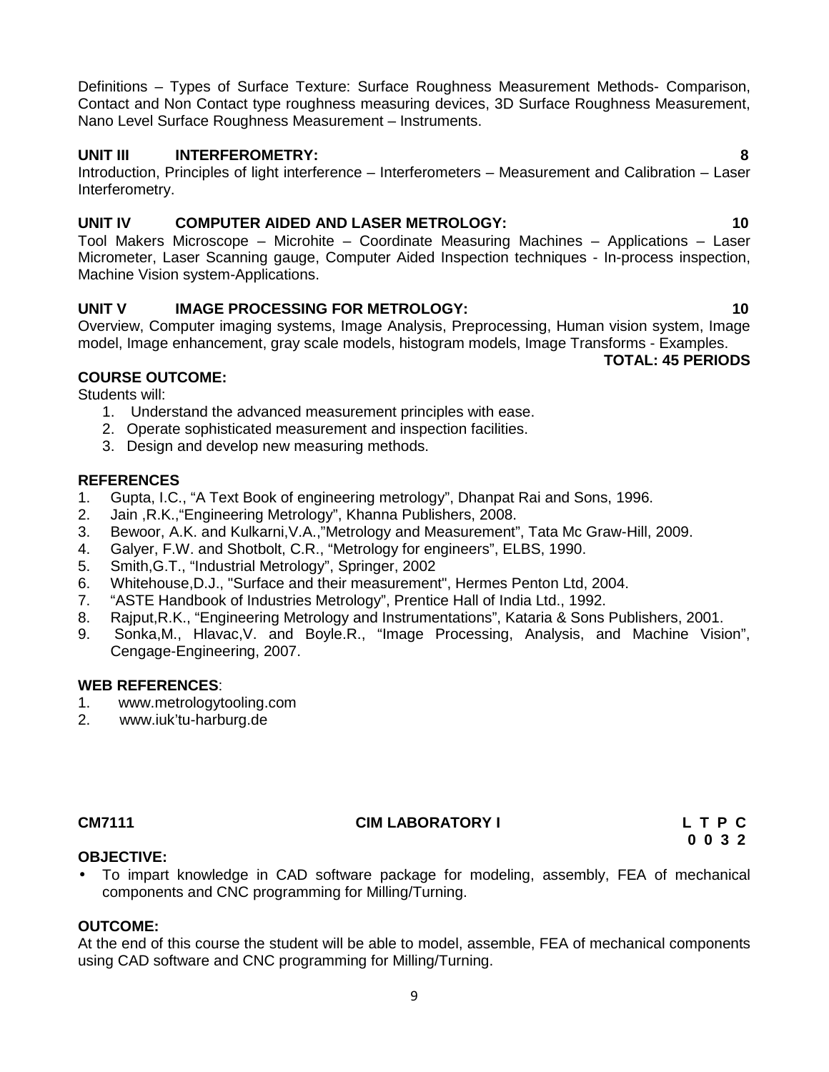Definitions – Types of Surface Texture: Surface Roughness Measurement Methods- Comparison, Contact and Non Contact type roughness measuring devices, 3D Surface Roughness Measurement, Nano Level Surface Roughness Measurement – Instruments.

**UNIT III INTERFEROMETRY: 8**

Introduction, Principles of light interference – Interferometers – Measurement and Calibration – Laser Interferometry.

**UNIT IV COMPUTER AIDED AND LASER METROLOGY: 10**

Tool Makers Microscope – Microhite – Coordinate Measuring Machines – Applications – Laser Micrometer, Laser Scanning gauge, Computer Aided Inspection techniques - In-process inspection, Machine Vision system-Applications.

**UNIT V IMAGE PROCESSING FOR METROLOGY: 10**

Overview, Computer imaging systems, Image Analysis, Preprocessing, Human vision system, Image model, Image enhancement, gray scale models, histogram models, Image Transforms - Examples.

**TOTAL: 45 PERIODS**

**COURSE OUTCOME:**

Students will:

1. Understand the advanced measurement principles with ease.
2. Operate sophisticated measurement and inspection facilities.
3. Design and develop new measuring methods.

**REFERENCES**

1. Gupta, I.C., "A Text Book of engineering metrology", Dhanpat Rai and Sons, 1996.
2. Jain ,R.K.,"Engineering Metrology", Khanna Publishers, 2008.
3. Bewoor, A.K. and Kulkarni,V.A.,"Metrology and Measurement", Tata Mc Graw-Hill, 2009.
4. Galyer, F.W. and Shotbolt, C.R., "Metrology for engineers", ELBS, 1990.
5. Smith,G.T., "Industrial Metrology", Springer, 2002
6. Whitehouse,D.J., "Surface and their measurement", Hermes Penton Ltd, 2004.
7. "ASTE Handbook of Industries Metrology", Prentice Hall of India Ltd., 1992.
8. Rajput,R.K., "Engineering Metrology and Instrumentations", Kataria & Sons Publishers, 2001.
9. Sonka,M., Hlavac,V. and Boyle.R., "Image Processing, Analysis, and Machine Vision", Cengage-Engineering, 2007.

**WEB REFERENCES**:

1. www.metrologytooling.com
2. www.iuk'tu-harburg.de

**CM7111 CIM LABORATORY I**

| L | T | P | C |
|---|---|---|---|
| 0 | 0 | 3 | 2 |

**OBJECTIVE:**

- To impart knowledge in CAD software package for modeling, assembly, FEA of mechanical components and CNC programming for Milling/Turning.

**OUTCOME:**

At the end of this course the student will be able to model, assemble, FEA of mechanical components using CAD software and CNC programming for Milling/Turning.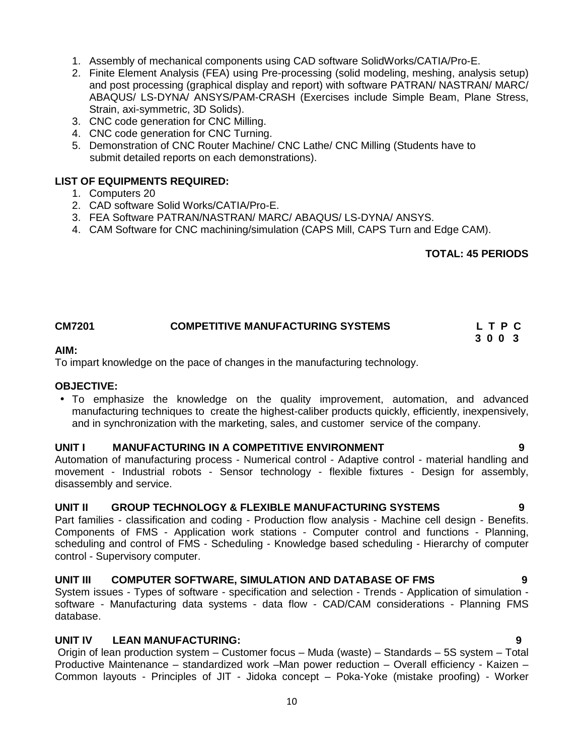1. Assembly of mechanical components using CAD software SolidWorks/CATIA/Pro-E.
2. Finite Element Analysis (FEA) using Pre-processing (solid modeling, meshing, analysis setup) and post processing (graphical display and report) with software PATRAN/ NASTRAN/ MARC/ ABAQUS/ LS-DYNA/ ANSYS/PAM-CRASH (Exercises include Simple Beam, Plane Stress, Strain, axi-symmetric, 3D Solids).
3. CNC code generation for CNC Milling.
4. CNC code generation for CNC Turning.
5. Demonstration of CNC Router Machine/ CNC Lathe/ CNC Milling (Students have to submit detailed reports on each demonstrations).

**LIST OF EQUIPMENTS REQUIRED:**

1. Computers 20
2. CAD software Solid Works/CATIA/Pro-E.
3. FEA Software PATRAN/NASTRAN/ MARC/ ABAQUS/ LS-DYNA/ ANSYS.
4. CAM Software for CNC machining/simulation (CAPS Mill, CAPS Turn and Edge CAM).

**TOTAL: 45 PERIODS**

**CM7201 COMPETITIVE MANUFACTURING SYSTEMS**

| L | T | P | C |
|---|---|---|---|
| 3 | 0 | 0 | 3 |

**AIM:**

To impart knowledge on the pace of changes in the manufacturing technology.

**OBJECTIVE:**

- To emphasize the knowledge on the quality improvement, automation, and advanced manufacturing techniques to create the highest-caliber products quickly, efficiently, inexpensively, and in synchronization with the marketing, sales, and customer service of the company.

**UNIT I MANUFACTURING IN A COMPETITIVE ENVIRONMENT 9**

Automation of manufacturing process - Numerical control - Adaptive control - material handling and movement - Industrial robots - Sensor technology - flexible fixtures - Design for assembly, disassembly and service.

**UNIT II GROUP TECHNOLOGY & FLEXIBLE MANUFACTURING SYSTEMS 9**

Part families - classification and coding - Production flow analysis - Machine cell design - Benefits. Components of FMS - Application work stations - Computer control and functions - Planning, scheduling and control of FMS - Scheduling - Knowledge based scheduling - Hierarchy of computer control - Supervisory computer.

**UNIT III COMPUTER SOFTWARE, SIMULATION AND DATABASE OF FMS 9**

System issues - Types of software - specification and selection - Trends - Application of simulation - software - Manufacturing data systems - data flow - CAD/CAM considerations - Planning FMS database.

**UNIT IV LEAN MANUFACTURING: 9**

Origin of lean production system – Customer focus – Muda (waste) – Standards – 5S system – Total Productive Maintenance – standardized work –Man power reduction – Overall efficiency - Kaizen – Common layouts - Principles of JIT - Jidoka concept – Poka-Yoke (mistake proofing) - Worker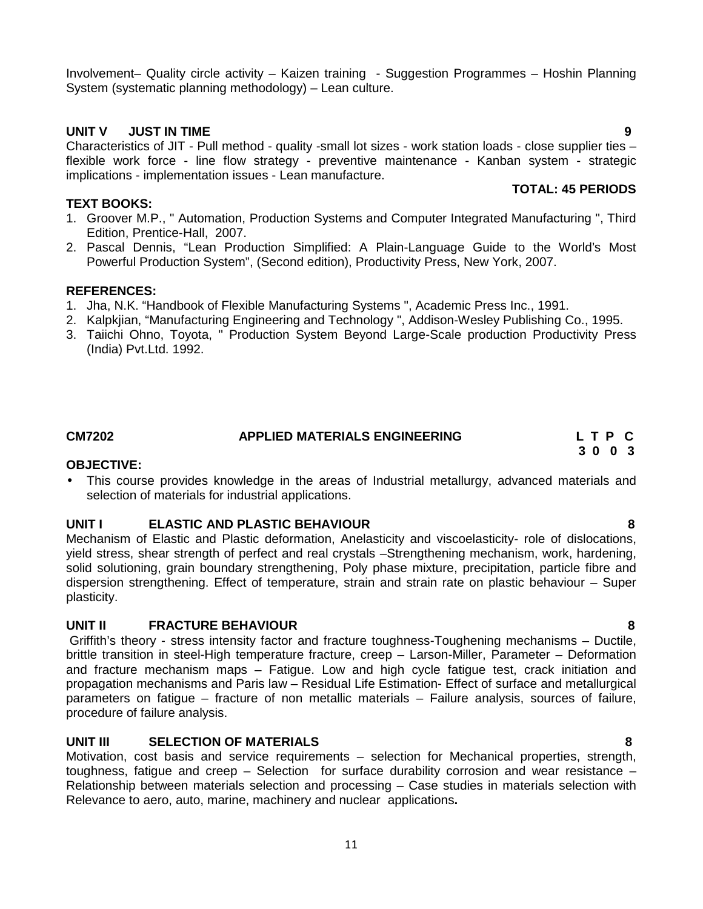Involvement– Quality circle activity – Kaizen training - Suggestion Programmes – Hoshin Planning System (systematic planning methodology) – Lean culture.

**UNIT V JUST IN TIME 9**

Characteristics of JIT - Pull method - quality -small lot sizes - work station loads - close supplier ties – flexible work force - line flow strategy - preventive maintenance - Kanban system - strategic implications - implementation issues - Lean manufacture.

**TOTAL: 45 PERIODS**

**TEXT BOOKS:**

1. Groover M.P., " Automation, Production Systems and Computer Integrated Manufacturing ", Third Edition, Prentice-Hall, 2007.
2. Pascal Dennis, "Lean Production Simplified: A Plain-Language Guide to the World's Most Powerful Production System", (Second edition), Productivity Press, New York, 2007.

**REFERENCES:**

1. Jha, N.K. "Handbook of Flexible Manufacturing Systems ", Academic Press Inc., 1991.
2. Kalpkjian, "Manufacturing Engineering and Technology ", Addison-Wesley Publishing Co., 1995.
3. Taiichi Ohno, Toyota, " Production System Beyond Large-Scale production Productivity Press (India) Pvt.Ltd. 1992.

## CM7202 APPLIED MATERIALS ENGINEERING

| L | T | P | C |
|---|---|---|---|
| 3 | 0 | 0 | 3 |

**OBJECTIVE:**

- This course provides knowledge in the areas of Industrial metallurgy, advanced materials and selection of materials for industrial applications.

**UNIT I ELASTIC AND PLASTIC BEHAVIOUR 8**

Mechanism of Elastic and Plastic deformation, Anelasticity and viscoelasticity- role of dislocations, yield stress, shear strength of perfect and real crystals –Strengthening mechanism, work, hardening, solid solutioning, grain boundary strengthening, Poly phase mixture, precipitation, particle fibre and dispersion strengthening. Effect of temperature, strain and strain rate on plastic behaviour – Super plasticity.

**UNIT II FRACTURE BEHAVIOUR 8**

Griffith's theory - stress intensity factor and fracture toughness-Toughening mechanisms – Ductile, brittle transition in steel-High temperature fracture, creep – Larson-Miller, Parameter – Deformation and fracture mechanism maps – Fatigue. Low and high cycle fatigue test, crack initiation and propagation mechanisms and Paris law – Residual Life Estimation- Effect of surface and metallurgical parameters on fatigue – fracture of non metallic materials – Failure analysis, sources of failure, procedure of failure analysis.

**UNIT III SELECTION OF MATERIALS 8**

Motivation, cost basis and service requirements – selection for Mechanical properties, strength, toughness, fatigue and creep – Selection for surface durability corrosion and wear resistance – Relationship between materials selection and processing – Case studies in materials selection with Relevance to aero, auto, marine, machinery and nuclear applications**.**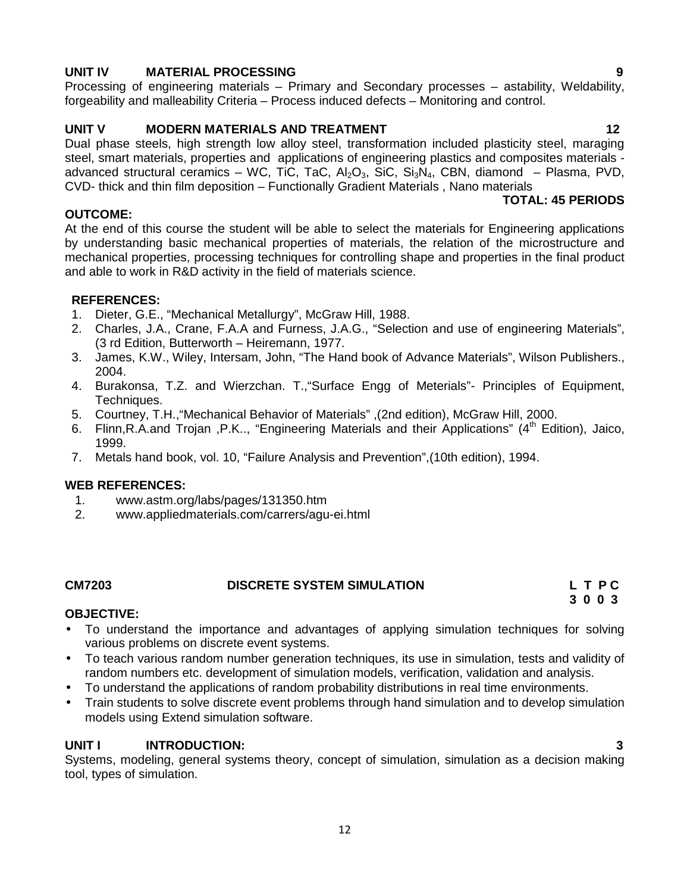**UNIT IV MATERIAL PROCESSING 9**

Processing of engineering materials – Primary and Secondary processes – astability, Weldability, forgeability and malleability Criteria – Process induced defects – Monitoring and control.

**UNIT V MODERN MATERIALS AND TREATMENT 12**

Dual phase steels, high strength low alloy steel, transformation included plasticity steel, maraging steel, smart materials, properties and applications of engineering plastics and composites materials - advanced structural ceramics – WC, TiC, TaC, $Al_2O_3$, SiC, $Si_3N_4$, CBN, diamond – Plasma, PVD, CVD- thick and thin film deposition – Functionally Gradient Materials , Nano materials

**TOTAL: 45 PERIODS**

**OUTCOME:**

At the end of this course the student will be able to select the materials for Engineering applications by understanding basic mechanical properties of materials, the relation of the microstructure and mechanical properties, processing techniques for controlling shape and properties in the final product and able to work in R&D activity in the field of materials science.

**REFERENCES:**

1. Dieter, G.E., "Mechanical Metallurgy", McGraw Hill, 1988.
2. Charles, J.A., Crane, F.A.A and Furness, J.A.G., "Selection and use of engineering Materials", (3 rd Edition, Butterworth – Heiremann, 1977.
3. James, K.W., Wiley, Intersam, John, "The Hand book of Advance Materials", Wilson Publishers., 2004.
4. Burakonsa, T.Z. and Wierzchan. T.,"Surface Engg of Meterials"- Principles of Equipment, Techniques.
5. Courtney, T.H.,"Mechanical Behavior of Materials" ,(2nd edition), McGraw Hill, 2000.
6. Flinn,R.A.and Trojan ,P.K.., "Engineering Materials and their Applications" (4th Edition), Jaico, 1999.
7. Metals hand book, vol. 10, "Failure Analysis and Prevention",(10th edition), 1994.

**WEB REFERENCES:**

1. www.astm.org/labs/pages/131350.htm
2. www.appliedmaterials.com/carrers/agu-ei.html

**CM7203 DISCRETE SYSTEM SIMULATION**

| L | T | P | C |
|---|---|---|---|
| 3 | 0 | 0 | 3 |

**OBJECTIVE:**

- To understand the importance and advantages of applying simulation techniques for solving various problems on discrete event systems.
- To teach various random number generation techniques, its use in simulation, tests and validity of random numbers etc. development of simulation models, verification, validation and analysis.
- To understand the applications of random probability distributions in real time environments.
- Train students to solve discrete event problems through hand simulation and to develop simulation models using Extend simulation software.

**UNIT I INTRODUCTION: 3**

Systems, modeling, general systems theory, concept of simulation, simulation as a decision making tool, types of simulation.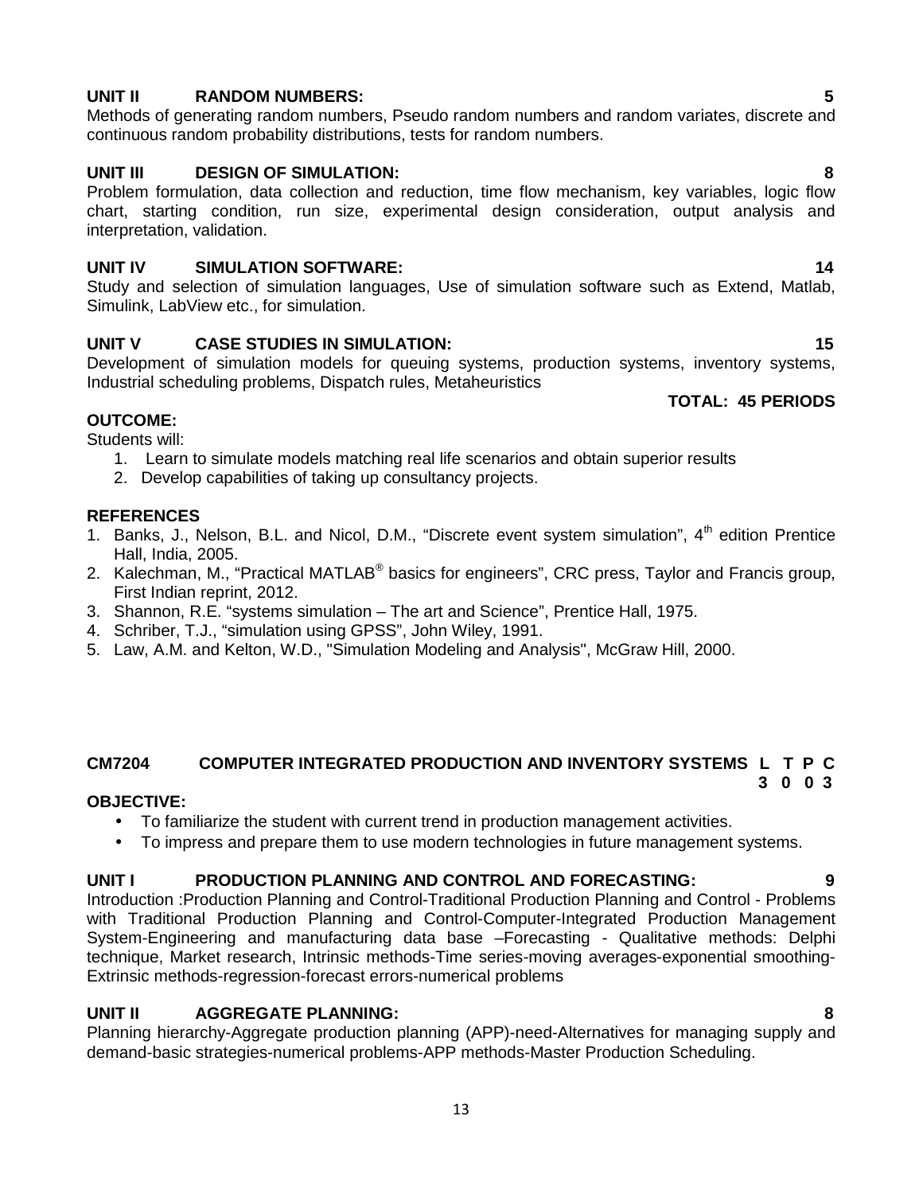**UNIT II RANDOM NUMBERS: 5**

Methods of generating random numbers, Pseudo random numbers and random variates, discrete and continuous random probability distributions, tests for random numbers.

**UNIT III DESIGN OF SIMULATION: 8**

Problem formulation, data collection and reduction, time flow mechanism, key variables, logic flow chart, starting condition, run size, experimental design consideration, output analysis and interpretation, validation.

**UNIT IV SIMULATION SOFTWARE: 14**

Study and selection of simulation languages, Use of simulation software such as Extend, Matlab, Simulink, LabView etc., for simulation.

**UNIT V CASE STUDIES IN SIMULATION: 15**

Development of simulation models for queuing systems, production systems, inventory systems, Industrial scheduling problems, Dispatch rules, Metaheuristics

**TOTAL: 45 PERIODS**

**OUTCOME:**

Students will:

1. Learn to simulate models matching real life scenarios and obtain superior results
2. Develop capabilities of taking up consultancy projects.

**REFERENCES**

1. Banks, J., Nelson, B.L. and Nicol, D.M., "Discrete event system simulation", 4th edition Prentice Hall, India, 2005.
2. Kalechman, M., "Practical MATLAB® basics for engineers", CRC press, Taylor and Francis group, First Indian reprint, 2012.
3. Shannon, R.E. "systems simulation – The art and Science", Prentice Hall, 1975.
4. Schriber, T.J., "simulation using GPSS", John Wiley, 1991.
5. Law, A.M. and Kelton, W.D., "Simulation Modeling and Analysis", McGraw Hill, 2000.

## CM7204 COMPUTER INTEGRATED PRODUCTION AND INVENTORY SYSTEMS

| L | T | P | C |
|---|---|---|---|
| 3 | 0 | 0 | 3 |

**OBJECTIVE:**

- To familiarize the student with current trend in production management activities.
- To impress and prepare them to use modern technologies in future management systems.

**UNIT I PRODUCTION PLANNING AND CONTROL AND FORECASTING: 9**

Introduction :Production Planning and Control-Traditional Production Planning and Control - Problems with Traditional Production Planning and Control-Computer-Integrated Production Management System-Engineering and manufacturing data base –Forecasting - Qualitative methods: Delphi technique, Market research, Intrinsic methods-Time series-moving averages-exponential smoothing-Extrinsic methods-regression-forecast errors-numerical problems

**UNIT II AGGREGATE PLANNING: 8**

Planning hierarchy-Aggregate production planning (APP)-need-Alternatives for managing supply and demand-basic strategies-numerical problems-APP methods-Master Production Scheduling.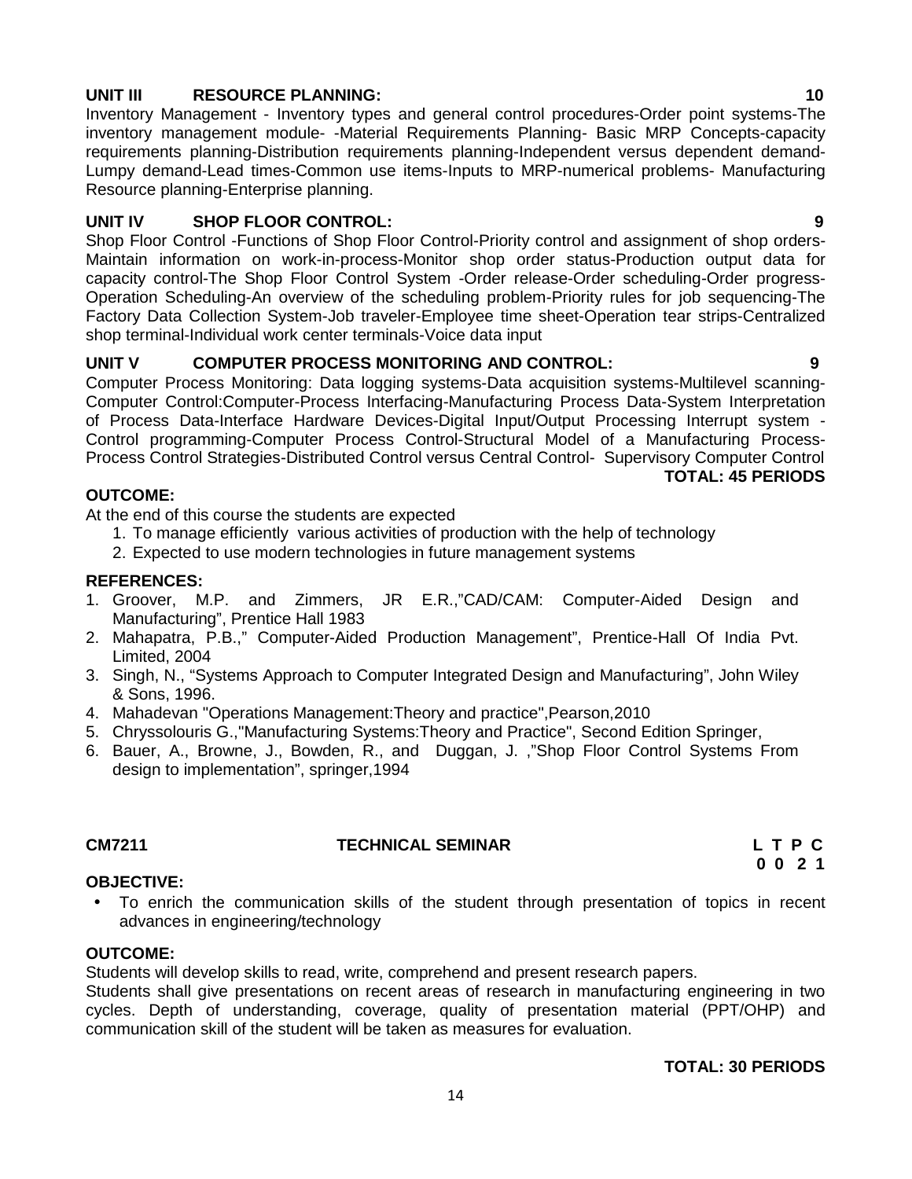**UNIT III RESOURCE PLANNING: 10**

Inventory Management - Inventory types and general control procedures-Order point systems-The inventory management module- -Material Requirements Planning- Basic MRP Concepts-capacity requirements planning-Distribution requirements planning-Independent versus dependent demand-Lumpy demand-Lead times-Common use items-Inputs to MRP-numerical problems- Manufacturing Resource planning-Enterprise planning.

**UNIT IV SHOP FLOOR CONTROL: 9**

Shop Floor Control -Functions of Shop Floor Control-Priority control and assignment of shop orders-Maintain information on work-in-process-Monitor shop order status-Production output data for capacity control-The Shop Floor Control System -Order release-Order scheduling-Order progress-Operation Scheduling-An overview of the scheduling problem-Priority rules for job sequencing-The Factory Data Collection System-Job traveler-Employee time sheet-Operation tear strips-Centralized shop terminal-Individual work center terminals-Voice data input

**UNIT V COMPUTER PROCESS MONITORING AND CONTROL: 9**

Computer Process Monitoring: Data logging systems-Data acquisition systems-Multilevel scanning-Computer Control:Computer-Process Interfacing-Manufacturing Process Data-System Interpretation of Process Data-Interface Hardware Devices-Digital Input/Output Processing Interrupt system - Control programming-Computer Process Control-Structural Model of a Manufacturing Process-Process Control Strategies-Distributed Control versus Central Control- Supervisory Computer Control

**TOTAL: 45 PERIODS**

**OUTCOME:**

At the end of this course the students are expected

1. To manage efficiently various activities of production with the help of technology
2. Expected to use modern technologies in future management systems

**REFERENCES:**

1. Groover, M.P. and Zimmers, JR E.R.,"CAD/CAM: Computer-Aided Design and Manufacturing", Prentice Hall 1983
2. Mahapatra, P.B.," Computer-Aided Production Management", Prentice-Hall Of India Pvt. Limited, 2004
3. Singh, N., "Systems Approach to Computer Integrated Design and Manufacturing", John Wiley & Sons, 1996.
4. Mahadevan "Operations Management:Theory and practice",Pearson,2010
5. Chryssolouris G.,"Manufacturing Systems:Theory and Practice", Second Edition Springer,
6. Bauer, A., Browne, J., Bowden, R., and Duggan, J. ,"Shop Floor Control Systems From design to implementation", springer,1994

**CM7211 TECHNICAL SEMINAR**

| L | T | P | C |
|---|---|---|---|
| 0 | 0 | 2 | 1 |

**OBJECTIVE:**

- To enrich the communication skills of the student through presentation of topics in recent advances in engineering/technology

**OUTCOME:**

Students will develop skills to read, write, comprehend and present research papers.

Students shall give presentations on recent areas of research in manufacturing engineering in two cycles. Depth of understanding, coverage, quality of presentation material (PPT/OHP) and communication skill of the student will be taken as measures for evaluation.

**TOTAL: 30 PERIODS**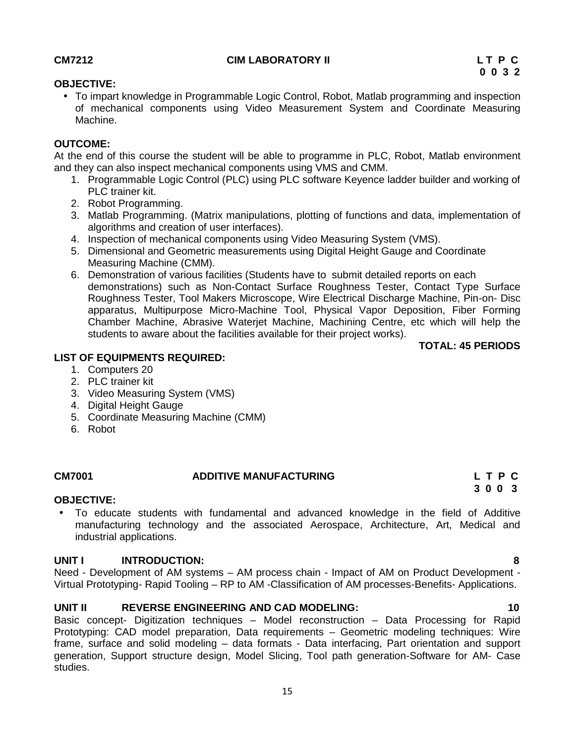**CM7212** **CIM LABORATORY II** **L T P C**
**0 0 3 2**

**OBJECTIVE:**

- To impart knowledge in Programmable Logic Control, Robot, Matlab programming and inspection of mechanical components using Video Measurement System and Coordinate Measuring Machine.

**OUTCOME:**

At the end of this course the student will be able to programme in PLC, Robot, Matlab environment and they can also inspect mechanical components using VMS and CMM.

1. Programmable Logic Control (PLC) using PLC software Keyence ladder builder and working of PLC trainer kit.
2. Robot Programming.
3. Matlab Programming. (Matrix manipulations, plotting of functions and data, implementation of algorithms and creation of user interfaces).
4. Inspection of mechanical components using Video Measuring System (VMS).
5. Dimensional and Geometric measurements using Digital Height Gauge and Coordinate Measuring Machine (CMM).
6. Demonstration of various facilities (Students have to submit detailed reports on each demonstrations) such as Non-Contact Surface Roughness Tester, Contact Type Surface Roughness Tester, Tool Makers Microscope, Wire Electrical Discharge Machine, Pin-on- Disc apparatus, Multipurpose Micro-Machine Tool, Physical Vapor Deposition, Fiber Forming Chamber Machine, Abrasive Waterjet Machine, Machining Centre, etc which will help the students to aware about the facilities available for their project works).

**TOTAL: 45 PERIODS**

**LIST OF EQUIPMENTS REQUIRED:**

1. Computers 20
2. PLC trainer kit
3. Video Measuring System (VMS)
4. Digital Height Gauge
5. Coordinate Measuring Machine (CMM)
6. Robot

**CM7001** **ADDITIVE MANUFACTURING** **L T P C**
**3 0 0 3**

**OBJECTIVE:**

- To educate students with fundamental and advanced knowledge in the field of Additive manufacturing technology and the associated Aerospace, Architecture, Art, Medical and industrial applications.

**UNIT I INTRODUCTION: 8**

Need - Development of AM systems – AM process chain - Impact of AM on Product Development - Virtual Prototyping- Rapid Tooling – RP to AM -Classification of AM processes-Benefits- Applications.

**UNIT II REVERSE ENGINEERING AND CAD MODELING: 10**

Basic concept- Digitization techniques – Model reconstruction – Data Processing for Rapid Prototyping: CAD model preparation, Data requirements – Geometric modeling techniques: Wire frame, surface and solid modeling – data formats - Data interfacing, Part orientation and support generation, Support structure design, Model Slicing, Tool path generation-Software for AM- Case studies.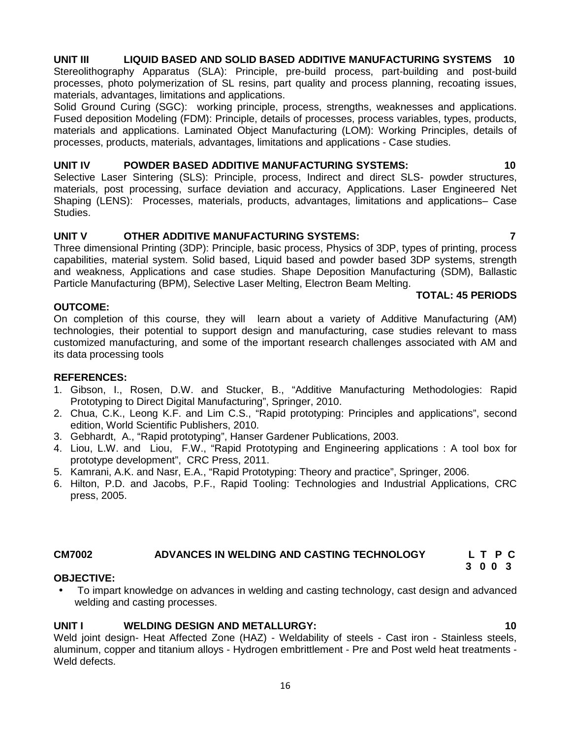**UNIT III LIQUID BASED AND SOLID BASED ADDITIVE MANUFACTURING SYSTEMS 10**

Stereolithography Apparatus (SLA): Principle, pre-build process, part-building and post-build processes, photo polymerization of SL resins, part quality and process planning, recoating issues, materials, advantages, limitations and applications.

Solid Ground Curing (SGC): working principle, process, strengths, weaknesses and applications. Fused deposition Modeling (FDM): Principle, details of processes, process variables, types, products, materials and applications. Laminated Object Manufacturing (LOM): Working Principles, details of processes, products, materials, advantages, limitations and applications - Case studies.

**UNIT IV POWDER BASED ADDITIVE MANUFACTURING SYSTEMS: 10**

Selective Laser Sintering (SLS): Principle, process, Indirect and direct SLS- powder structures, materials, post processing, surface deviation and accuracy, Applications. Laser Engineered Net Shaping (LENS): Processes, materials, products, advantages, limitations and applications– Case Studies.

**UNIT V OTHER ADDITIVE MANUFACTURING SYSTEMS: 7**

Three dimensional Printing (3DP): Principle, basic process, Physics of 3DP, types of printing, process capabilities, material system. Solid based, Liquid based and powder based 3DP systems, strength and weakness, Applications and case studies. Shape Deposition Manufacturing (SDM), Ballastic Particle Manufacturing (BPM), Selective Laser Melting, Electron Beam Melting.

**TOTAL: 45 PERIODS**

**OUTCOME:**

On completion of this course, they will learn about a variety of Additive Manufacturing (AM) technologies, their potential to support design and manufacturing, case studies relevant to mass customized manufacturing, and some of the important research challenges associated with AM and its data processing tools

**REFERENCES:**

1. Gibson, I., Rosen, D.W. and Stucker, B., "Additive Manufacturing Methodologies: Rapid Prototyping to Direct Digital Manufacturing", Springer, 2010.
2. Chua, C.K., Leong K.F. and Lim C.S., "Rapid prototyping: Principles and applications", second edition, World Scientific Publishers, 2010.
3. Gebhardt, A., "Rapid prototyping", Hanser Gardener Publications, 2003.
4. Liou, L.W. and Liou, F.W., "Rapid Prototyping and Engineering applications : A tool box for prototype development", CRC Press, 2011.
5. Kamrani, A.K. and Nasr, E.A., "Rapid Prototyping: Theory and practice", Springer, 2006.
6. Hilton, P.D. and Jacobs, P.F., Rapid Tooling: Technologies and Industrial Applications, CRC press, 2005.

## CM7002 ADVANCES IN WELDING AND CASTING TECHNOLOGY

| L | T | P | C |
|---|---|---|---|
| 3 | 0 | 0 | 3 |

**OBJECTIVE:**

- To impart knowledge on advances in welding and casting technology, cast design and advanced welding and casting processes.

**UNIT I WELDING DESIGN AND METALLURGY: 10**

Weld joint design- Heat Affected Zone (HAZ) - Weldability of steels - Cast iron - Stainless steels, aluminum, copper and titanium alloys - Hydrogen embrittlement - Pre and Post weld heat treatments - Weld defects.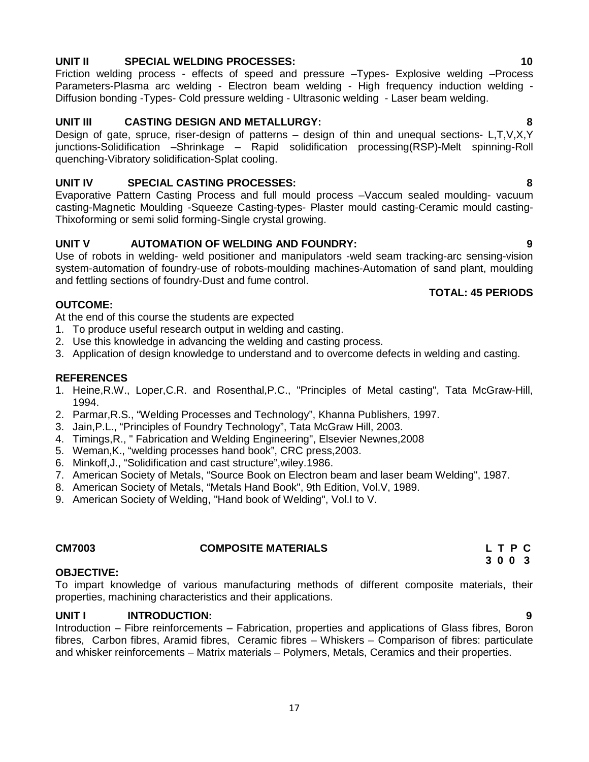**UNIT II SPECIAL WELDING PROCESSES: 10**

Friction welding process - effects of speed and pressure –Types- Explosive welding –Process Parameters-Plasma arc welding - Electron beam welding - High frequency induction welding - Diffusion bonding -Types- Cold pressure welding - Ultrasonic welding - Laser beam welding.

**UNIT III CASTING DESIGN AND METALLURGY: 8**

Design of gate, spruce, riser-design of patterns – design of thin and unequal sections- L,T,V,X,Y junctions-Solidification –Shrinkage – Rapid solidification processing(RSP)-Melt spinning-Roll quenching-Vibratory solidification-Splat cooling.

**UNIT IV SPECIAL CASTING PROCESSES: 8**

Evaporative Pattern Casting Process and full mould process –Vaccum sealed moulding- vacuum casting-Magnetic Moulding -Squeeze Casting-types- Plaster mould casting-Ceramic mould casting-Thixoforming or semi solid forming-Single crystal growing.

**UNIT V AUTOMATION OF WELDING AND FOUNDRY: 9**

Use of robots in welding- weld positioner and manipulators -weld seam tracking-arc sensing-vision system-automation of foundry-use of robots-moulding machines-Automation of sand plant, moulding and fettling sections of foundry-Dust and fume control.

**TOTAL: 45 PERIODS**

**OUTCOME:**

At the end of this course the students are expected

1. To produce useful research output in welding and casting.
2. Use this knowledge in advancing the welding and casting process.
3. Application of design knowledge to understand and to overcome defects in welding and casting.

**REFERENCES**

1. Heine,R.W., Loper,C.R. and Rosenthal,P.C., "Principles of Metal casting", Tata McGraw-Hill, 1994.
2. Parmar,R.S., “Welding Processes and Technology”, Khanna Publishers, 1997.
3. Jain,P.L., “Principles of Foundry Technology”, Tata McGraw Hill, 2003.
4. Timings,R., " Fabrication and Welding Engineering", Elsevier Newnes,2008
5. Weman,K., “welding processes hand book”, CRC press,2003.
6. Minkoff,J., “Solidification and cast structure”,wiley.1986.
7. American Society of Metals, “Source Book on Electron beam and laser beam Welding", 1987.
8. American Society of Metals, “Metals Hand Book", 9th Edition, Vol.V, 1989.
9. American Society of Welding, "Hand book of Welding", Vol.I to V.

**CM7003 COMPOSITE MATERIALS L T P C**
**3 0 0 3**

**OBJECTIVE:**

To impart knowledge of various manufacturing methods of different composite materials, their properties, machining characteristics and their applications.

**UNIT I INTRODUCTION: 9**

Introduction – Fibre reinforcements – Fabrication, properties and applications of Glass fibres, Boron fibres, Carbon fibres, Aramid fibres, Ceramic fibres – Whiskers – Comparison of fibres: particulate and whisker reinforcements – Matrix materials – Polymers, Metals, Ceramics and their properties.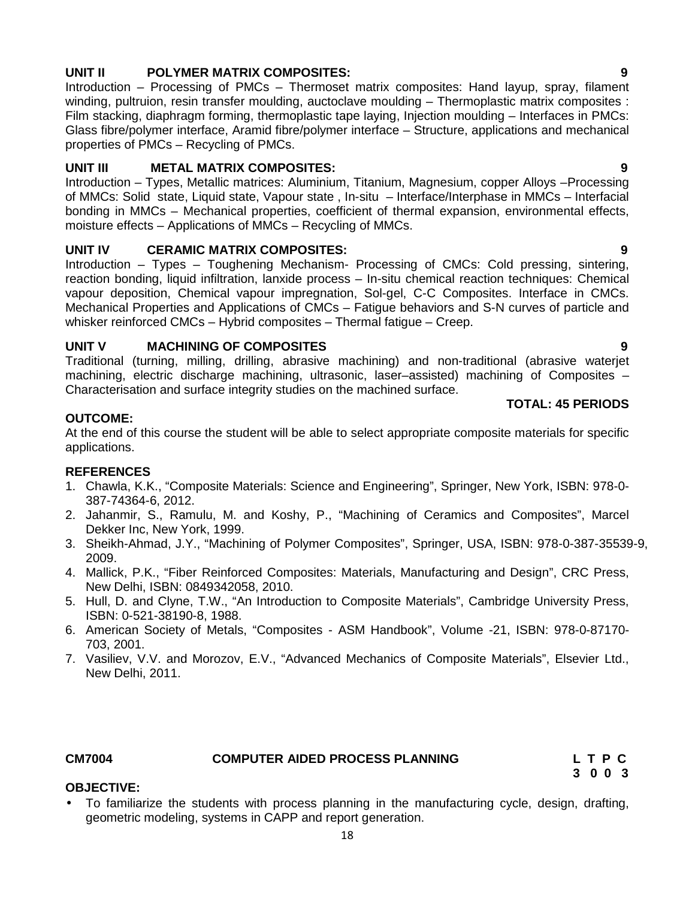**UNIT II POLYMER MATRIX COMPOSITES: 9**

Introduction – Processing of PMCs – Thermoset matrix composites: Hand layup, spray, filament winding, pultruion, resin transfer moulding, auctoclave moulding – Thermoplastic matrix composites : Film stacking, diaphragm forming, thermoplastic tape laying, Injection moulding – Interfaces in PMCs: Glass fibre/polymer interface, Aramid fibre/polymer interface – Structure, applications and mechanical properties of PMCs – Recycling of PMCs.

**UNIT III METAL MATRIX COMPOSITES: 9**

Introduction – Types, Metallic matrices: Aluminium, Titanium, Magnesium, copper Alloys –Processing of MMCs: Solid state, Liquid state, Vapour state , In-situ – Interface/Interphase in MMCs – Interfacial bonding in MMCs – Mechanical properties, coefficient of thermal expansion, environmental effects, moisture effects – Applications of MMCs – Recycling of MMCs.

**UNIT IV CERAMIC MATRIX COMPOSITES: 9**

Introduction – Types – Toughening Mechanism- Processing of CMCs: Cold pressing, sintering, reaction bonding, liquid infiltration, lanxide process – In-situ chemical reaction techniques: Chemical vapour deposition, Chemical vapour impregnation, Sol-gel, C-C Composites. Interface in CMCs. Mechanical Properties and Applications of CMCs – Fatigue behaviors and S-N curves of particle and whisker reinforced CMCs – Hybrid composites – Thermal fatigue – Creep.

**UNIT V MACHINING OF COMPOSITES 9**

Traditional (turning, milling, drilling, abrasive machining) and non-traditional (abrasive waterjet machining, electric discharge machining, ultrasonic, laser–assisted) machining of Composites – Characterisation and surface integrity studies on the machined surface.

**TOTAL: 45 PERIODS**

**OUTCOME:**

At the end of this course the student will be able to select appropriate composite materials for specific applications.

**REFERENCES**

1. Chawla, K.K., "Composite Materials: Science and Engineering", Springer, New York, ISBN: 978-0-387-74364-6, 2012.
2. Jahanmir, S., Ramulu, M. and Koshy, P., "Machining of Ceramics and Composites", Marcel Dekker Inc, New York, 1999.
3. Sheikh-Ahmad, J.Y., "Machining of Polymer Composites", Springer, USA, ISBN: 978-0-387-35539-9, 2009.
4. Mallick, P.K., "Fiber Reinforced Composites: Materials, Manufacturing and Design", CRC Press, New Delhi, ISBN: 0849342058, 2010.
5. Hull, D. and Clyne, T.W., "An Introduction to Composite Materials", Cambridge University Press, ISBN: 0-521-38190-8, 1988.
6. American Society of Metals, "Composites - ASM Handbook", Volume -21, ISBN: 978-0-87170-703, 2001.
7. Vasiliev, V.V. and Morozov, E.V., "Advanced Mechanics of Composite Materials", Elsevier Ltd., New Delhi, 2011.

**CM7004 COMPUTER AIDED PROCESS PLANNING**

| L | T | P | C |
|---|---|---|---|
| 3 | 0 | 0 | 3 |

**OBJECTIVE:**

- To familiarize the students with process planning in the manufacturing cycle, design, drafting, geometric modeling, systems in CAPP and report generation.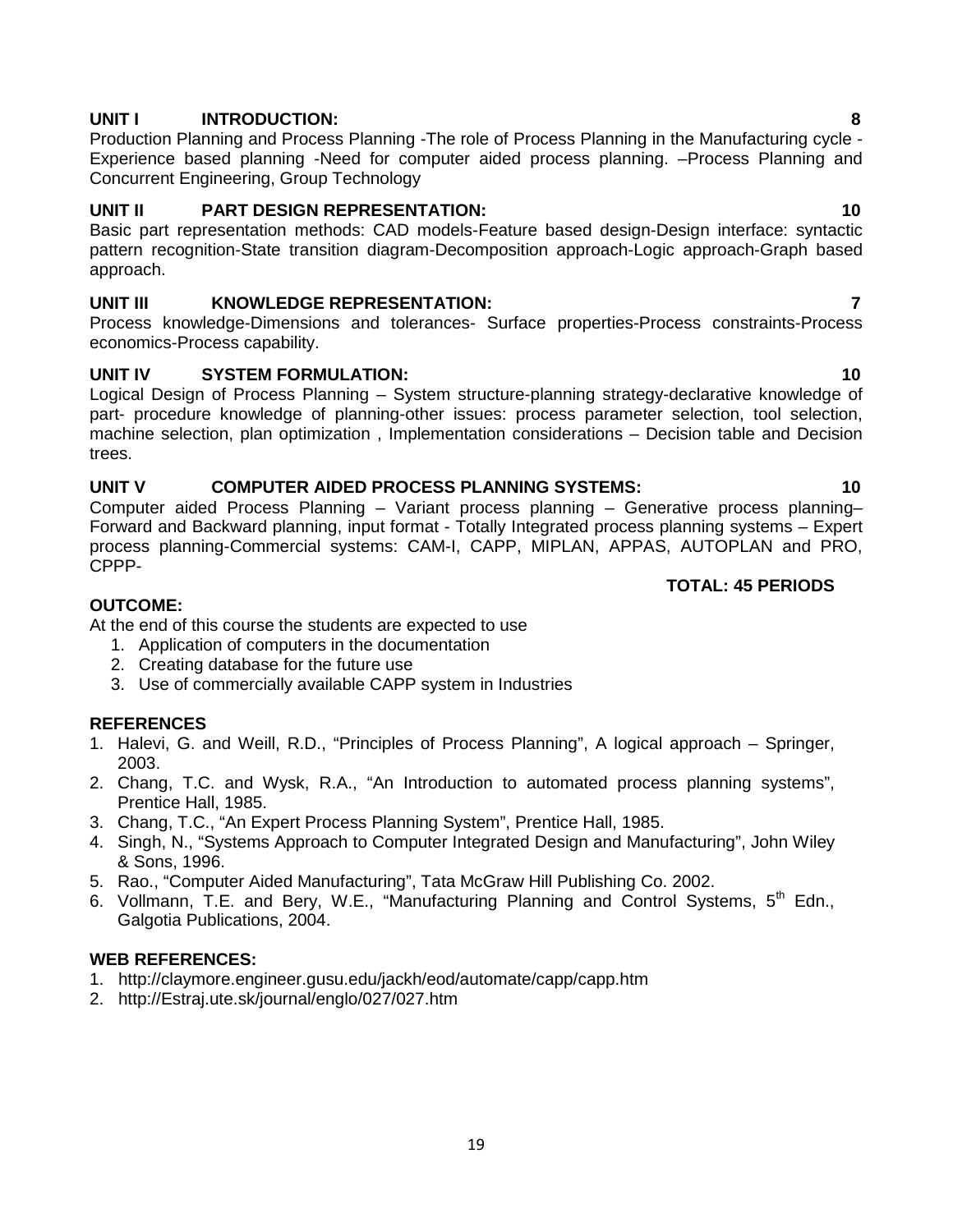## UNIT I INTRODUCTION: 8

Production Planning and Process Planning -The role of Process Planning in the Manufacturing cycle -Experience based planning -Need for computer aided process planning. –Process Planning and Concurrent Engineering, Group Technology

## UNIT II PART DESIGN REPRESENTATION: 10

Basic part representation methods: CAD models-Feature based design-Design interface: syntactic pattern recognition-State transition diagram-Decomposition approach-Logic approach-Graph based approach.

## UNIT III KNOWLEDGE REPRESENTATION: 7

Process knowledge-Dimensions and tolerances- Surface properties-Process constraints-Process economics-Process capability.

## UNIT IV SYSTEM FORMULATION: 10

Logical Design of Process Planning – System structure-planning strategy-declarative knowledge of part- procedure knowledge of planning-other issues: process parameter selection, tool selection, machine selection, plan optimization , Implementation considerations – Decision table and Decision trees.

## UNIT V COMPUTER AIDED PROCESS PLANNING SYSTEMS: 10

Computer aided Process Planning – Variant process planning – Generative process planning– Forward and Backward planning, input format - Totally Integrated process planning systems – Expert process planning-Commercial systems: CAM-I, CAPP, MIPLAN, APPAS, AUTOPLAN and PRO, CPPP-

**TOTAL: 45 PERIODS**

## OUTCOME:

At the end of this course the students are expected to use

1. Application of computers in the documentation
2. Creating database for the future use
3. Use of commercially available CAPP system in Industries

## REFERENCES

1. Halevi, G. and Weill, R.D., “Principles of Process Planning”, A logical approach – Springer, 2003.
2. Chang, T.C. and Wysk, R.A., “An Introduction to automated process planning systems”, Prentice Hall, 1985.
3. Chang, T.C., “An Expert Process Planning System”, Prentice Hall, 1985.
4. Singh, N., “Systems Approach to Computer Integrated Design and Manufacturing”, John Wiley & Sons, 1996.
5. Rao., “Computer Aided Manufacturing”, Tata McGraw Hill Publishing Co. 2002.
6. Vollmann, T.E. and Bery, W.E., “Manufacturing Planning and Control Systems, 5th Edn., Galgotia Publications, 2004.

## WEB REFERENCES:

1. http://claymore.engineer.gusu.edu/jackh/eod/automate/capp/capp.htm
2. http://Estraj.ute.sk/journal/englo/027/027.htm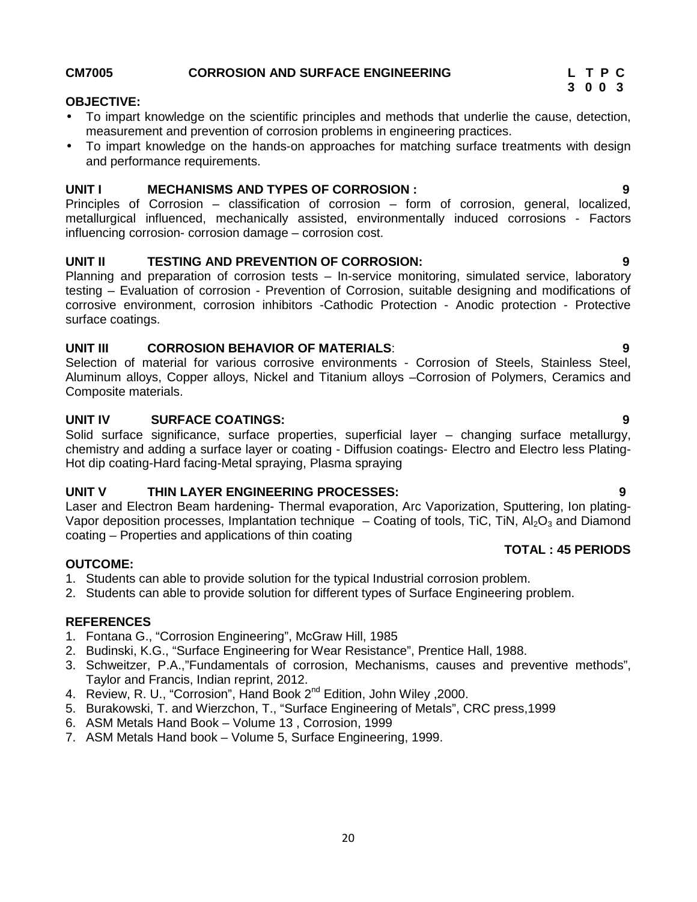**CM7005 CORROSION AND SURFACE ENGINEERING**

**L T P C**
**3 0 0 3**

**OBJECTIVE:**

- To impart knowledge on the scientific principles and methods that underlie the cause, detection, measurement and prevention of corrosion problems in engineering practices.
- To impart knowledge on the hands-on approaches for matching surface treatments with design and performance requirements.

**UNIT I MECHANISMS AND TYPES OF CORROSION : 9**

Principles of Corrosion – classification of corrosion – form of corrosion, general, localized, metallurgical influenced, mechanically assisted, environmentally induced corrosions - Factors influencing corrosion- corrosion damage – corrosion cost.

**UNIT II TESTING AND PREVENTION OF CORROSION: 9**

Planning and preparation of corrosion tests – In-service monitoring, simulated service, laboratory testing – Evaluation of corrosion - Prevention of Corrosion, suitable designing and modifications of corrosive environment, corrosion inhibitors -Cathodic Protection - Anodic protection - Protective surface coatings.

**UNIT III CORROSION BEHAVIOR OF MATERIALS: 9**

Selection of material for various corrosive environments - Corrosion of Steels, Stainless Steel, Aluminum alloys, Copper alloys, Nickel and Titanium alloys –Corrosion of Polymers, Ceramics and Composite materials.

**UNIT IV SURFACE COATINGS: 9**

Solid surface significance, surface properties, superficial layer – changing surface metallurgy, chemistry and adding a surface layer or coating - Diffusion coatings- Electro and Electro less Plating-Hot dip coating-Hard facing-Metal spraying, Plasma spraying

**UNIT V THIN LAYER ENGINEERING PROCESSES: 9**

Laser and Electron Beam hardening- Thermal evaporation, Arc Vaporization, Sputtering, Ion plating-Vapor deposition processes, Implantation technique – Coating of tools, TiC, TiN, $Al_2O_3$ and Diamond coating – Properties and applications of thin coating

**TOTAL : 45 PERIODS**

**OUTCOME:**

1. Students can able to provide solution for the typical Industrial corrosion problem.
2. Students can able to provide solution for different types of Surface Engineering problem.

**REFERENCES**

1. Fontana G., "Corrosion Engineering", McGraw Hill, 1985
2. Budinski, K.G., "Surface Engineering for Wear Resistance", Prentice Hall, 1988.
3. Schweitzer, P.A.,"Fundamentals of corrosion, Mechanisms, causes and preventive methods", Taylor and Francis, Indian reprint, 2012.
4. Review, R. U., "Corrosion", Hand Book 2nd Edition, John Wiley ,2000.
5. Burakowski, T. and Wierzchon, T., "Surface Engineering of Metals", CRC press,1999
6. ASM Metals Hand Book – Volume 13 , Corrosion, 1999
7. ASM Metals Hand book – Volume 5, Surface Engineering, 1999.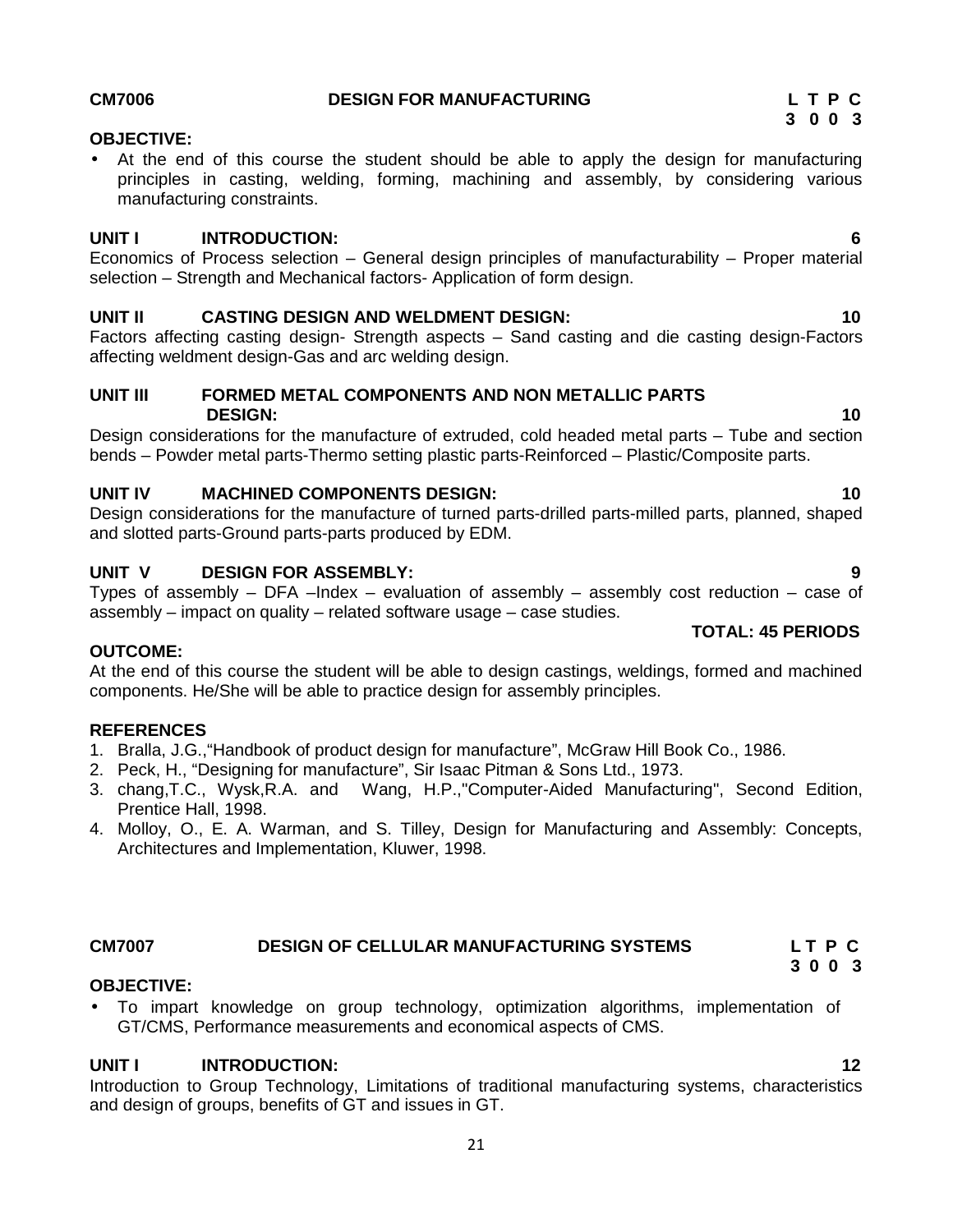**CM7006 DESIGN FOR MANUFACTURING**

| L | T | P | C |
|---|---|---|---|
| 3 | 0 | 0 | 3 |

**OBJECTIVE:**

- At the end of this course the student should be able to apply the design for manufacturing principles in casting, welding, forming, machining and assembly, by considering various manufacturing constraints.

**UNIT I INTRODUCTION: 6**

Economics of Process selection – General design principles of manufacturability – Proper material selection – Strength and Mechanical factors- Application of form design.

**UNIT II CASTING DESIGN AND WELDMENT DESIGN: 10**

Factors affecting casting design- Strength aspects – Sand casting and die casting design-Factors affecting weldment design-Gas and arc welding design.

**UNIT III FORMED METAL COMPONENTS AND NON METALLIC PARTS DESIGN: 10**

Design considerations for the manufacture of extruded, cold headed metal parts – Tube and section bends – Powder metal parts-Thermo setting plastic parts-Reinforced – Plastic/Composite parts.

**UNIT IV MACHINED COMPONENTS DESIGN: 10**

Design considerations for the manufacture of turned parts-drilled parts-milled parts, planned, shaped and slotted parts-Ground parts-parts produced by EDM.

**UNIT V DESIGN FOR ASSEMBLY: 9**

Types of assembly – DFA –Index – evaluation of assembly – assembly cost reduction – case of assembly – impact on quality – related software usage – case studies.

**TOTAL: 45 PERIODS**

**OUTCOME:**

At the end of this course the student will be able to design castings, weldings, formed and machined components. He/She will be able to practice design for assembly principles.

**REFERENCES**

1. Bralla, J.G.,"Handbook of product design for manufacture", McGraw Hill Book Co., 1986.
2. Peck, H., "Designing for manufacture", Sir Isaac Pitman & Sons Ltd., 1973.
3. chang,T.C., Wysk,R.A. and Wang, H.P.,"Computer-Aided Manufacturing", Second Edition, Prentice Hall, 1998.
4. Molloy, O., E. A. Warman, and S. Tilley, Design for Manufacturing and Assembly: Concepts, Architectures and Implementation, Kluwer, 1998.

**CM7007 DESIGN OF CELLULAR MANUFACTURING SYSTEMS**

| L | T | P | C |
|---|---|---|---|
| 3 | 0 | 0 | 3 |

**OBJECTIVE:**

- To impart knowledge on group technology, optimization algorithms, implementation of GT/CMS, Performance measurements and economical aspects of CMS.

**UNIT I INTRODUCTION: 12**

Introduction to Group Technology, Limitations of traditional manufacturing systems, characteristics and design of groups, benefits of GT and issues in GT.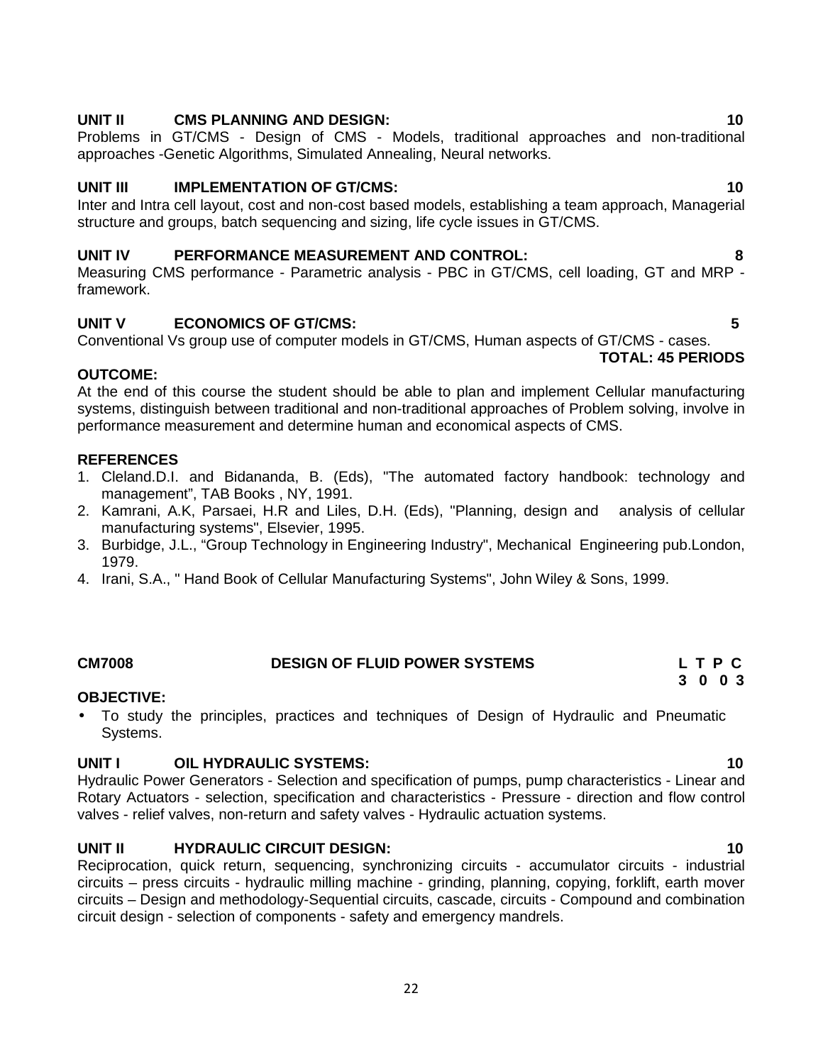**UNIT II CMS PLANNING AND DESIGN: 10**

Problems in GT/CMS - Design of CMS - Models, traditional approaches and non-traditional approaches -Genetic Algorithms, Simulated Annealing, Neural networks.

**UNIT III IMPLEMENTATION OF GT/CMS: 10**

Inter and Intra cell layout, cost and non-cost based models, establishing a team approach, Managerial structure and groups, batch sequencing and sizing, life cycle issues in GT/CMS.

**UNIT IV PERFORMANCE MEASUREMENT AND CONTROL: 8**

Measuring CMS performance - Parametric analysis - PBC in GT/CMS, cell loading, GT and MRP - framework.

**UNIT V ECONOMICS OF GT/CMS: 5**

Conventional Vs group use of computer models in GT/CMS, Human aspects of GT/CMS - cases.

**TOTAL: 45 PERIODS**

**OUTCOME:**

At the end of this course the student should be able to plan and implement Cellular manufacturing systems, distinguish between traditional and non-traditional approaches of Problem solving, involve in performance measurement and determine human and economical aspects of CMS.

**REFERENCES**

1. Cleland.D.I. and Bidananda, B. (Eds), "The automated factory handbook: technology and management", TAB Books , NY, 1991.
2. Kamrani, A.K, Parsaei, H.R and Liles, D.H. (Eds), "Planning, design and analysis of cellular manufacturing systems", Elsevier, 1995.
3. Burbidge, J.L., "Group Technology in Engineering Industry", Mechanical Engineering pub.London, 1979.
4. Irani, S.A., " Hand Book of Cellular Manufacturing Systems", John Wiley & Sons, 1999.

## CM7008 DESIGN OF FLUID POWER SYSTEMS

| L | T | P | C |
|---|---|---|---|
| 3 | 0 | 0 | 3 |

**OBJECTIVE:**

- To study the principles, practices and techniques of Design of Hydraulic and Pneumatic Systems.

**UNIT I OIL HYDRAULIC SYSTEMS: 10**

Hydraulic Power Generators - Selection and specification of pumps, pump characteristics - Linear and Rotary Actuators - selection, specification and characteristics - Pressure - direction and flow control valves - relief valves, non-return and safety valves - Hydraulic actuation systems.

**UNIT II HYDRAULIC CIRCUIT DESIGN: 10**

Reciprocation, quick return, sequencing, synchronizing circuits - accumulator circuits - industrial circuits – press circuits - hydraulic milling machine - grinding, planning, copying, forklift, earth mover circuits – Design and methodology-Sequential circuits, cascade, circuits - Compound and combination circuit design - selection of components - safety and emergency mandrels.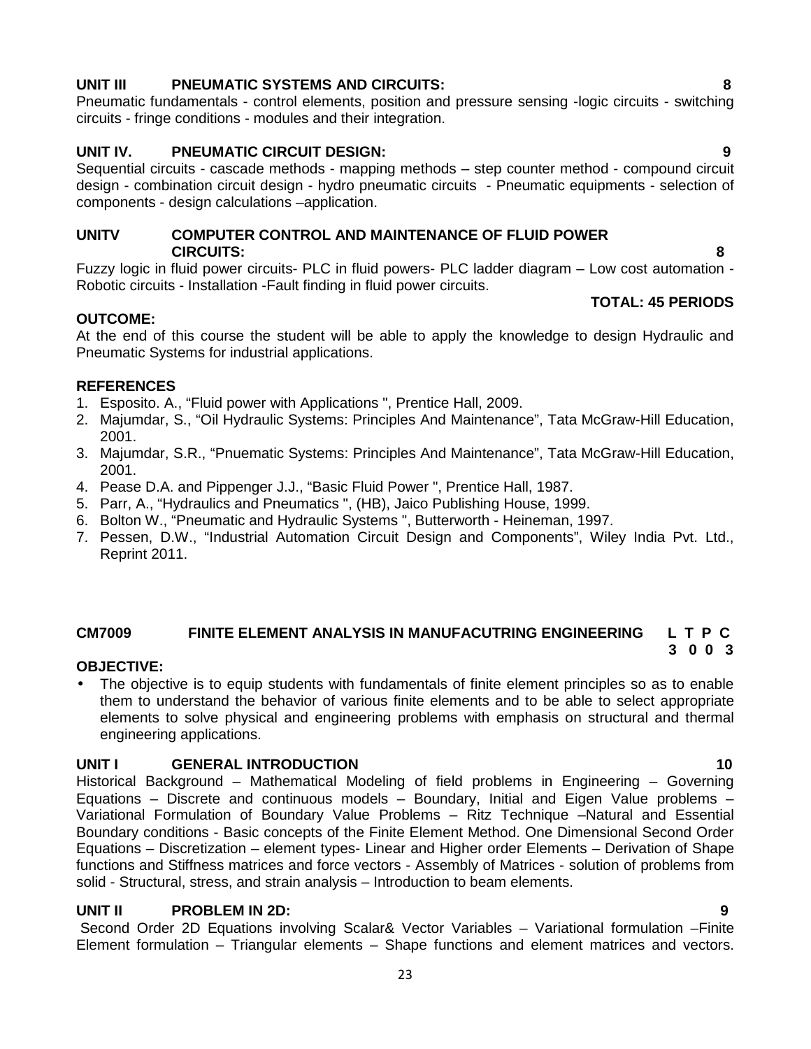**UNIT III PNEUMATIC SYSTEMS AND CIRCUITS: 8**

Pneumatic fundamentals - control elements, position and pressure sensing -logic circuits - switching circuits - fringe conditions - modules and their integration.

**UNIT IV. PNEUMATIC CIRCUIT DESIGN: 9**

Sequential circuits - cascade methods - mapping methods – step counter method - compound circuit design - combination circuit design - hydro pneumatic circuits - Pneumatic equipments - selection of components - design calculations –application.

**UNITV COMPUTER CONTROL AND MAINTENANCE OF FLUID POWER CIRCUITS: 8**

Fuzzy logic in fluid power circuits- PLC in fluid powers- PLC ladder diagram – Low cost automation - Robotic circuits - Installation -Fault finding in fluid power circuits.

**TOTAL: 45 PERIODS**

**OUTCOME:**

At the end of this course the student will be able to apply the knowledge to design Hydraulic and Pneumatic Systems for industrial applications.

**REFERENCES**

1. Esposito. A., "Fluid power with Applications ", Prentice Hall, 2009.
2. Majumdar, S., "Oil Hydraulic Systems: Principles And Maintenance", Tata McGraw-Hill Education, 2001.
3. Majumdar, S.R., "Pnuematic Systems: Principles And Maintenance", Tata McGraw-Hill Education, 2001.
4. Pease D.A. and Pippenger J.J., "Basic Fluid Power ", Prentice Hall, 1987.
5. Parr, A., "Hydraulics and Pneumatics ", (HB), Jaico Publishing House, 1999.
6. Bolton W., "Pneumatic and Hydraulic Systems ", Butterworth - Heineman, 1997.
7. Pessen, D.W., "Industrial Automation Circuit Design and Components", Wiley India Pvt. Ltd., Reprint 2011.

## CM7009 FINITE ELEMENT ANALYSIS IN MANUFACUTRING ENGINEERING

| L | T | P | C |
|---|---|---|---|
| 3 | 0 | 0 | 3 |

**OBJECTIVE:**

- The objective is to equip students with fundamentals of finite element principles so as to enable them to understand the behavior of various finite elements and to be able to select appropriate elements to solve physical and engineering problems with emphasis on structural and thermal engineering applications.

**UNIT I GENERAL INTRODUCTION 10**

Historical Background – Mathematical Modeling of field problems in Engineering – Governing Equations – Discrete and continuous models – Boundary, Initial and Eigen Value problems – Variational Formulation of Boundary Value Problems – Ritz Technique –Natural and Essential Boundary conditions - Basic concepts of the Finite Element Method. One Dimensional Second Order Equations – Discretization – element types- Linear and Higher order Elements – Derivation of Shape functions and Stiffness matrices and force vectors - Assembly of Matrices - solution of problems from solid - Structural, stress, and strain analysis – Introduction to beam elements.

**UNIT II PROBLEM IN 2D: 9**

Second Order 2D Equations involving Scalar& Vector Variables – Variational formulation –Finite Element formulation – Triangular elements – Shape functions and element matrices and vectors.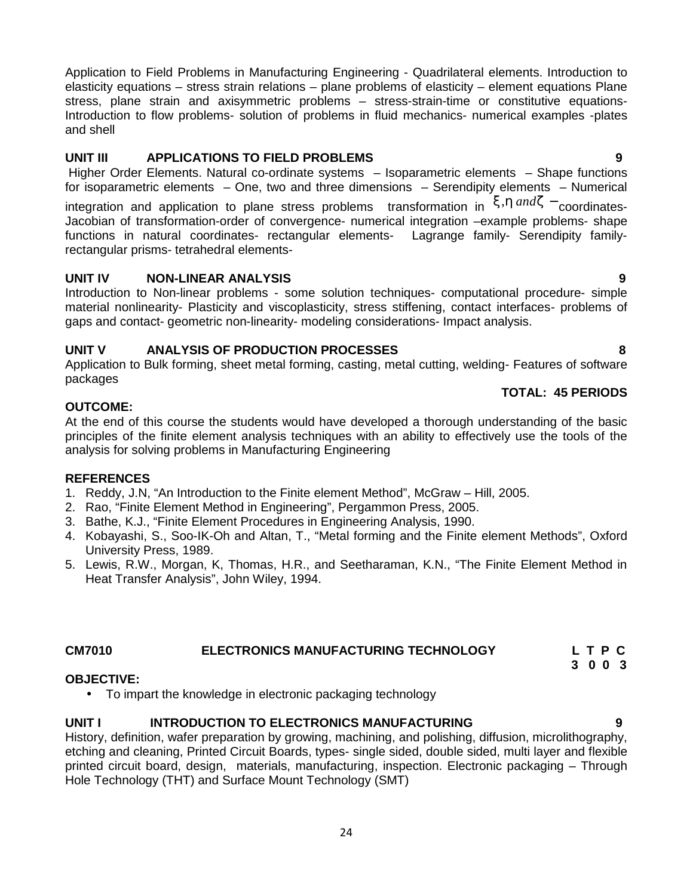Application to Field Problems in Manufacturing Engineering - Quadrilateral elements. Introduction to elasticity equations – stress strain relations – plane problems of elasticity – element equations Plane stress, plane strain and axisymmetric problems – stress-strain-time or constitutive equations- Introduction to flow problems- solution of problems in fluid mechanics- numerical examples -plates and shell

**UNIT III APPLICATIONS TO FIELD PROBLEMS 9**

Higher Order Elements. Natural co-ordinate systems – Isoparametric elements – Shape functions for isoparametric elements – One, two and three dimensions – Serendipity elements – Numerical integration and application to plane stress problems transformation in $\xi, \eta \; and \; \zeta$ – coordinates- Jacobian of transformation-order of convergence- numerical integration –example problems- shape functions in natural coordinates- rectangular elements- Lagrange family- Serendipity family- rectangular prisms- tetrahedral elements-

**UNIT IV NON-LINEAR ANALYSIS 9**

Introduction to Non-linear problems - some solution techniques- computational procedure- simple material nonlinearity- Plasticity and viscoplasticity, stress stiffening, contact interfaces- problems of gaps and contact- geometric non-linearity- modeling considerations- Impact analysis.

**UNIT V ANALYSIS OF PRODUCTION PROCESSES 8**

Application to Bulk forming, sheet metal forming, casting, metal cutting, welding- Features of software packages

**TOTAL: 45 PERIODS**

**OUTCOME:**

At the end of this course the students would have developed a thorough understanding of the basic principles of the finite element analysis techniques with an ability to effectively use the tools of the analysis for solving problems in Manufacturing Engineering

**REFERENCES**

1. Reddy, J.N, "An Introduction to the Finite element Method", McGraw – Hill, 2005.
2. Rao, "Finite Element Method in Engineering", Pergammon Press, 2005.
3. Bathe, K.J., "Finite Element Procedures in Engineering Analysis, 1990.
4. Kobayashi, S., Soo-IK-Oh and Altan, T., "Metal forming and the Finite element Methods", Oxford University Press, 1989.
5. Lewis, R.W., Morgan, K, Thomas, H.R., and Seetharaman, K.N., "The Finite Element Method in Heat Transfer Analysis", John Wiley, 1994.

**CM7010 ELECTRONICS MANUFACTURING TECHNOLOGY**

| L | T | P | C |
|---|---|---|---|
| 3 | 0 | 0 | 3 |

**OBJECTIVE:**

- To impart the knowledge in electronic packaging technology

**UNIT I INTRODUCTION TO ELECTRONICS MANUFACTURING 9**

History, definition, wafer preparation by growing, machining, and polishing, diffusion, microlithography, etching and cleaning, Printed Circuit Boards, types- single sided, double sided, multi layer and flexible printed circuit board, design, materials, manufacturing, inspection. Electronic packaging – Through Hole Technology (THT) and Surface Mount Technology (SMT)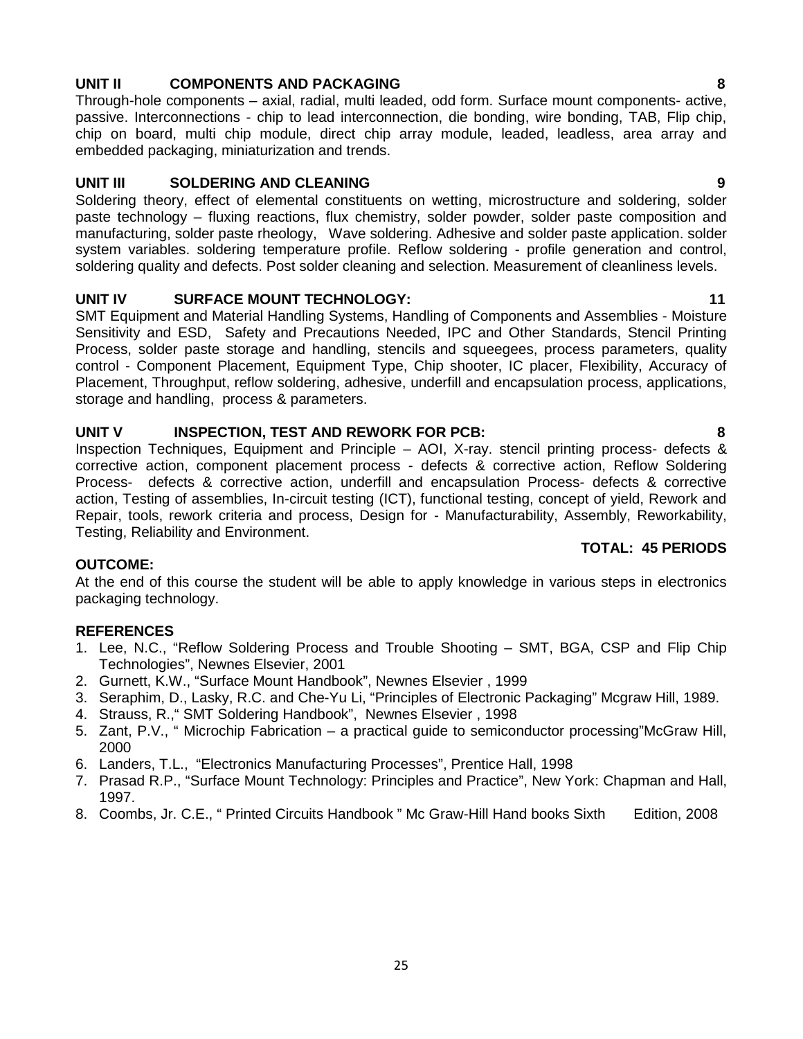### UNIT II COMPONENTS AND PACKAGING 8

Through-hole components – axial, radial, multi leaded, odd form. Surface mount components- active, passive. Interconnections - chip to lead interconnection, die bonding, wire bonding, TAB, Flip chip, chip on board, multi chip module, direct chip array module, leaded, leadless, area array and embedded packaging, miniaturization and trends.

### UNIT III SOLDERING AND CLEANING 9

Soldering theory, effect of elemental constituents on wetting, microstructure and soldering, solder paste technology – fluxing reactions, flux chemistry, solder powder, solder paste composition and manufacturing, solder paste rheology, Wave soldering. Adhesive and solder paste application. solder system variables. soldering temperature profile. Reflow soldering - profile generation and control, soldering quality and defects. Post solder cleaning and selection. Measurement of cleanliness levels.

### UNIT IV SURFACE MOUNT TECHNOLOGY: 11

SMT Equipment and Material Handling Systems, Handling of Components and Assemblies - Moisture Sensitivity and ESD, Safety and Precautions Needed, IPC and Other Standards, Stencil Printing Process, solder paste storage and handling, stencils and squeegees, process parameters, quality control - Component Placement, Equipment Type, Chip shooter, IC placer, Flexibility, Accuracy of Placement, Throughput, reflow soldering, adhesive, underfill and encapsulation process, applications, storage and handling, process & parameters.

### UNIT V INSPECTION, TEST AND REWORK FOR PCB: 8

Inspection Techniques, Equipment and Principle – AOI, X-ray. stencil printing process- defects & corrective action, component placement process - defects & corrective action, Reflow Soldering Process- defects & corrective action, underfill and encapsulation Process- defects & corrective action, Testing of assemblies, In-circuit testing (ICT), functional testing, concept of yield, Rework and Repair, tools, rework criteria and process, Design for - Manufacturability, Assembly, Reworkability, Testing, Reliability and Environment.

**TOTAL: 45 PERIODS**

### OUTCOME:

At the end of this course the student will be able to apply knowledge in various steps in electronics packaging technology.

### REFERENCES

1. Lee, N.C., "Reflow Soldering Process and Trouble Shooting – SMT, BGA, CSP and Flip Chip Technologies", Newnes Elsevier, 2001
2. Gurnett, K.W., "Surface Mount Handbook", Newnes Elsevier , 1999
3. Seraphim, D., Lasky, R.C. and Che-Yu Li, "Principles of Electronic Packaging" Mcgraw Hill, 1989.
4. Strauss, R.," SMT Soldering Handbook", Newnes Elsevier , 1998
5. Zant, P.V., " Microchip Fabrication – a practical guide to semiconductor processing"McGraw Hill, 2000
6. Landers, T.L., "Electronics Manufacturing Processes", Prentice Hall, 1998
7. Prasad R.P., "Surface Mount Technology: Principles and Practice", New York: Chapman and Hall, 1997.
8. Coombs, Jr. C.E., " Printed Circuits Handbook " Mc Graw-Hill Hand books Sixth Edition, 2008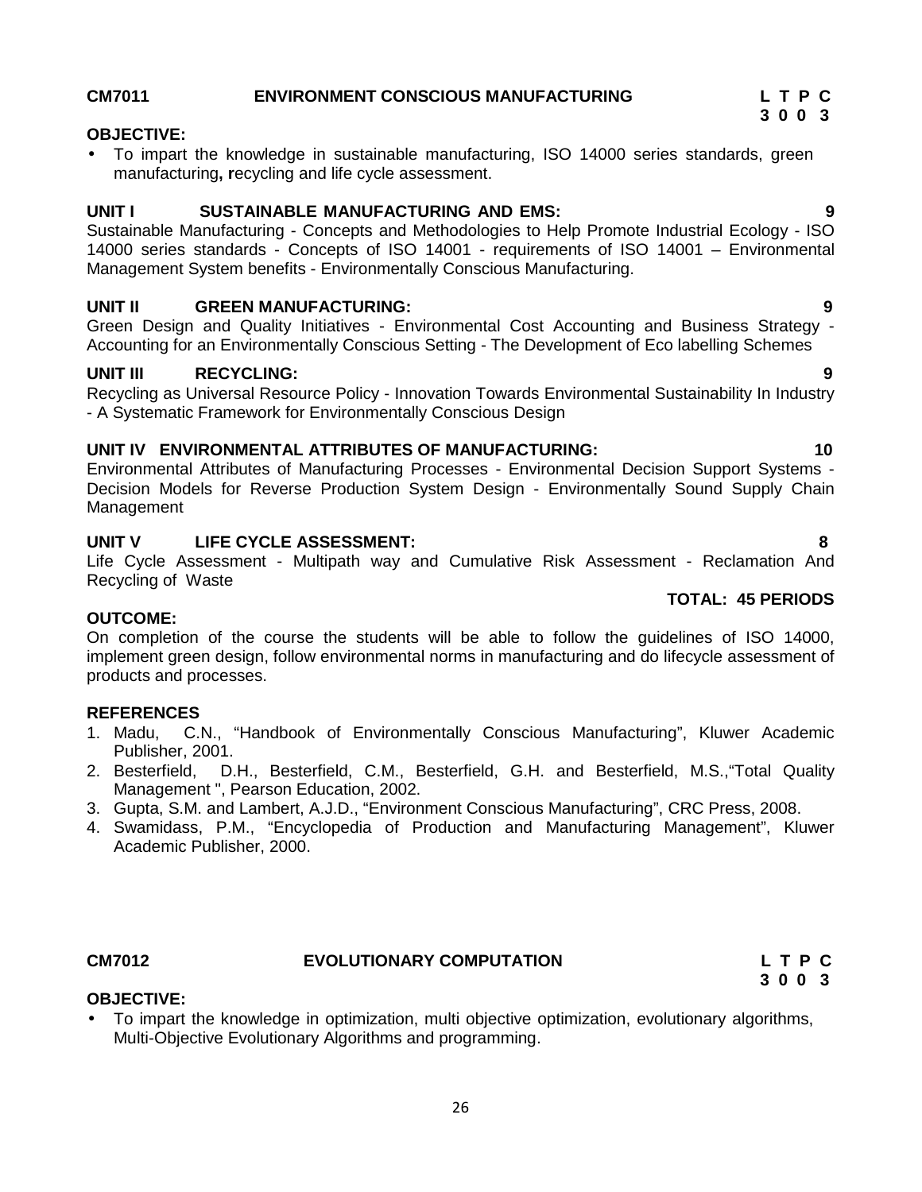**CM7011 ENVIRONMENT CONSCIOUS MANUFACTURING**

**L T P C**
**3 0 0 3**

**OBJECTIVE:**

- To impart the knowledge in sustainable manufacturing, ISO 14000 series standards, green manufacturing**, r**ecycling and life cycle assessment.

**UNIT I SUSTAINABLE MANUFACTURING AND EMS: 9**

Sustainable Manufacturing - Concepts and Methodologies to Help Promote Industrial Ecology - ISO 14000 series standards - Concepts of ISO 14001 - requirements of ISO 14001 – Environmental Management System benefits - Environmentally Conscious Manufacturing.

**UNIT II GREEN MANUFACTURING: 9**

Green Design and Quality Initiatives - Environmental Cost Accounting and Business Strategy - Accounting for an Environmentally Conscious Setting - The Development of Eco labelling Schemes

**UNIT III RECYCLING: 9**

Recycling as Universal Resource Policy - Innovation Towards Environmental Sustainability In Industry - A Systematic Framework for Environmentally Conscious Design

**UNIT IV ENVIRONMENTAL ATTRIBUTES OF MANUFACTURING: 10**

Environmental Attributes of Manufacturing Processes - Environmental Decision Support Systems - Decision Models for Reverse Production System Design - Environmentally Sound Supply Chain Management

**UNIT V LIFE CYCLE ASSESSMENT: 8**

Life Cycle Assessment - Multipath way and Cumulative Risk Assessment - Reclamation And Recycling of Waste

**TOTAL: 45 PERIODS**

**OUTCOME:**

On completion of the course the students will be able to follow the guidelines of ISO 14000, implement green design, follow environmental norms in manufacturing and do lifecycle assessment of products and processes.

**REFERENCES**

1. Madu, C.N., "Handbook of Environmentally Conscious Manufacturing", Kluwer Academic Publisher, 2001.
2. Besterfield, D.H., Besterfield, C.M., Besterfield, G.H. and Besterfield, M.S.,"Total Quality Management ", Pearson Education, 2002.
3. Gupta, S.M. and Lambert, A.J.D., "Environment Conscious Manufacturing", CRC Press, 2008.
4. Swamidass, P.M., "Encyclopedia of Production and Manufacturing Management", Kluwer Academic Publisher, 2000.

**CM7012 EVOLUTIONARY COMPUTATION**

**L T P C**
**3 0 0 3**

**OBJECTIVE:**

- To impart the knowledge in optimization, multi objective optimization, evolutionary algorithms, Multi-Objective Evolutionary Algorithms and programming.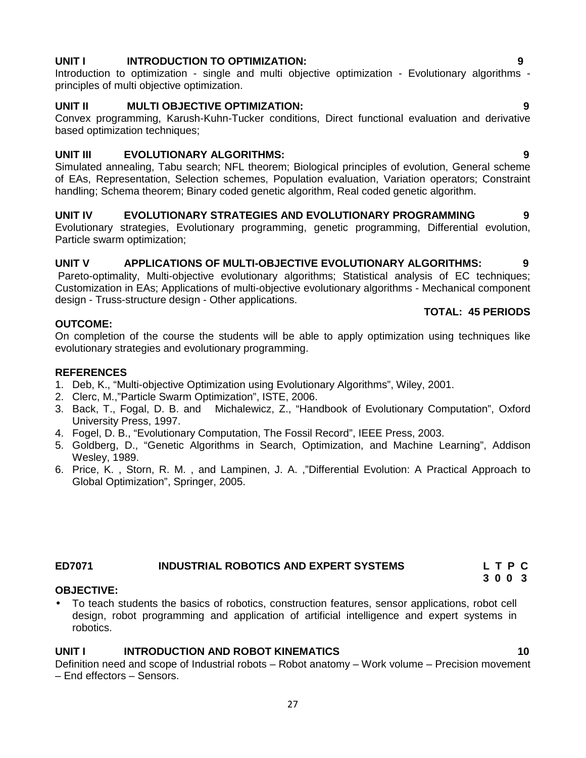**UNIT I INTRODUCTION TO OPTIMIZATION: 9**

Introduction to optimization - single and multi objective optimization - Evolutionary algorithms - principles of multi objective optimization.

**UNIT II MULTI OBJECTIVE OPTIMIZATION: 9**

Convex programming, Karush-Kuhn-Tucker conditions, Direct functional evaluation and derivative based optimization techniques;

**UNIT III EVOLUTIONARY ALGORITHMS: 9**

Simulated annealing, Tabu search; NFL theorem; Biological principles of evolution, General scheme of EAs, Representation, Selection schemes, Population evaluation, Variation operators; Constraint handling; Schema theorem; Binary coded genetic algorithm, Real coded genetic algorithm.

**UNIT IV EVOLUTIONARY STRATEGIES AND EVOLUTIONARY PROGRAMMING 9**

Evolutionary strategies, Evolutionary programming, genetic programming, Differential evolution, Particle swarm optimization;

**UNIT V APPLICATIONS OF MULTI-OBJECTIVE EVOLUTIONARY ALGORITHMS: 9**

Pareto-optimality, Multi-objective evolutionary algorithms; Statistical analysis of EC techniques; Customization in EAs; Applications of multi-objective evolutionary algorithms - Mechanical component design - Truss-structure design - Other applications.

**TOTAL: 45 PERIODS**

**OUTCOME:**

On completion of the course the students will be able to apply optimization using techniques like evolutionary strategies and evolutionary programming.

**REFERENCES**

1. Deb, K., "Multi-objective Optimization using Evolutionary Algorithms", Wiley, 2001.
2. Clerc, M.,"Particle Swarm Optimization", ISTE, 2006.
3. Back, T., Fogal, D. B. and Michalewicz, Z., "Handbook of Evolutionary Computation", Oxford University Press, 1997.
4. Fogel, D. B., "Evolutionary Computation, The Fossil Record", IEEE Press, 2003.
5. Goldberg, D., "Genetic Algorithms in Search, Optimization, and Machine Learning", Addison Wesley, 1989.
6. Price, K. , Storn, R. M. , and Lampinen, J. A. ,"Differential Evolution: A Practical Approach to Global Optimization", Springer, 2005.

## ED7071 INDUSTRIAL ROBOTICS AND EXPERT SYSTEMS

| L | T | P | C |
|---|---|---|---|
| 3 | 0 | 0 | 3 |

**OBJECTIVE:**

- To teach students the basics of robotics, construction features, sensor applications, robot cell design, robot programming and application of artificial intelligence and expert systems in robotics.

**UNIT I INTRODUCTION AND ROBOT KINEMATICS 10**

Definition need and scope of Industrial robots – Robot anatomy – Work volume – Precision movement – End effectors – Sensors.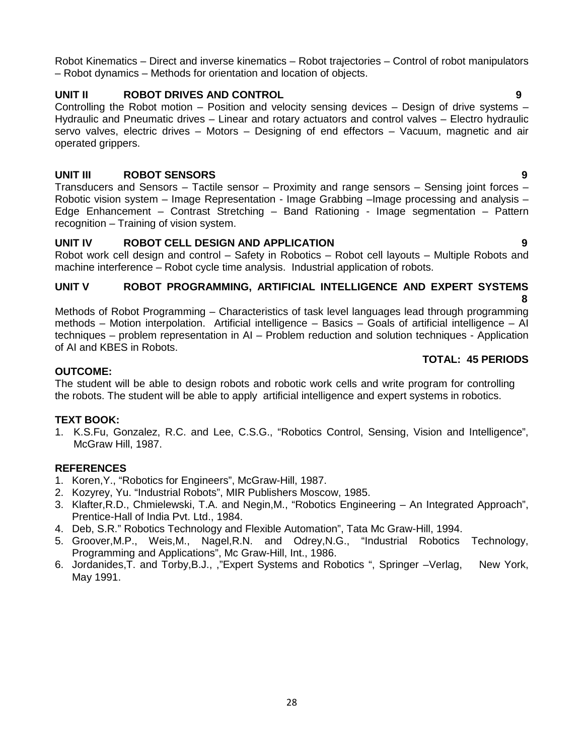Robot Kinematics – Direct and inverse kinematics – Robot trajectories – Control of robot manipulators – Robot dynamics – Methods for orientation and location of objects.

**UNIT II ROBOT DRIVES AND CONTROL 9**

Controlling the Robot motion – Position and velocity sensing devices – Design of drive systems – Hydraulic and Pneumatic drives – Linear and rotary actuators and control valves – Electro hydraulic servo valves, electric drives – Motors – Designing of end effectors – Vacuum, magnetic and air operated grippers.

**UNIT III ROBOT SENSORS 9**

Transducers and Sensors – Tactile sensor – Proximity and range sensors – Sensing joint forces – Robotic vision system – Image Representation - Image Grabbing –Image processing and analysis – Edge Enhancement – Contrast Stretching – Band Rationing - Image segmentation – Pattern recognition – Training of vision system.

**UNIT IV ROBOT CELL DESIGN AND APPLICATION 9**

Robot work cell design and control – Safety in Robotics – Robot cell layouts – Multiple Robots and machine interference – Robot cycle time analysis. Industrial application of robots.

**UNIT V ROBOT PROGRAMMING, ARTIFICIAL INTELLIGENCE AND EXPERT SYSTEMS 8**

Methods of Robot Programming – Characteristics of task level languages lead through programming methods – Motion interpolation. Artificial intelligence – Basics – Goals of artificial intelligence – AI techniques – problem representation in AI – Problem reduction and solution techniques - Application of AI and KBES in Robots.

**TOTAL: 45 PERIODS**

**OUTCOME:**

The student will be able to design robots and robotic work cells and write program for controlling the robots. The student will be able to apply artificial intelligence and expert systems in robotics.

**TEXT BOOK:**

1. K.S.Fu, Gonzalez, R.C. and Lee, C.S.G., "Robotics Control, Sensing, Vision and Intelligence", McGraw Hill, 1987.

**REFERENCES**

1. Koren,Y., "Robotics for Engineers", McGraw-Hill, 1987.
2. Kozyrey, Yu. "Industrial Robots", MIR Publishers Moscow, 1985.
3. Klafter,R.D., Chmielewski, T.A. and Negin,M., "Robotics Engineering – An Integrated Approach", Prentice-Hall of India Pvt. Ltd., 1984.
4. Deb, S.R." Robotics Technology and Flexible Automation", Tata Mc Graw-Hill, 1994.
5. Groover,M.P., Weis,M., Nagel,R.N. and Odrey,N.G., "Industrial Robotics Technology, Programming and Applications", Mc Graw-Hill, Int., 1986.
6. Jordanides,T. and Torby,B.J., ,"Expert Systems and Robotics ", Springer –Verlag, New York, May 1991.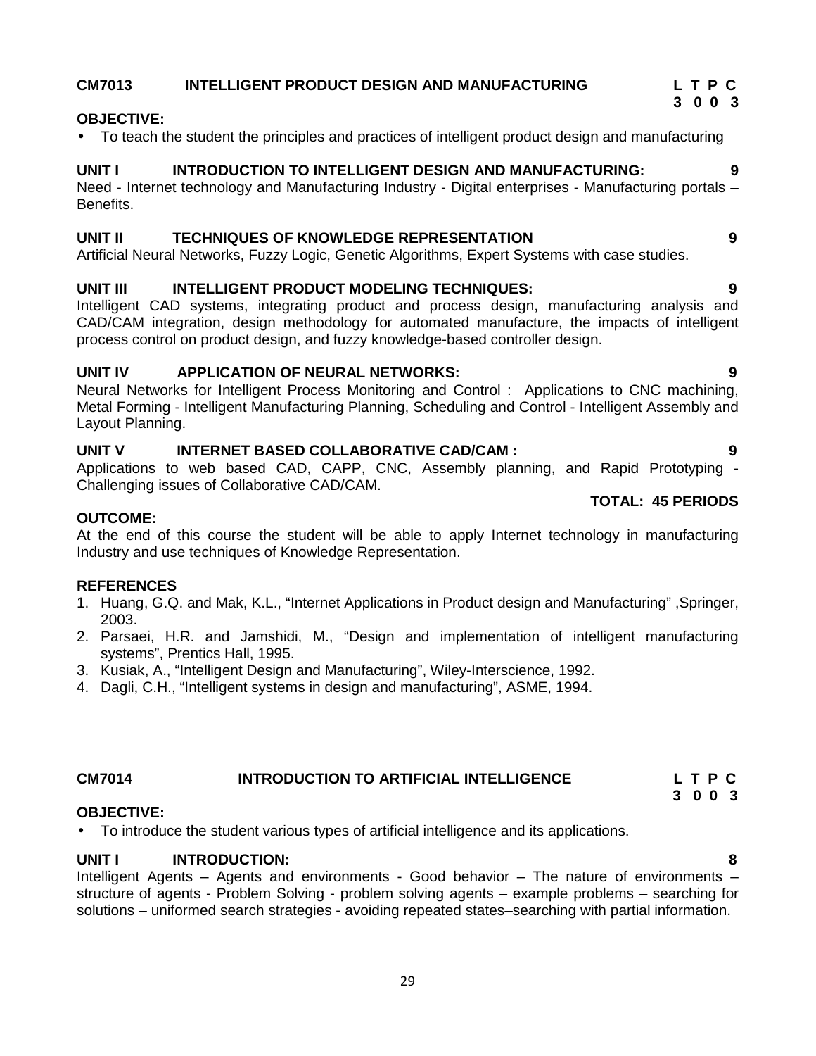## CM7013 INTELLIGENT PRODUCT DESIGN AND MANUFACTURING

**L T P C**
**3 0 0 3**

**OBJECTIVE:**

- To teach the student the principles and practices of intelligent product design and manufacturing

**UNIT I INTRODUCTION TO INTELLIGENT DESIGN AND MANUFACTURING: 9**

Need - Internet technology and Manufacturing Industry - Digital enterprises - Manufacturing portals – Benefits.

**UNIT II TECHNIQUES OF KNOWLEDGE REPRESENTATION 9**

Artificial Neural Networks, Fuzzy Logic, Genetic Algorithms, Expert Systems with case studies.

**UNIT III INTELLIGENT PRODUCT MODELING TECHNIQUES: 9**

Intelligent CAD systems, integrating product and process design, manufacturing analysis and CAD/CAM integration, design methodology for automated manufacture, the impacts of intelligent process control on product design, and fuzzy knowledge-based controller design.

**UNIT IV APPLICATION OF NEURAL NETWORKS: 9**

Neural Networks for Intelligent Process Monitoring and Control : Applications to CNC machining, Metal Forming - Intelligent Manufacturing Planning, Scheduling and Control - Intelligent Assembly and Layout Planning.

**UNIT V INTERNET BASED COLLABORATIVE CAD/CAM : 9**

Applications to web based CAD, CAPP, CNC, Assembly planning, and Rapid Prototyping - Challenging issues of Collaborative CAD/CAM.

**TOTAL: 45 PERIODS**

**OUTCOME:**

At the end of this course the student will be able to apply Internet technology in manufacturing Industry and use techniques of Knowledge Representation.

**REFERENCES**

1. Huang, G.Q. and Mak, K.L., “Internet Applications in Product design and Manufacturing” ,Springer, 2003.
2. Parsaei, H.R. and Jamshidi, M., “Design and implementation of intelligent manufacturing systems”, Prentics Hall, 1995.
3. Kusiak, A., “Intelligent Design and Manufacturing”, Wiley-Interscience, 1992.
4. Dagli, C.H., “Intelligent systems in design and manufacturing”, ASME, 1994.

## CM7014 INTRODUCTION TO ARTIFICIAL INTELLIGENCE

**L T P C**
**3 0 0 3**

**OBJECTIVE:**

- To introduce the student various types of artificial intelligence and its applications.

**UNIT I INTRODUCTION: 8**

Intelligent Agents – Agents and environments - Good behavior – The nature of environments – structure of agents - Problem Solving - problem solving agents – example problems – searching for solutions – uniformed search strategies - avoiding repeated states–searching with partial information.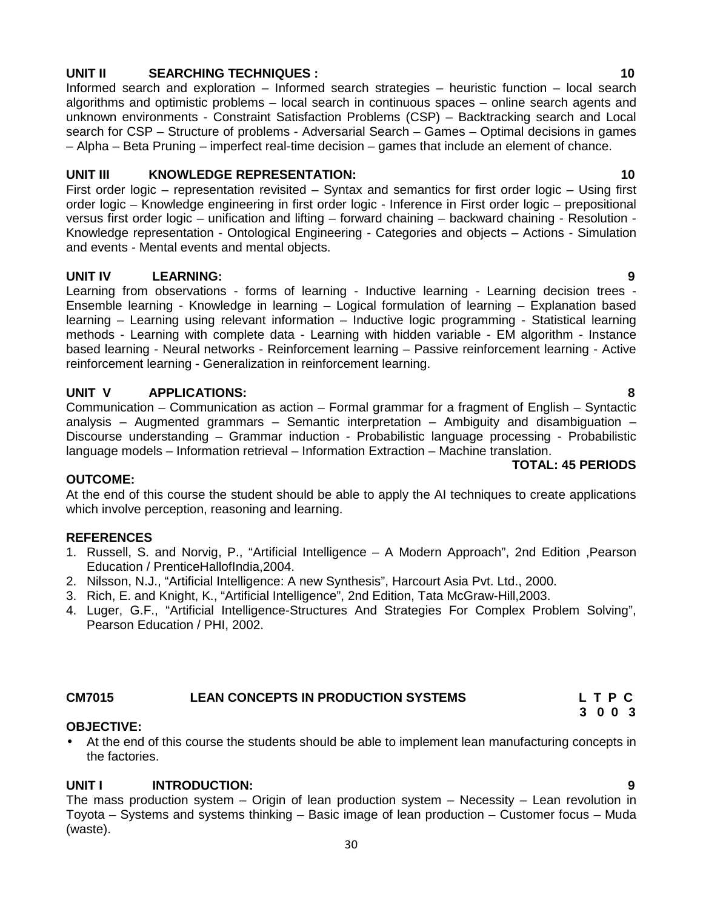**UNIT II SEARCHING TECHNIQUES : 10**

Informed search and exploration – Informed search strategies – heuristic function – local search algorithms and optimistic problems – local search in continuous spaces – online search agents and unknown environments - Constraint Satisfaction Problems (CSP) – Backtracking search and Local search for CSP – Structure of problems - Adversarial Search – Games – Optimal decisions in games – Alpha – Beta Pruning – imperfect real-time decision – games that include an element of chance.

**UNIT III KNOWLEDGE REPRESENTATION: 10**

First order logic – representation revisited – Syntax and semantics for first order logic – Using first order logic – Knowledge engineering in first order logic - Inference in First order logic – prepositional versus first order logic – unification and lifting – forward chaining – backward chaining - Resolution - Knowledge representation - Ontological Engineering - Categories and objects – Actions - Simulation and events - Mental events and mental objects.

**UNIT IV LEARNING: 9**

Learning from observations - forms of learning - Inductive learning - Learning decision trees - Ensemble learning - Knowledge in learning – Logical formulation of learning – Explanation based learning – Learning using relevant information – Inductive logic programming - Statistical learning methods - Learning with complete data - Learning with hidden variable - EM algorithm - Instance based learning - Neural networks - Reinforcement learning – Passive reinforcement learning - Active reinforcement learning - Generalization in reinforcement learning.

**UNIT V APPLICATIONS: 8**

Communication – Communication as action – Formal grammar for a fragment of English – Syntactic analysis – Augmented grammars – Semantic interpretation – Ambiguity and disambiguation – Discourse understanding – Grammar induction - Probabilistic language processing - Probabilistic language models – Information retrieval – Information Extraction – Machine translation.

**TOTAL: 45 PERIODS**

**OUTCOME:**

At the end of this course the student should be able to apply the AI techniques to create applications which involve perception, reasoning and learning.

**REFERENCES**

1. Russell, S. and Norvig, P., "Artificial Intelligence – A Modern Approach", 2nd Edition ,Pearson Education / PrenticeHallofIndia,2004.
2. Nilsson, N.J., "Artificial Intelligence: A new Synthesis", Harcourt Asia Pvt. Ltd., 2000.
3. Rich, E. and Knight, K., "Artificial Intelligence", 2nd Edition, Tata McGraw-Hill,2003.
4. Luger, G.F., "Artificial Intelligence-Structures And Strategies For Complex Problem Solving", Pearson Education / PHI, 2002.

**CM7015 LEAN CONCEPTS IN PRODUCTION SYSTEMS**

| L | T | P | C |
|---|---|---|---|
| 3 | 0 | 0 | 3 |

**OBJECTIVE:**

- At the end of this course the students should be able to implement lean manufacturing concepts in the factories.

**UNIT I INTRODUCTION: 9**

The mass production system – Origin of lean production system – Necessity – Lean revolution in Toyota – Systems and systems thinking – Basic image of lean production – Customer focus – Muda (waste).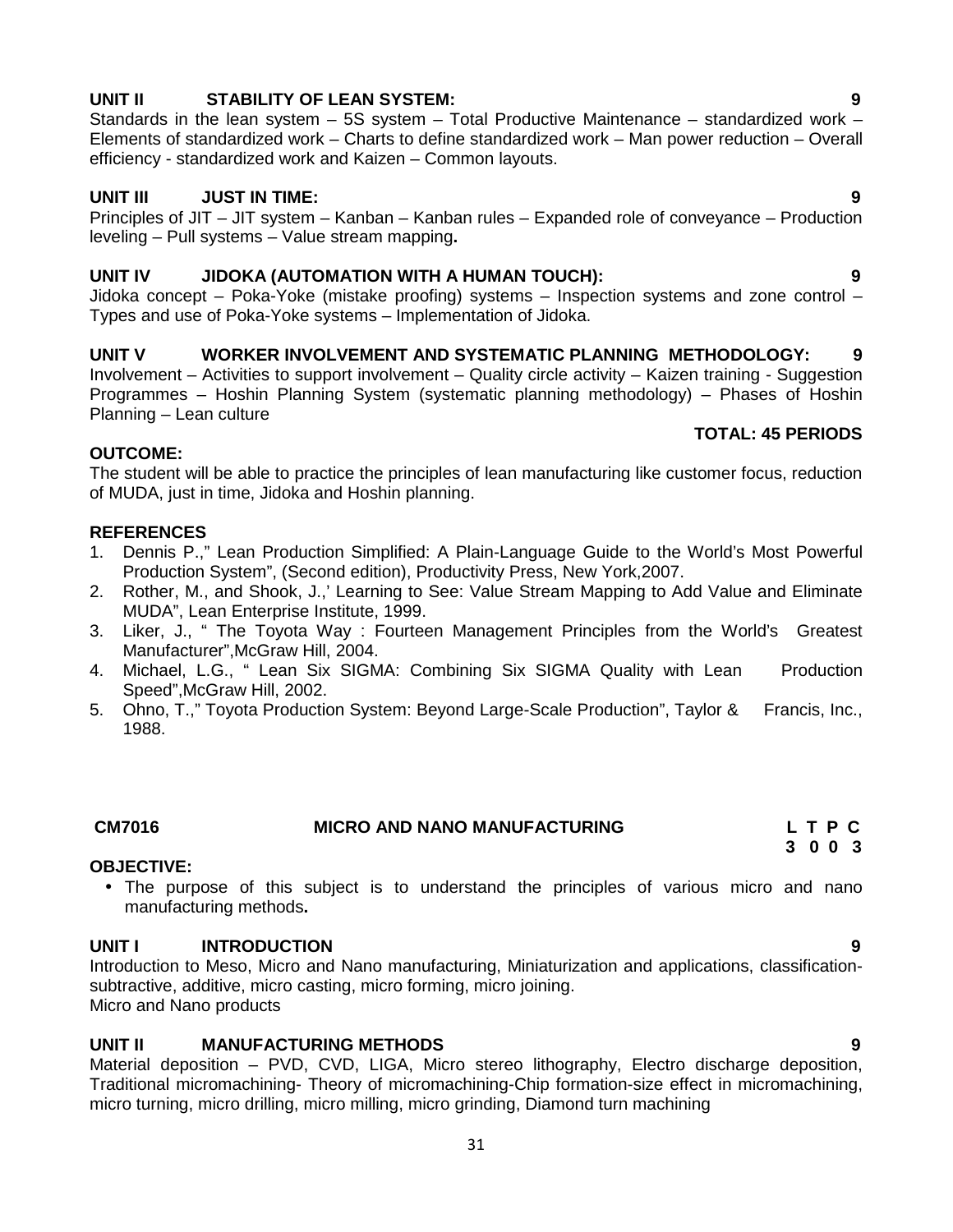**UNIT II STABILITY OF LEAN SYSTEM: 9**

Standards in the lean system – 5S system – Total Productive Maintenance – standardized work – Elements of standardized work – Charts to define standardized work – Man power reduction – Overall efficiency - standardized work and Kaizen – Common layouts.

**UNIT III JUST IN TIME: 9**

Principles of JIT – JIT system – Kanban – Kanban rules – Expanded role of conveyance – Production leveling – Pull systems – Value stream mapping**.**

**UNIT IV JIDOKA (AUTOMATION WITH A HUMAN TOUCH): 9**

Jidoka concept – Poka-Yoke (mistake proofing) systems – Inspection systems and zone control – Types and use of Poka-Yoke systems – Implementation of Jidoka.

**UNIT V WORKER INVOLVEMENT AND SYSTEMATIC PLANNING METHODOLOGY: 9**

Involvement – Activities to support involvement – Quality circle activity – Kaizen training - Suggestion Programmes – Hoshin Planning System (systematic planning methodology) – Phases of Hoshin Planning – Lean culture

**TOTAL: 45 PERIODS**

**OUTCOME:**

The student will be able to practice the principles of lean manufacturing like customer focus, reduction of MUDA, just in time, Jidoka and Hoshin planning.

**REFERENCES**

1. Dennis P.," Lean Production Simplified: A Plain-Language Guide to the World's Most Powerful Production System", (Second edition), Productivity Press, New York,2007.
2. Rother, M., and Shook, J.,' Learning to See: Value Stream Mapping to Add Value and Eliminate MUDA", Lean Enterprise Institute, 1999.
3. Liker, J., " The Toyota Way : Fourteen Management Principles from the World's Greatest Manufacturer",McGraw Hill, 2004.
4. Michael, L.G., " Lean Six SIGMA: Combining Six SIGMA Quality with Lean Production Speed",McGraw Hill, 2002.
5. Ohno, T.," Toyota Production System: Beyond Large-Scale Production", Taylor & Francis, Inc., 1988.

**CM7016 MICRO AND NANO MANUFACTURING**

| L | T | P | C |
|---|---|---|---|
| 3 | 0 | 0 | 3 |

**OBJECTIVE:**

- The purpose of this subject is to understand the principles of various micro and nano manufacturing methods**.**

**UNIT I INTRODUCTION 9**

Introduction to Meso, Micro and Nano manufacturing, Miniaturization and applications, classification-subtractive, additive, micro casting, micro forming, micro joining.
Micro and Nano products

**UNIT II MANUFACTURING METHODS 9**

Material deposition – PVD, CVD, LIGA, Micro stereo lithography, Electro discharge deposition, Traditional micromachining- Theory of micromachining-Chip formation-size effect in micromachining, micro turning, micro drilling, micro milling, micro grinding, Diamond turn machining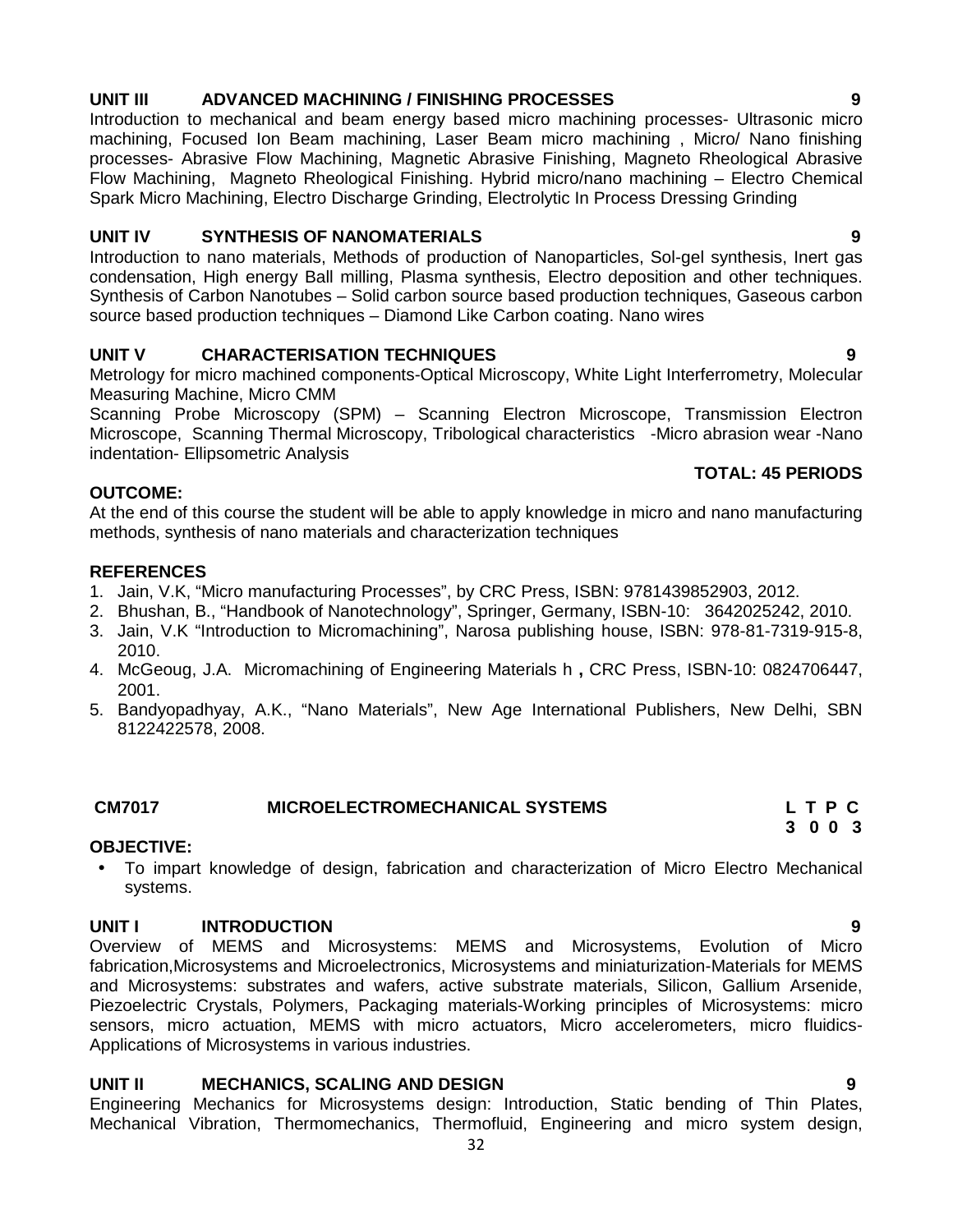**UNIT III ADVANCED MACHINING / FINISHING PROCESSES 9**

Introduction to mechanical and beam energy based micro machining processes- Ultrasonic micro machining, Focused Ion Beam machining, Laser Beam micro machining , Micro/ Nano finishing processes- Abrasive Flow Machining, Magnetic Abrasive Finishing, Magneto Rheological Abrasive Flow Machining, Magneto Rheological Finishing. Hybrid micro/nano machining – Electro Chemical Spark Micro Machining, Electro Discharge Grinding, Electrolytic In Process Dressing Grinding

**UNIT IV SYNTHESIS OF NANOMATERIALS 9**

Introduction to nano materials, Methods of production of Nanoparticles, Sol-gel synthesis, Inert gas condensation, High energy Ball milling, Plasma synthesis, Electro deposition and other techniques. Synthesis of Carbon Nanotubes – Solid carbon source based production techniques, Gaseous carbon source based production techniques – Diamond Like Carbon coating. Nano wires

**UNIT V CHARACTERISATION TECHNIQUES 9**

Metrology for micro machined components-Optical Microscopy, White Light Interferrometry, Molecular Measuring Machine, Micro CMM

Scanning Probe Microscopy (SPM) – Scanning Electron Microscope, Transmission Electron Microscope, Scanning Thermal Microscopy, Tribological characteristics -Micro abrasion wear -Nano indentation- Ellipsometric Analysis

**TOTAL: 45 PERIODS**

**OUTCOME:**

At the end of this course the student will be able to apply knowledge in micro and nano manufacturing methods, synthesis of nano materials and characterization techniques

**REFERENCES**

1. Jain, V.K, "Micro manufacturing Processes", by CRC Press, ISBN: 9781439852903, 2012.
2. Bhushan, B., "Handbook of Nanotechnology", Springer, Germany, ISBN-10: 3642025242, 2010.
3. Jain, V.K "Introduction to Micromachining", Narosa publishing house, ISBN: 978-81-7319-915-8, 2010.
4. McGeoug, J.A. Micromachining of Engineering Materials h **,** CRC Press, ISBN-10: 0824706447, 2001.
5. Bandyopadhyay, A.K., "Nano Materials", New Age International Publishers, New Delhi, SBN 8122422578, 2008.

| **CM7017** | **MICROELECTROMECHANICAL SYSTEMS** | **L T P C** |
|---|---|---|
| | | **3 0 0 3** |

**OBJECTIVE:**

- To impart knowledge of design, fabrication and characterization of Micro Electro Mechanical systems.

**UNIT I INTRODUCTION 9**

Overview of MEMS and Microsystems: MEMS and Microsystems, Evolution of Micro fabrication,Microsystems and Microelectronics, Microsystems and miniaturization-Materials for MEMS and Microsystems: substrates and wafers, active substrate materials, Silicon, Gallium Arsenide, Piezoelectric Crystals, Polymers, Packaging materials-Working principles of Microsystems: micro sensors, micro actuation, MEMS with micro actuators, Micro accelerometers, micro fluidics-Applications of Microsystems in various industries.

**UNIT II MECHANICS, SCALING AND DESIGN 9**

Engineering Mechanics for Microsystems design: Introduction, Static bending of Thin Plates, Mechanical Vibration, Thermomechanics, Thermofluid, Engineering and micro system design,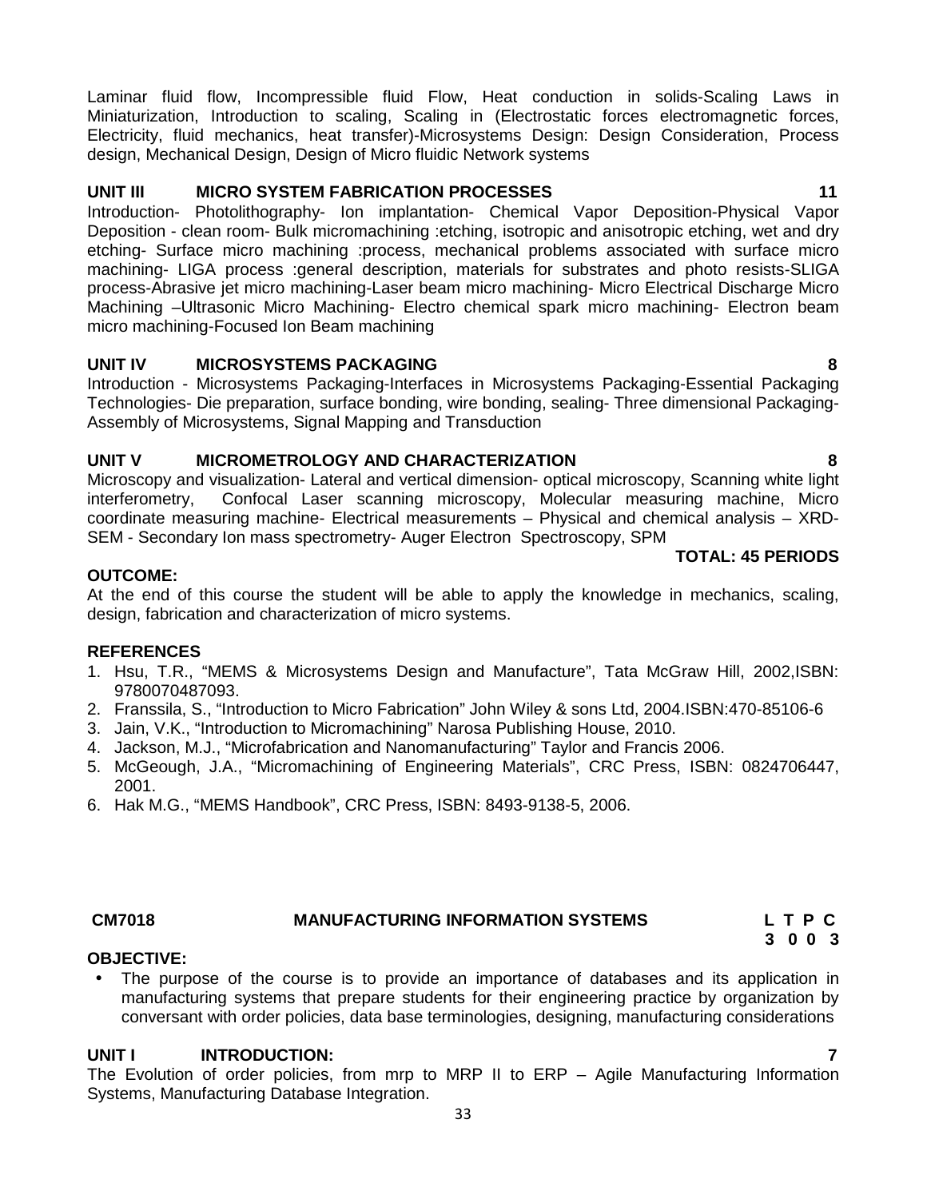Laminar fluid flow, Incompressible fluid Flow, Heat conduction in solids-Scaling Laws in Miniaturization, Introduction to scaling, Scaling in (Electrostatic forces electromagnetic forces, Electricity, fluid mechanics, heat transfer)-Microsystems Design: Design Consideration, Process design, Mechanical Design, Design of Micro fluidic Network systems

**UNIT III MICRO SYSTEM FABRICATION PROCESSES 11**

Introduction- Photolithography- Ion implantation- Chemical Vapor Deposition-Physical Vapor Deposition - clean room- Bulk micromachining :etching, isotropic and anisotropic etching, wet and dry etching- Surface micro machining :process, mechanical problems associated with surface micro machining- LIGA process :general description, materials for substrates and photo resists-SLIGA process-Abrasive jet micro machining-Laser beam micro machining- Micro Electrical Discharge Micro Machining –Ultrasonic Micro Machining- Electro chemical spark micro machining- Electron beam micro machining-Focused Ion Beam machining

**UNIT IV MICROSYSTEMS PACKAGING 8**

Introduction - Microsystems Packaging-Interfaces in Microsystems Packaging-Essential Packaging Technologies- Die preparation, surface bonding, wire bonding, sealing- Three dimensional Packaging-Assembly of Microsystems, Signal Mapping and Transduction

**UNIT V MICROMETROLOGY AND CHARACTERIZATION 8**

Microscopy and visualization- Lateral and vertical dimension- optical microscopy, Scanning white light interferometry, Confocal Laser scanning microscopy, Molecular measuring machine, Micro coordinate measuring machine- Electrical measurements – Physical and chemical analysis – XRD-SEM - Secondary Ion mass spectrometry- Auger Electron Spectroscopy, SPM

**TOTAL: 45 PERIODS**

**OUTCOME:**

At the end of this course the student will be able to apply the knowledge in mechanics, scaling, design, fabrication and characterization of micro systems.

**REFERENCES**

1. Hsu, T.R., "MEMS & Microsystems Design and Manufacture", Tata McGraw Hill, 2002,ISBN: 9780070487093.
2. Franssila, S., "Introduction to Micro Fabrication" John Wiley & sons Ltd, 2004.ISBN:470-85106-6
3. Jain, V.K., "Introduction to Micromachining" Narosa Publishing House, 2010.
4. Jackson, M.J., "Microfabrication and Nanomanufacturing" Taylor and Francis 2006.
5. McGeough, J.A., "Micromachining of Engineering Materials", CRC Press, ISBN: 0824706447, 2001.
6. Hak M.G., "MEMS Handbook", CRC Press, ISBN: 8493-9138-5, 2006.

**CM7018 MANUFACTURING INFORMATION SYSTEMS L T P C**
**3 0 0 3**

**OBJECTIVE:**

- The purpose of the course is to provide an importance of databases and its application in manufacturing systems that prepare students for their engineering practice by organization by conversant with order policies, data base terminologies, designing, manufacturing considerations

**UNIT I INTRODUCTION: 7**

The Evolution of order policies, from mrp to MRP II to ERP – Agile Manufacturing Information Systems, Manufacturing Database Integration.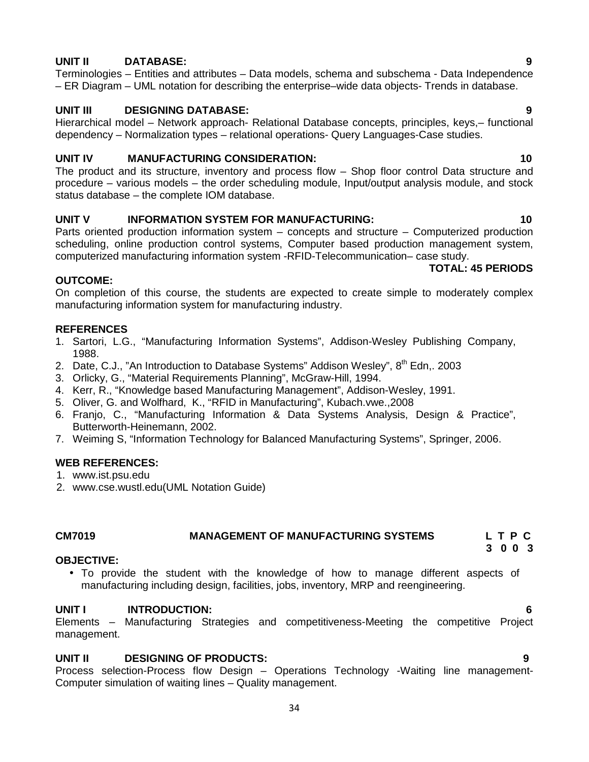**UNIT II DATABASE: 9**

Terminologies – Entities and attributes – Data models, schema and subschema - Data Independence – ER Diagram – UML notation for describing the enterprise–wide data objects- Trends in database.

**UNIT III DESIGNING DATABASE: 9**

Hierarchical model – Network approach- Relational Database concepts, principles, keys,– functional dependency – Normalization types – relational operations- Query Languages-Case studies.

**UNIT IV MANUFACTURING CONSIDERATION: 10**

The product and its structure, inventory and process flow – Shop floor control Data structure and procedure – various models – the order scheduling module, Input/output analysis module, and stock status database – the complete IOM database.

**UNIT V INFORMATION SYSTEM FOR MANUFACTURING: 10**

Parts oriented production information system – concepts and structure – Computerized production scheduling, online production control systems, Computer based production management system, computerized manufacturing information system -RFID-Telecommunication– case study.

**TOTAL: 45 PERIODS**

**OUTCOME:**

On completion of this course, the students are expected to create simple to moderately complex manufacturing information system for manufacturing industry.

**REFERENCES**

1. Sartori, L.G., "Manufacturing Information Systems", Addison-Wesley Publishing Company, 1988.
2. Date, C.J., "An Introduction to Database Systems" Addison Wesley", 8th Edn,. 2003
3. Orlicky, G., "Material Requirements Planning", McGraw-Hill, 1994.
4. Kerr, R., "Knowledge based Manufacturing Management", Addison-Wesley, 1991.
5. Oliver, G. and Wolfhard, K., "RFID in Manufacturing", Kubach.vwe.,2008
6. Franjo, C., "Manufacturing Information & Data Systems Analysis, Design & Practice", Butterworth-Heinemann, 2002.
7. Weiming S, "Information Technology for Balanced Manufacturing Systems", Springer, 2006.

**WEB REFERENCES:**

1. www.ist.psu.edu
2. www.cse.wustl.edu(UML Notation Guide)

**CM7019 MANAGEMENT OF MANUFACTURING SYSTEMS**

| L | T | P | C |
|---|---|---|---|
| 3 | 0 | 0 | 3 |

**OBJECTIVE:**

- To provide the student with the knowledge of how to manage different aspects of manufacturing including design, facilities, jobs, inventory, MRP and reengineering.

**UNIT I INTRODUCTION: 6**

Elements – Manufacturing Strategies and competitiveness-Meeting the competitive Project management.

**UNIT II DESIGNING OF PRODUCTS: 9**

Process selection-Process flow Design – Operations Technology -Waiting line management-Computer simulation of waiting lines – Quality management.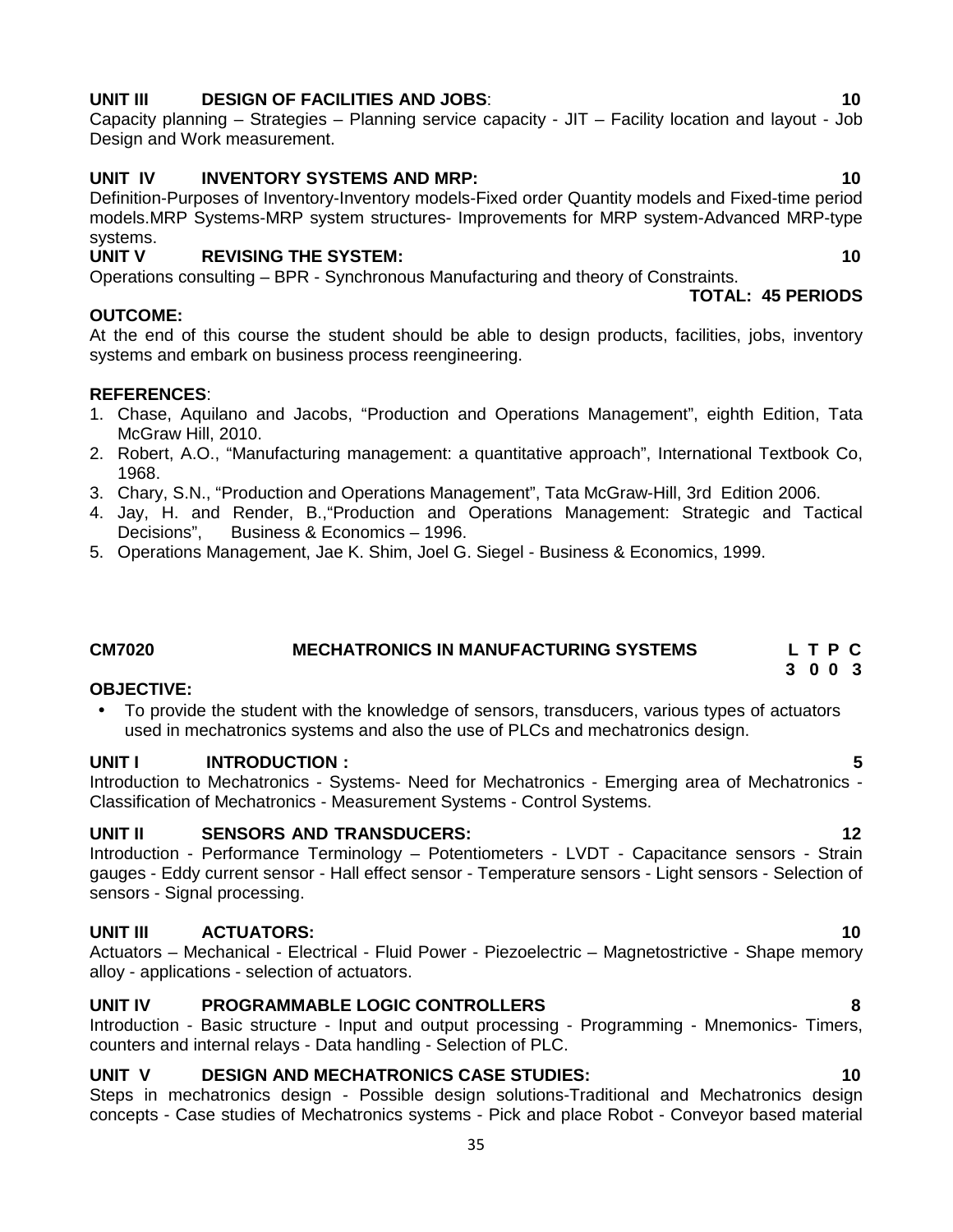**UNIT III DESIGN OF FACILITIES AND JOBS**: **10**

Capacity planning – Strategies – Planning service capacity - JIT – Facility location and layout - Job Design and Work measurement.

**UNIT IV INVENTORY SYSTEMS AND MRP: 10**

Definition-Purposes of Inventory-Inventory models-Fixed order Quantity models and Fixed-time period models.MRP Systems-MRP system structures- Improvements for MRP system-Advanced MRP-type systems.

**UNIT V REVISING THE SYSTEM: 10**

Operations consulting – BPR - Synchronous Manufacturing and theory of Constraints.

**TOTAL: 45 PERIODS**

**OUTCOME:**

At the end of this course the student should be able to design products, facilities, jobs, inventory systems and embark on business process reengineering.

**REFERENCES**:

1. Chase, Aquilano and Jacobs, "Production and Operations Management", eighth Edition, Tata McGraw Hill, 2010.
2. Robert, A.O., "Manufacturing management: a quantitative approach", International Textbook Co, 1968.
3. Chary, S.N., "Production and Operations Management", Tata McGraw-Hill, 3rd Edition 2006.
4. Jay, H. and Render, B.,"Production and Operations Management: Strategic and Tactical Decisions", Business & Economics – 1996.
5. Operations Management, Jae K. Shim, Joel G. Siegel - Business & Economics, 1999.

## CM7020 MECHATRONICS IN MANUFACTURING SYSTEMS

| L | T | P | C |
|---|---|---|---|
| 3 | 0 | 0 | 3 |

**OBJECTIVE:**

- To provide the student with the knowledge of sensors, transducers, various types of actuators used in mechatronics systems and also the use of PLCs and mechatronics design.

**UNIT I INTRODUCTION : 5**

Introduction to Mechatronics - Systems- Need for Mechatronics - Emerging area of Mechatronics - Classification of Mechatronics - Measurement Systems - Control Systems.

**UNIT II SENSORS AND TRANSDUCERS: 12**

Introduction - Performance Terminology – Potentiometers - LVDT - Capacitance sensors - Strain gauges - Eddy current sensor - Hall effect sensor - Temperature sensors - Light sensors - Selection of sensors - Signal processing.

**UNIT III ACTUATORS: 10**

Actuators – Mechanical - Electrical - Fluid Power - Piezoelectric – Magnetostrictive - Shape memory alloy - applications - selection of actuators.

**UNIT IV PROGRAMMABLE LOGIC CONTROLLERS 8**

Introduction - Basic structure - Input and output processing - Programming - Mnemonics- Timers, counters and internal relays - Data handling - Selection of PLC.

**UNIT V DESIGN AND MECHATRONICS CASE STUDIES: 10**

Steps in mechatronics design - Possible design solutions-Traditional and Mechatronics design concepts - Case studies of Mechatronics systems - Pick and place Robot - Conveyor based material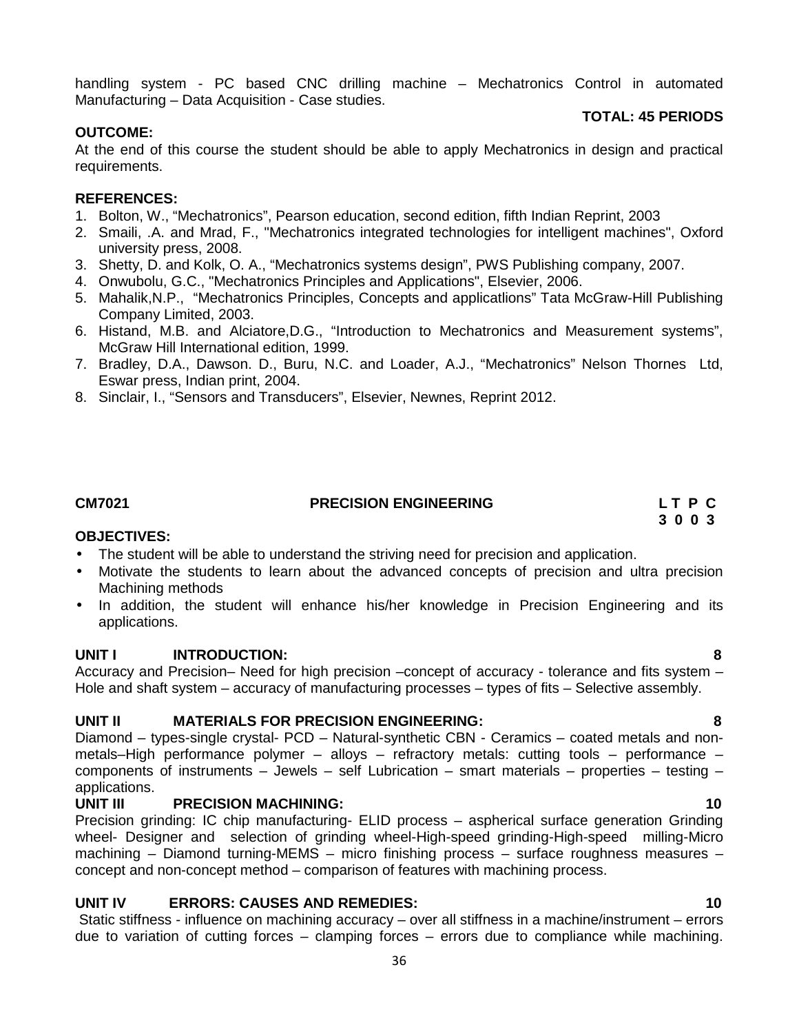handling system - PC based CNC drilling machine – Mechatronics Control in automated Manufacturing – Data Acquisition - Case studies.

**TOTAL: 45 PERIODS**

**OUTCOME:**

At the end of this course the student should be able to apply Mechatronics in design and practical requirements.

**REFERENCES:**

1. Bolton, W., "Mechatronics", Pearson education, second edition, fifth Indian Reprint, 2003
2. Smaili, .A. and Mrad, F., "Mechatronics integrated technologies for intelligent machines", Oxford university press, 2008.
3. Shetty, D. and Kolk, O. A., "Mechatronics systems design", PWS Publishing company, 2007.
4. Onwubolu, G.C., "Mechatronics Principles and Applications", Elsevier, 2006.
5. Mahalik,N.P., "Mechatronics Principles, Concepts and applicatlions" Tata McGraw-Hill Publishing Company Limited, 2003.
6. Histand, M.B. and Alciatore,D.G., "Introduction to Mechatronics and Measurement systems", McGraw Hill International edition, 1999.
7. Bradley, D.A., Dawson. D., Buru, N.C. and Loader, A.J., "Mechatronics" Nelson Thornes Ltd, Eswar press, Indian print, 2004.
8. Sinclair, I., "Sensors and Transducers", Elsevier, Newnes, Reprint 2012.

## CM7021 PRECISION ENGINEERING

**L T P C**
**3 0 0 3**

**OBJECTIVES:**

- The student will be able to understand the striving need for precision and application.
- Motivate the students to learn about the advanced concepts of precision and ultra precision Machining methods
- In addition, the student will enhance his/her knowledge in Precision Engineering and its applications.

**UNIT I INTRODUCTION: 8**

Accuracy and Precision– Need for high precision –concept of accuracy - tolerance and fits system – Hole and shaft system – accuracy of manufacturing processes – types of fits – Selective assembly.

**UNIT II MATERIALS FOR PRECISION ENGINEERING: 8**

Diamond – types-single crystal- PCD – Natural-synthetic CBN - Ceramics – coated metals and non-metals–High performance polymer – alloys – refractory metals: cutting tools – performance – components of instruments – Jewels – self Lubrication – smart materials – properties – testing – applications.

**UNIT III PRECISION MACHINING: 10**

Precision grinding: IC chip manufacturing- ELID process – aspherical surface generation Grinding wheel- Designer and selection of grinding wheel-High-speed grinding-High-speed milling-Micro machining – Diamond turning-MEMS – micro finishing process – surface roughness measures – concept and non-concept method – comparison of features with machining process.

**UNIT IV ERRORS: CAUSES AND REMEDIES: 10**

Static stiffness - influence on machining accuracy – over all stiffness in a machine/instrument – errors due to variation of cutting forces – clamping forces – errors due to compliance while machining.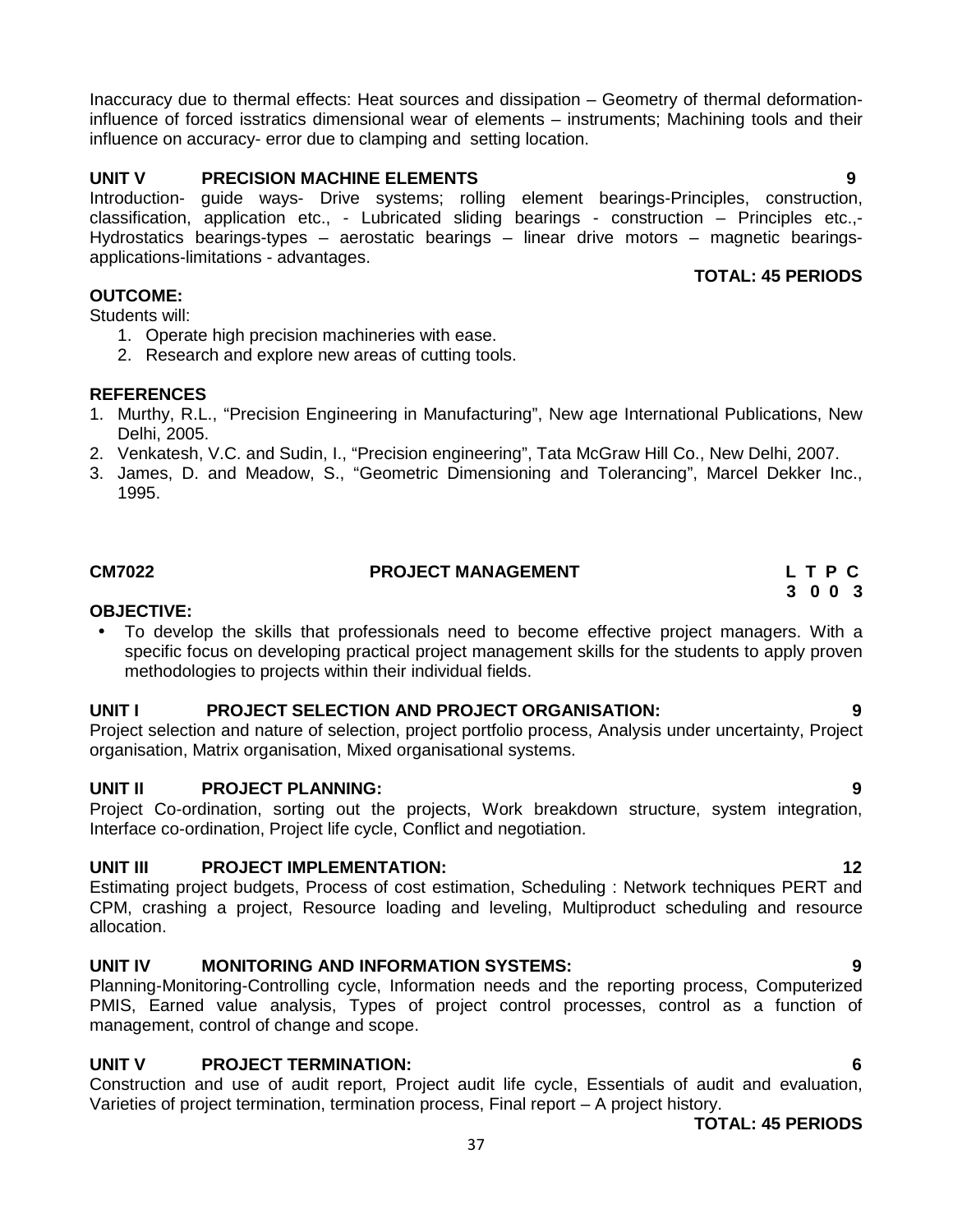Inaccuracy due to thermal effects: Heat sources and dissipation – Geometry of thermal deformation- influence of forced isstratics dimensional wear of elements – instruments; Machining tools and their influence on accuracy- error due to clamping and setting location.

**UNIT V PRECISION MACHINE ELEMENTS 9**

Introduction- guide ways- Drive systems; rolling element bearings-Principles, construction, classification, application etc., - Lubricated sliding bearings - construction – Principles etc.,- Hydrostatics bearings-types – aerostatic bearings – linear drive motors – magnetic bearings- applications-limitations - advantages.

**TOTAL: 45 PERIODS**

**OUTCOME:**

Students will:

1. Operate high precision machineries with ease.
2. Research and explore new areas of cutting tools.

**REFERENCES**

1. Murthy, R.L., "Precision Engineering in Manufacturing", New age International Publications, New Delhi, 2005.
2. Venkatesh, V.C. and Sudin, I., "Precision engineering", Tata McGraw Hill Co., New Delhi, 2007.
3. James, D. and Meadow, S., "Geometric Dimensioning and Tolerancing", Marcel Dekker Inc., 1995.

## CM7022 PROJECT MANAGEMENT

| L | T | P | C |
|---|---|---|---|
| 3 | 0 | 0 | 3 |

**OBJECTIVE:**

- To develop the skills that professionals need to become effective project managers. With a specific focus on developing practical project management skills for the students to apply proven methodologies to projects within their individual fields.

**UNIT I PROJECT SELECTION AND PROJECT ORGANISATION: 9**

Project selection and nature of selection, project portfolio process, Analysis under uncertainty, Project organisation, Matrix organisation, Mixed organisational systems.

**UNIT II PROJECT PLANNING: 9**

Project Co-ordination, sorting out the projects, Work breakdown structure, system integration, Interface co-ordination, Project life cycle, Conflict and negotiation.

**UNIT III PROJECT IMPLEMENTATION: 12**

Estimating project budgets, Process of cost estimation, Scheduling : Network techniques PERT and CPM, crashing a project, Resource loading and leveling, Multiproduct scheduling and resource allocation.

**UNIT IV MONITORING AND INFORMATION SYSTEMS: 9**

Planning-Monitoring-Controlling cycle, Information needs and the reporting process, Computerized PMIS, Earned value analysis, Types of project control processes, control as a function of management, control of change and scope.

**UNIT V PROJECT TERMINATION: 6**

Construction and use of audit report, Project audit life cycle, Essentials of audit and evaluation, Varieties of project termination, termination process, Final report – A project history.

**TOTAL: 45 PERIODS**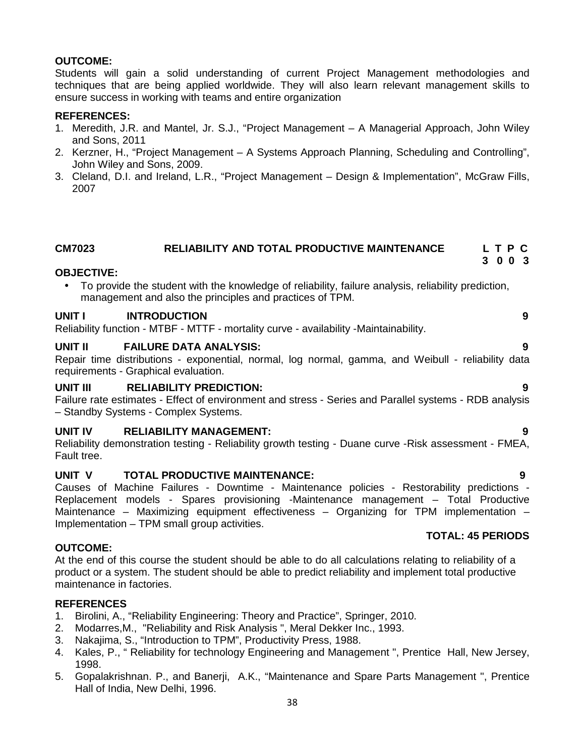**OUTCOME:**

Students will gain a solid understanding of current Project Management methodologies and techniques that are being applied worldwide. They will also learn relevant management skills to ensure success in working with teams and entire organization

**REFERENCES:**

1. Meredith, J.R. and Mantel, Jr. S.J., "Project Management – A Managerial Approach, John Wiley and Sons, 2011
2. Kerzner, H., "Project Management – A Systems Approach Planning, Scheduling and Controlling", John Wiley and Sons, 2009.
3. Cleland, D.I. and Ireland, L.R., "Project Management – Design & Implementation", McGraw Fills, 2007

## CM7023 RELIABILITY AND TOTAL PRODUCTIVE MAINTENANCE

**L T P C**
**3 0 0 3**

**OBJECTIVE:**

- To provide the student with the knowledge of reliability, failure analysis, reliability prediction, management and also the principles and practices of TPM.

**UNIT I INTRODUCTION** **9**

Reliability function - MTBF - MTTF - mortality curve - availability -Maintainability.

**UNIT II FAILURE DATA ANALYSIS:** **9**

Repair time distributions - exponential, normal, log normal, gamma, and Weibull - reliability data requirements - Graphical evaluation.

**UNIT III RELIABILITY PREDICTION:** **9**

Failure rate estimates - Effect of environment and stress - Series and Parallel systems - RDB analysis – Standby Systems - Complex Systems.

**UNIT IV RELIABILITY MANAGEMENT:** **9**

Reliability demonstration testing - Reliability growth testing - Duane curve -Risk assessment - FMEA, Fault tree.

**UNIT V TOTAL PRODUCTIVE MAINTENANCE:** **9**

Causes of Machine Failures - Downtime - Maintenance policies - Restorability predictions - Replacement models - Spares provisioning -Maintenance management – Total Productive Maintenance – Maximizing equipment effectiveness – Organizing for TPM implementation – Implementation – TPM small group activities.

**TOTAL: 45 PERIODS**

**OUTCOME:**

At the end of this course the student should be able to do all calculations relating to reliability of a product or a system. The student should be able to predict reliability and implement total productive maintenance in factories.

**REFERENCES**

1. Birolini, A., "Reliability Engineering: Theory and Practice", Springer, 2010.
2. Modarres,M., "Reliability and Risk Analysis ", Meral Dekker Inc., 1993.
3. Nakajima, S., "Introduction to TPM", Productivity Press, 1988.
4. Kales, P., " Reliability for technology Engineering and Management ", Prentice Hall, New Jersey, 1998.
5. Gopalakrishnan. P., and Banerji, A.K., "Maintenance and Spare Parts Management ", Prentice Hall of India, New Delhi, 1996.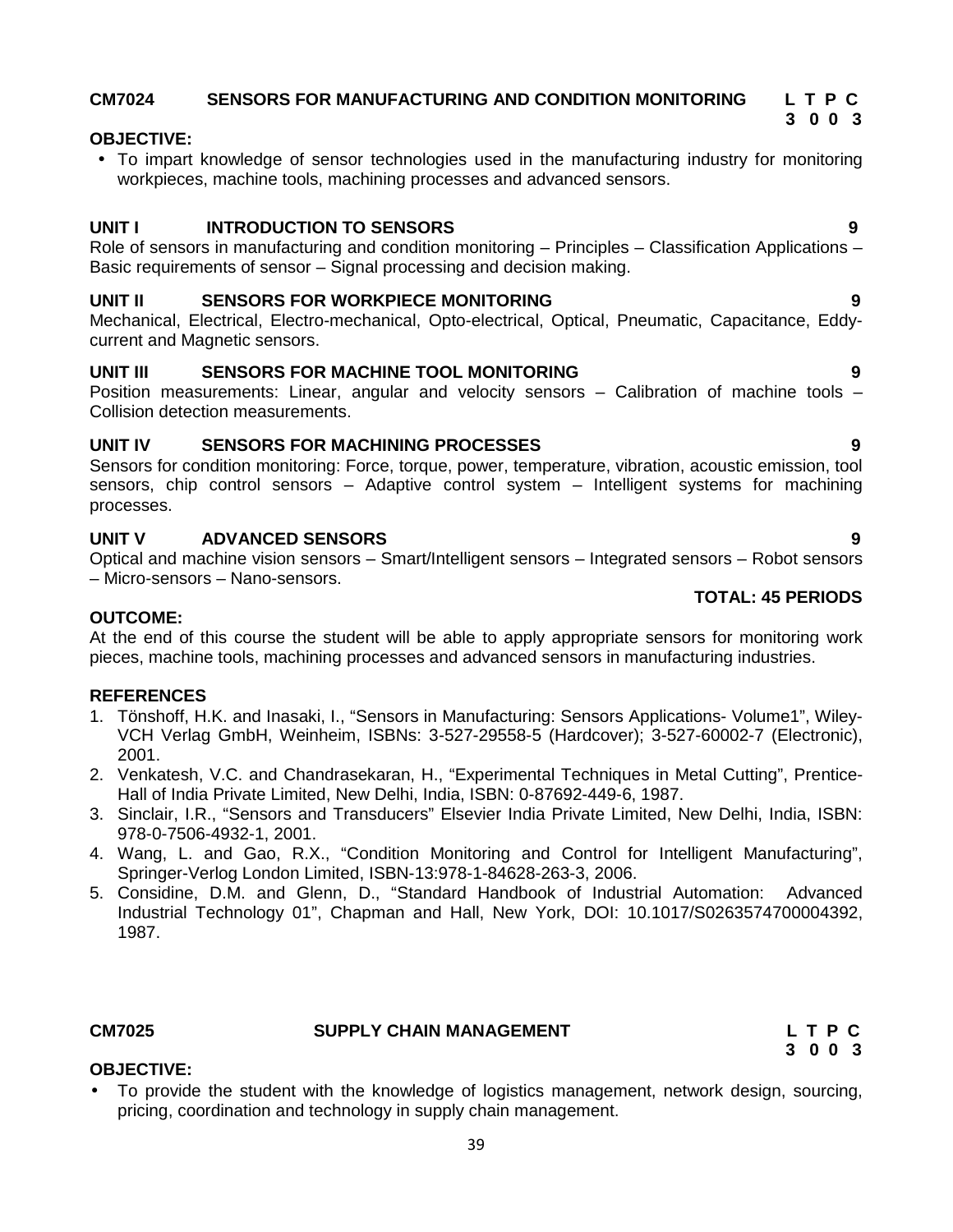## CM7024 SENSORS FOR MANUFACTURING AND CONDITION MONITORING

| L | T | P | C |
|---|---|---|---|
| 3 | 0 | 0 | 3 |

**OBJECTIVE:**

- To impart knowledge of sensor technologies used in the manufacturing industry for monitoring workpieces, machine tools, machining processes and advanced sensors.

**UNIT I INTRODUCTION TO SENSORS 9**

Role of sensors in manufacturing and condition monitoring – Principles – Classification Applications – Basic requirements of sensor – Signal processing and decision making.

**UNIT II SENSORS FOR WORKPIECE MONITORING 9**

Mechanical, Electrical, Electro-mechanical, Opto-electrical, Optical, Pneumatic, Capacitance, Eddy-current and Magnetic sensors.

**UNIT III SENSORS FOR MACHINE TOOL MONITORING 9**

Position measurements: Linear, angular and velocity sensors – Calibration of machine tools – Collision detection measurements.

**UNIT IV SENSORS FOR MACHINING PROCESSES 9**

Sensors for condition monitoring: Force, torque, power, temperature, vibration, acoustic emission, tool sensors, chip control sensors – Adaptive control system – Intelligent systems for machining processes.

**UNIT V ADVANCED SENSORS 9**

Optical and machine vision sensors – Smart/Intelligent sensors – Integrated sensors – Robot sensors – Micro-sensors – Nano-sensors.

**TOTAL: 45 PERIODS**

**OUTCOME:**

At the end of this course the student will be able to apply appropriate sensors for monitoring work pieces, machine tools, machining processes and advanced sensors in manufacturing industries.

**REFERENCES**

1. Tönshoff, H.K. and Inasaki, I., "Sensors in Manufacturing: Sensors Applications- Volume1", Wiley-VCH Verlag GmbH, Weinheim, ISBNs: 3-527-29558-5 (Hardcover); 3-527-60002-7 (Electronic), 2001.
2. Venkatesh, V.C. and Chandrasekaran, H., "Experimental Techniques in Metal Cutting", Prentice-Hall of India Private Limited, New Delhi, India, ISBN: 0-87692-449-6, 1987.
3. Sinclair, I.R., "Sensors and Transducers" Elsevier India Private Limited, New Delhi, India, ISBN: 978-0-7506-4932-1, 2001.
4. Wang, L. and Gao, R.X., "Condition Monitoring and Control for Intelligent Manufacturing", Springer-Verlog London Limited, ISBN-13:978-1-84628-263-3, 2006.
5. Considine, D.M. and Glenn, D., "Standard Handbook of Industrial Automation: Advanced Industrial Technology 01", Chapman and Hall, New York, DOI: 10.1017/S0263574700004392, 1987.

## CM7025 SUPPLY CHAIN MANAGEMENT

| L | T | P | C |
|---|---|---|---|
| 3 | 0 | 0 | 3 |

**OBJECTIVE:**

- To provide the student with the knowledge of logistics management, network design, sourcing, pricing, coordination and technology in supply chain management.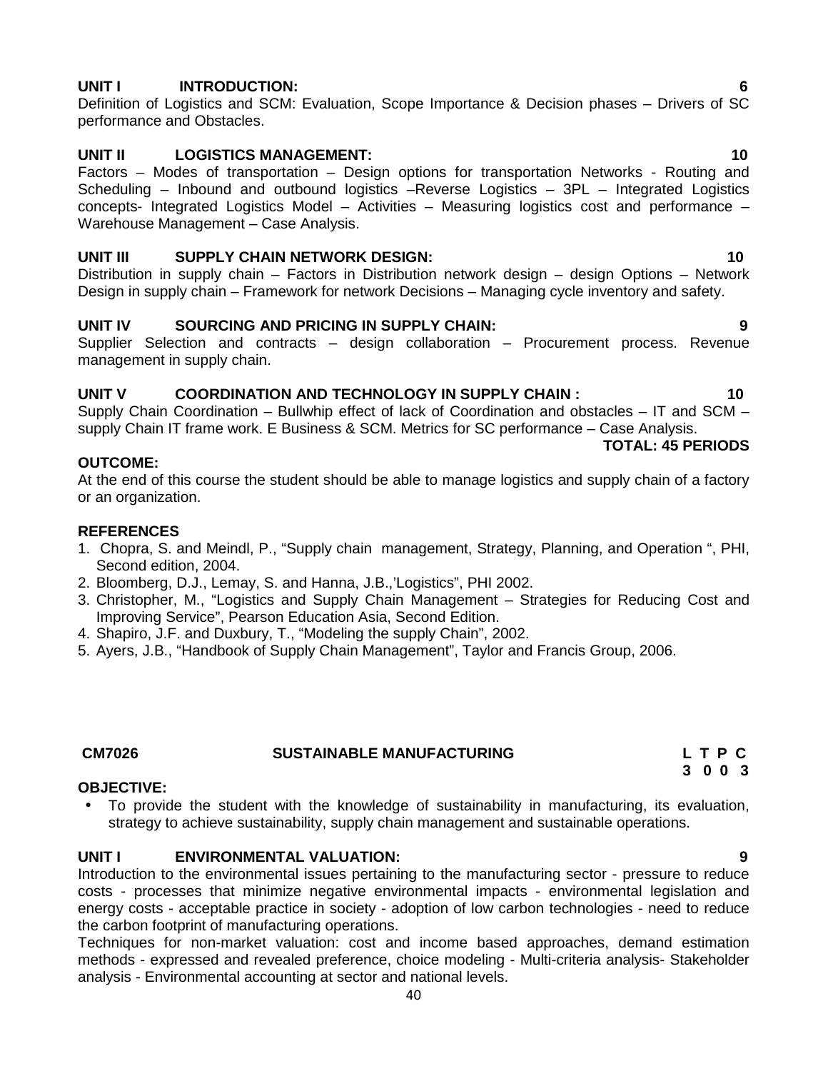**UNIT I INTRODUCTION: 6**

Definition of Logistics and SCM: Evaluation, Scope Importance & Decision phases – Drivers of SC performance and Obstacles.

**UNIT II LOGISTICS MANAGEMENT: 10**

Factors – Modes of transportation – Design options for transportation Networks - Routing and Scheduling – Inbound and outbound logistics –Reverse Logistics – 3PL – Integrated Logistics concepts- Integrated Logistics Model – Activities – Measuring logistics cost and performance – Warehouse Management – Case Analysis.

**UNIT III SUPPLY CHAIN NETWORK DESIGN: 10**

Distribution in supply chain – Factors in Distribution network design – design Options – Network Design in supply chain – Framework for network Decisions – Managing cycle inventory and safety.

**UNIT IV SOURCING AND PRICING IN SUPPLY CHAIN: 9**

Supplier Selection and contracts – design collaboration – Procurement process. Revenue management in supply chain.

**UNIT V COORDINATION AND TECHNOLOGY IN SUPPLY CHAIN : 10**

Supply Chain Coordination – Bullwhip effect of lack of Coordination and obstacles – IT and SCM – supply Chain IT frame work. E Business & SCM. Metrics for SC performance – Case Analysis.

**TOTAL: 45 PERIODS**

**OUTCOME:**

At the end of this course the student should be able to manage logistics and supply chain of a factory or an organization.

**REFERENCES**

1. Chopra, S. and Meindl, P., "Supply chain management, Strategy, Planning, and Operation ", PHI, Second edition, 2004.
2. Bloomberg, D.J., Lemay, S. and Hanna, J.B.,'Logistics", PHI 2002.
3. Christopher, M., "Logistics and Supply Chain Management – Strategies for Reducing Cost and Improving Service", Pearson Education Asia, Second Edition.
4. Shapiro, J.F. and Duxbury, T., "Modeling the supply Chain", 2002.
5. Ayers, J.B., "Handbook of Supply Chain Management", Taylor and Francis Group, 2006.

## CM7026 SUSTAINABLE MANUFACTURING

| L | T | P | C |
|---|---|---|---|
| 3 | 0 | 0 | 3 |

**OBJECTIVE:**

- To provide the student with the knowledge of sustainability in manufacturing, its evaluation, strategy to achieve sustainability, supply chain management and sustainable operations.

**UNIT I ENVIRONMENTAL VALUATION: 9**

Introduction to the environmental issues pertaining to the manufacturing sector - pressure to reduce costs - processes that minimize negative environmental impacts - environmental legislation and energy costs - acceptable practice in society - adoption of low carbon technologies - need to reduce the carbon footprint of manufacturing operations.

Techniques for non-market valuation: cost and income based approaches, demand estimation methods - expressed and revealed preference, choice modeling - Multi-criteria analysis- Stakeholder analysis - Environmental accounting at sector and national levels.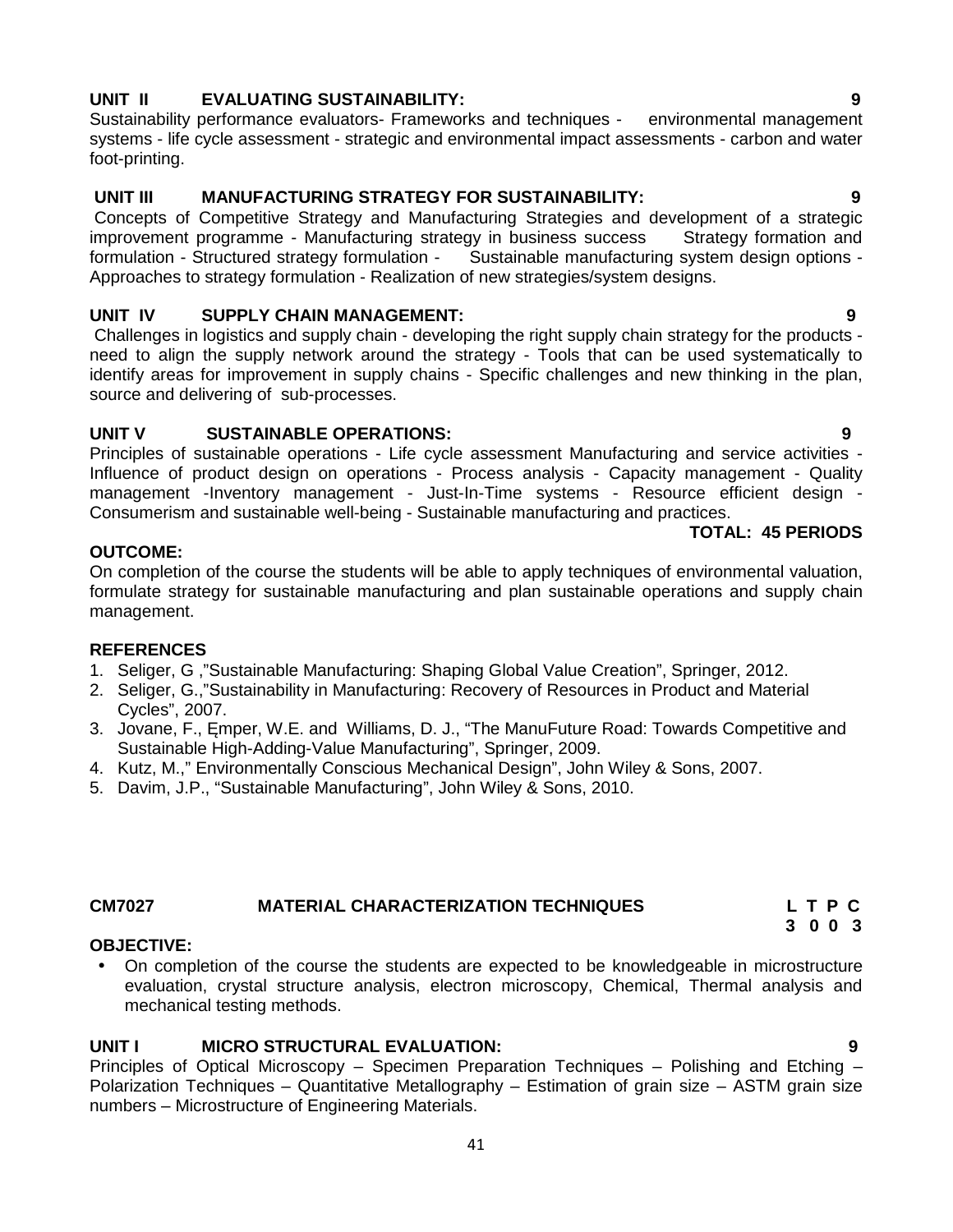**UNIT II EVALUATING SUSTAINABILITY: 9**

Sustainability performance evaluators- Frameworks and techniques - environmental management systems - life cycle assessment - strategic and environmental impact assessments - carbon and water foot-printing.

**UNIT III MANUFACTURING STRATEGY FOR SUSTAINABILITY: 9**

Concepts of Competitive Strategy and Manufacturing Strategies and development of a strategic improvement programme - Manufacturing strategy in business success Strategy formation and formulation - Structured strategy formulation - Sustainable manufacturing system design options - Approaches to strategy formulation - Realization of new strategies/system designs.

**UNIT IV SUPPLY CHAIN MANAGEMENT: 9**

Challenges in logistics and supply chain - developing the right supply chain strategy for the products - need to align the supply network around the strategy - Tools that can be used systematically to identify areas for improvement in supply chains - Specific challenges and new thinking in the plan, source and delivering of sub-processes.

**UNIT V SUSTAINABLE OPERATIONS: 9**

Principles of sustainable operations - Life cycle assessment Manufacturing and service activities - Influence of product design on operations - Process analysis - Capacity management - Quality management -Inventory management - Just-In-Time systems - Resource efficient design - Consumerism and sustainable well-being - Sustainable manufacturing and practices.

**TOTAL: 45 PERIODS**

**OUTCOME:**

On completion of the course the students will be able to apply techniques of environmental valuation, formulate strategy for sustainable manufacturing and plan sustainable operations and supply chain management.

**REFERENCES**

1. Seliger, G ,"Sustainable Manufacturing: Shaping Global Value Creation", Springer, 2012.
2. Seliger, G.,"Sustainability in Manufacturing: Recovery of Resources in Product and Material Cycles", 2007.
3. Jovane, F., Ęmper, W.E. and Williams, D. J., "The ManuFuture Road: Towards Competitive and Sustainable High-Adding-Value Manufacturing", Springer, 2009.
4. Kutz, M.," Environmentally Conscious Mechanical Design", John Wiley & Sons, 2007.
5. Davim, J.P., "Sustainable Manufacturing", John Wiley & Sons, 2010.

## CM7027 MATERIAL CHARACTERIZATION TECHNIQUES

| L | T | P | C |
|---|---|---|---|
| 3 | 0 | 0 | 3 |

**OBJECTIVE:**

- On completion of the course the students are expected to be knowledgeable in microstructure evaluation, crystal structure analysis, electron microscopy, Chemical, Thermal analysis and mechanical testing methods.

**UNIT I MICRO STRUCTURAL EVALUATION: 9**

Principles of Optical Microscopy – Specimen Preparation Techniques – Polishing and Etching – Polarization Techniques – Quantitative Metallography – Estimation of grain size – ASTM grain size numbers – Microstructure of Engineering Materials.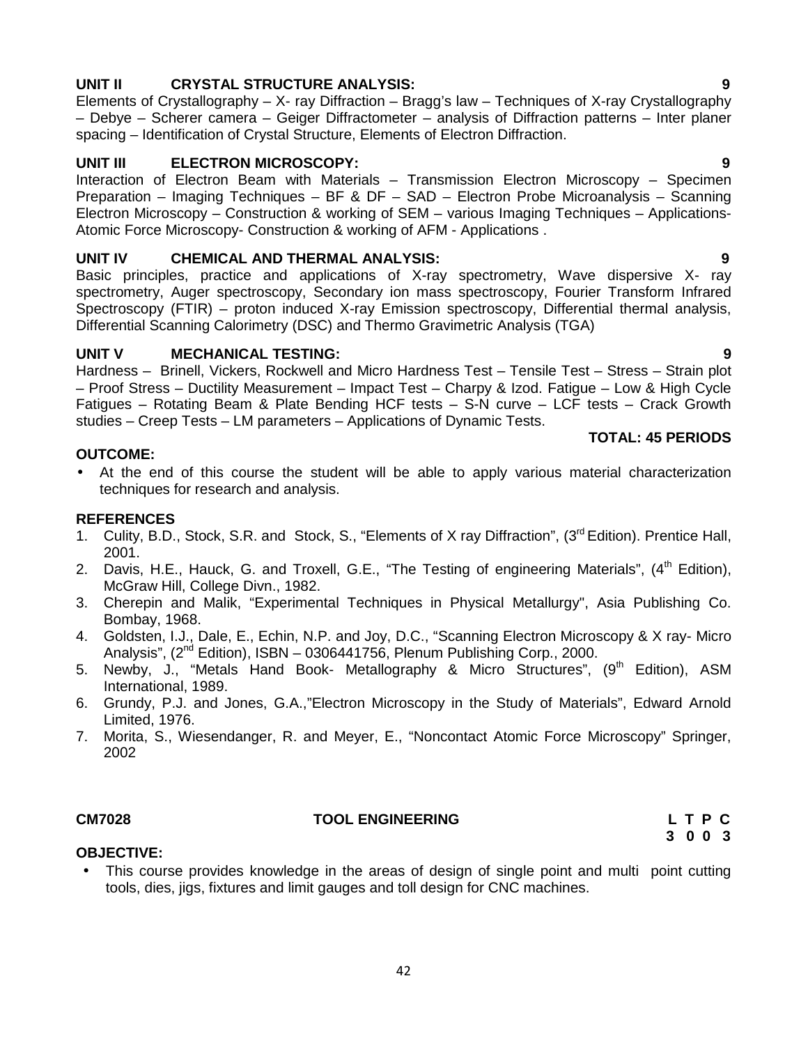**UNIT II CRYSTAL STRUCTURE ANALYSIS: 9**

Elements of Crystallography – X- ray Diffraction – Bragg's law – Techniques of X-ray Crystallography – Debye – Scherer camera – Geiger Diffractometer – analysis of Diffraction patterns – Inter planer spacing – Identification of Crystal Structure, Elements of Electron Diffraction.

**UNIT III ELECTRON MICROSCOPY: 9**

Interaction of Electron Beam with Materials – Transmission Electron Microscopy – Specimen Preparation – Imaging Techniques – BF & DF – SAD – Electron Probe Microanalysis – Scanning Electron Microscopy – Construction & working of SEM – various Imaging Techniques – Applications- Atomic Force Microscopy- Construction & working of AFM - Applications .

**UNIT IV CHEMICAL AND THERMAL ANALYSIS: 9**

Basic principles, practice and applications of X-ray spectrometry, Wave dispersive X- ray spectrometry, Auger spectroscopy, Secondary ion mass spectroscopy, Fourier Transform Infrared Spectroscopy (FTIR) – proton induced X-ray Emission spectroscopy, Differential thermal analysis, Differential Scanning Calorimetry (DSC) and Thermo Gravimetric Analysis (TGA)

**UNIT V MECHANICAL TESTING: 9**

Hardness – Brinell, Vickers, Rockwell and Micro Hardness Test – Tensile Test – Stress – Strain plot – Proof Stress – Ductility Measurement – Impact Test – Charpy & Izod. Fatigue – Low & High Cycle Fatigues – Rotating Beam & Plate Bending HCF tests – S-N curve – LCF tests – Crack Growth studies – Creep Tests – LM parameters – Applications of Dynamic Tests.

**TOTAL: 45 PERIODS**

**OUTCOME:**

- At the end of this course the student will be able to apply various material characterization techniques for research and analysis.

**REFERENCES**

1. Culity, B.D., Stock, S.R. and Stock, S., "Elements of X ray Diffraction", (3rd Edition). Prentice Hall, 2001.
2. Davis, H.E., Hauck, G. and Troxell, G.E., "The Testing of engineering Materials", (4th Edition), McGraw Hill, College Divn., 1982.
3. Cherepin and Malik, "Experimental Techniques in Physical Metallurgy", Asia Publishing Co. Bombay, 1968.
4. Goldsten, I.J., Dale, E., Echin, N.P. and Joy, D.C., "Scanning Electron Microscopy & X ray- Micro Analysis", (2nd Edition), ISBN – 0306441756, Plenum Publishing Corp., 2000.
5. Newby, J., "Metals Hand Book- Metallography & Micro Structures", (9th Edition), ASM International, 1989.
6. Grundy, P.J. and Jones, G.A.,"Electron Microscopy in the Study of Materials", Edward Arnold Limited, 1976.
7. Morita, S., Wiesendanger, R. and Meyer, E., "Noncontact Atomic Force Microscopy" Springer, 2002

**CM7028 TOOL ENGINEERING**

| L | T | P | C |
|---|---|---|---|
| 3 | 0 | 0 | 3 |

**OBJECTIVE:**

- This course provides knowledge in the areas of design of single point and multi point cutting tools, dies, jigs, fixtures and limit gauges and toll design for CNC machines.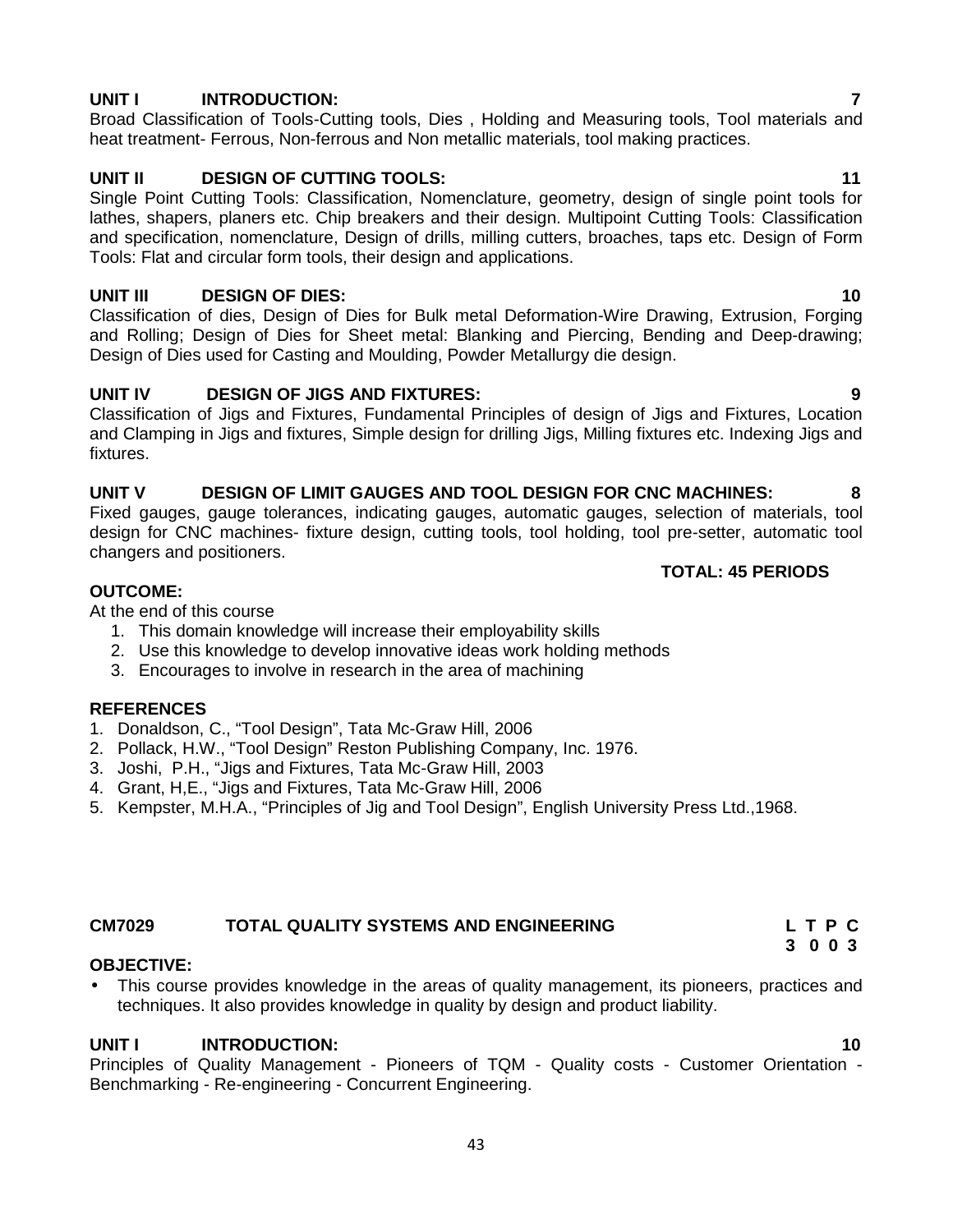**UNIT I INTRODUCTION: 7**

Broad Classification of Tools-Cutting tools, Dies , Holding and Measuring tools, Tool materials and heat treatment- Ferrous, Non-ferrous and Non metallic materials, tool making practices.

**UNIT II DESIGN OF CUTTING TOOLS: 11**

Single Point Cutting Tools: Classification, Nomenclature, geometry, design of single point tools for lathes, shapers, planers etc. Chip breakers and their design. Multipoint Cutting Tools: Classification and specification, nomenclature, Design of drills, milling cutters, broaches, taps etc. Design of Form Tools: Flat and circular form tools, their design and applications.

**UNIT III DESIGN OF DIES: 10**

Classification of dies, Design of Dies for Bulk metal Deformation-Wire Drawing, Extrusion, Forging and Rolling; Design of Dies for Sheet metal: Blanking and Piercing, Bending and Deep-drawing; Design of Dies used for Casting and Moulding, Powder Metallurgy die design.

**UNIT IV DESIGN OF JIGS AND FIXTURES: 9**

Classification of Jigs and Fixtures, Fundamental Principles of design of Jigs and Fixtures, Location and Clamping in Jigs and fixtures, Simple design for drilling Jigs, Milling fixtures etc. Indexing Jigs and fixtures.

**UNIT V DESIGN OF LIMIT GAUGES AND TOOL DESIGN FOR CNC MACHINES: 8**

Fixed gauges, gauge tolerances, indicating gauges, automatic gauges, selection of materials, tool design for CNC machines- fixture design, cutting tools, tool holding, tool pre-setter, automatic tool changers and positioners.

**TOTAL: 45 PERIODS**

**OUTCOME:**

At the end of this course

1. This domain knowledge will increase their employability skills
2. Use this knowledge to develop innovative ideas work holding methods
3. Encourages to involve in research in the area of machining

**REFERENCES**

1. Donaldson, C., "Tool Design", Tata Mc-Graw Hill, 2006
2. Pollack, H.W., "Tool Design" Reston Publishing Company, Inc. 1976.
3. Joshi, P.H., "Jigs and Fixtures, Tata Mc-Graw Hill, 2003
4. Grant, H,E., "Jigs and Fixtures, Tata Mc-Graw Hill, 2006
5. Kempster, M.H.A., "Principles of Jig and Tool Design", English University Press Ltd.,1968.

## CM7029 TOTAL QUALITY SYSTEMS AND ENGINEERING

| L | T | P | C |
|---|---|---|---|
| 3 | 0 | 0 | 3 |

**OBJECTIVE:**

- This course provides knowledge in the areas of quality management, its pioneers, practices and techniques. It also provides knowledge in quality by design and product liability.

**UNIT I INTRODUCTION: 10**

Principles of Quality Management - Pioneers of TQM - Quality costs - Customer Orientation - Benchmarking - Re-engineering - Concurrent Engineering.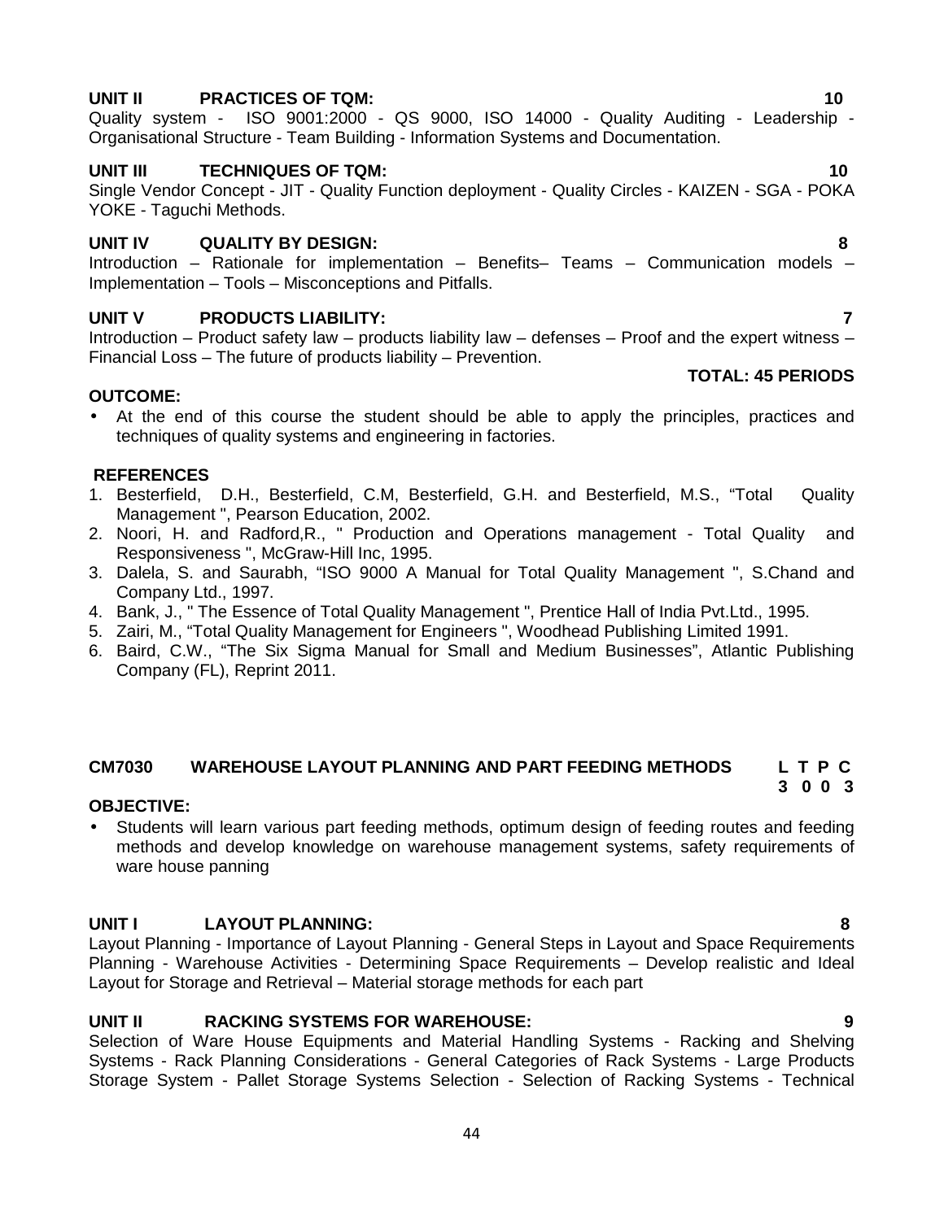**UNIT II PRACTICES OF TQM: 10**

Quality system - ISO 9001:2000 - QS 9000, ISO 14000 - Quality Auditing - Leadership - Organisational Structure - Team Building - Information Systems and Documentation.

**UNIT III TECHNIQUES OF TQM: 10**

Single Vendor Concept - JIT - Quality Function deployment - Quality Circles - KAIZEN - SGA - POKA YOKE - Taguchi Methods.

**UNIT IV QUALITY BY DESIGN: 8**

Introduction – Rationale for implementation – Benefits– Teams – Communication models – Implementation – Tools – Misconceptions and Pitfalls.

**UNIT V PRODUCTS LIABILITY: 7**

Introduction – Product safety law – products liability law – defenses – Proof and the expert witness – Financial Loss – The future of products liability – Prevention.

**TOTAL: 45 PERIODS**

**OUTCOME:**

- At the end of this course the student should be able to apply the principles, practices and techniques of quality systems and engineering in factories.

**REFERENCES**

1. Besterfield, D.H., Besterfield, C.M, Besterfield, G.H. and Besterfield, M.S., "Total Quality Management ", Pearson Education, 2002.
2. Noori, H. and Radford,R., " Production and Operations management - Total Quality and Responsiveness ", McGraw-Hill Inc, 1995.
3. Dalela, S. and Saurabh, "ISO 9000 A Manual for Total Quality Management ", S.Chand and Company Ltd., 1997.
4. Bank, J., " The Essence of Total Quality Management ", Prentice Hall of India Pvt.Ltd., 1995.
5. Zairi, M., "Total Quality Management for Engineers ", Woodhead Publishing Limited 1991.
6. Baird, C.W., "The Six Sigma Manual for Small and Medium Businesses", Atlantic Publishing Company (FL), Reprint 2011.

## CM7030 WAREHOUSE LAYOUT PLANNING AND PART FEEDING METHODS

| L | T | P | C |
|---|---|---|---|
| 3 | 0 | 0 | 3 |

**OBJECTIVE:**

- Students will learn various part feeding methods, optimum design of feeding routes and feeding methods and develop knowledge on warehouse management systems, safety requirements of ware house panning

**UNIT I LAYOUT PLANNING: 8**

Layout Planning - Importance of Layout Planning - General Steps in Layout and Space Requirements Planning - Warehouse Activities - Determining Space Requirements – Develop realistic and Ideal Layout for Storage and Retrieval – Material storage methods for each part

**UNIT II RACKING SYSTEMS FOR WAREHOUSE: 9**

Selection of Ware House Equipments and Material Handling Systems - Racking and Shelving Systems - Rack Planning Considerations - General Categories of Rack Systems - Large Products Storage System - Pallet Storage Systems Selection - Selection of Racking Systems - Technical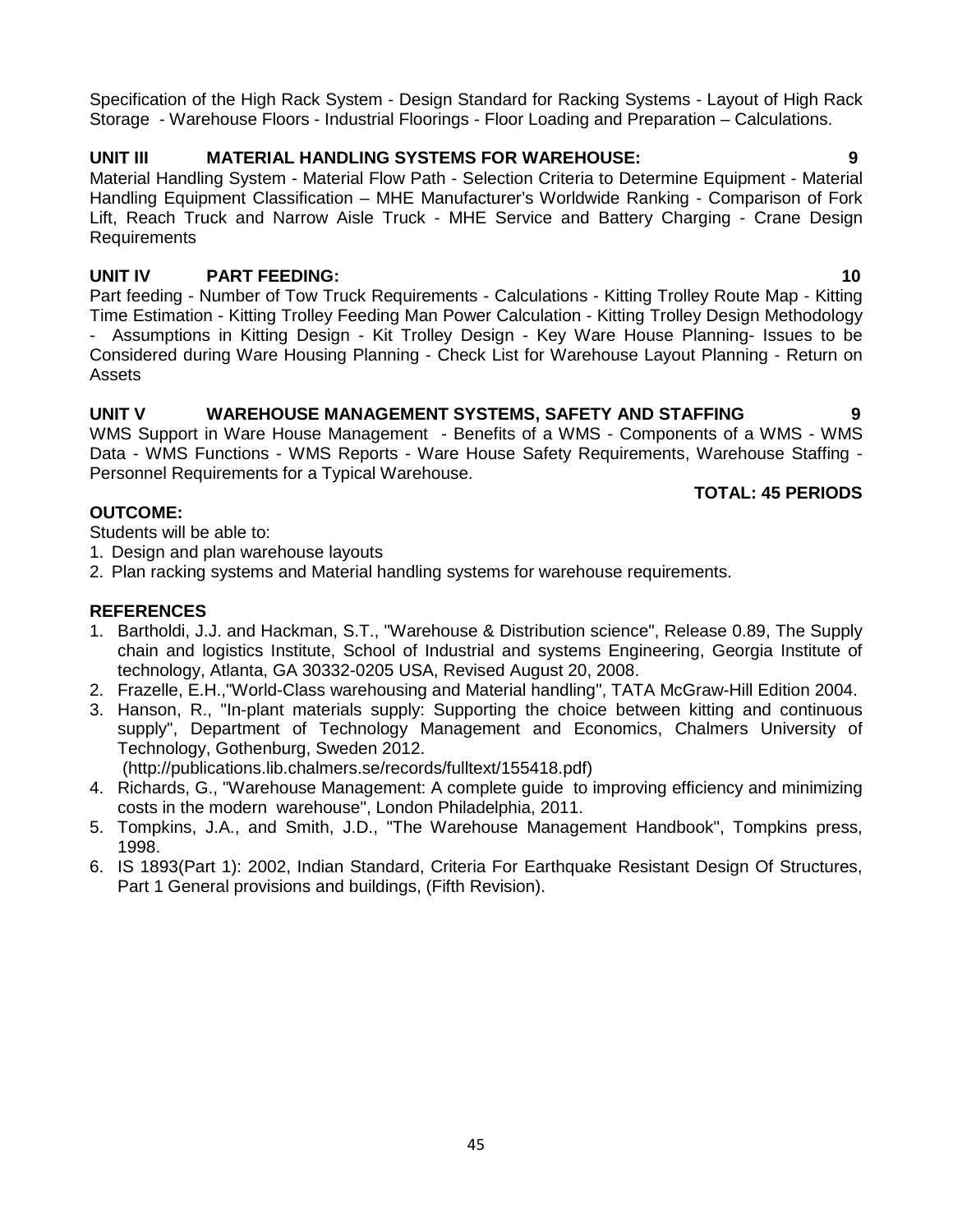Specification of the High Rack System - Design Standard for Racking Systems - Layout of High Rack Storage - Warehouse Floors - Industrial Floorings - Floor Loading and Preparation – Calculations.

**UNIT III MATERIAL HANDLING SYSTEMS FOR WAREHOUSE: 9**

Material Handling System - Material Flow Path - Selection Criteria to Determine Equipment - Material Handling Equipment Classification – MHE Manufacturer's Worldwide Ranking - Comparison of Fork Lift, Reach Truck and Narrow Aisle Truck - MHE Service and Battery Charging - Crane Design Requirements

**UNIT IV PART FEEDING: 10**

Part feeding - Number of Tow Truck Requirements - Calculations - Kitting Trolley Route Map - Kitting Time Estimation - Kitting Trolley Feeding Man Power Calculation - Kitting Trolley Design Methodology - Assumptions in Kitting Design - Kit Trolley Design - Key Ware House Planning- Issues to be Considered during Ware Housing Planning - Check List for Warehouse Layout Planning - Return on Assets

**UNIT V WAREHOUSE MANAGEMENT SYSTEMS, SAFETY AND STAFFING 9**

WMS Support in Ware House Management - Benefits of a WMS - Components of a WMS - WMS Data - WMS Functions - WMS Reports - Ware House Safety Requirements, Warehouse Staffing - Personnel Requirements for a Typical Warehouse.

**TOTAL: 45 PERIODS**

**OUTCOME:**

Students will be able to:

1. Design and plan warehouse layouts
2. Plan racking systems and Material handling systems for warehouse requirements.

**REFERENCES**

1. Bartholdi, J.J. and Hackman, S.T., "Warehouse & Distribution science", Release 0.89, The Supply chain and logistics Institute, School of Industrial and systems Engineering, Georgia Institute of technology, Atlanta, GA 30332-0205 USA, Revised August 20, 2008.
2. Frazelle, E.H.,"World-Class warehousing and Material handling", TATA McGraw-Hill Edition 2004.
3. Hanson, R., "In-plant materials supply: Supporting the choice between kitting and continuous supply", Department of Technology Management and Economics, Chalmers University of Technology, Gothenburg, Sweden 2012. (http://publications.lib.chalmers.se/records/fulltext/155418.pdf)
4. Richards, G., "Warehouse Management: A complete guide to improving efficiency and minimizing costs in the modern warehouse", London Philadelphia, 2011.
5. Tompkins, J.A., and Smith, J.D., "The Warehouse Management Handbook", Tompkins press, 1998.
6. IS 1893(Part 1): 2002, Indian Standard, Criteria For Earthquake Resistant Design Of Structures, Part 1 General provisions and buildings, (Fifth Revision).